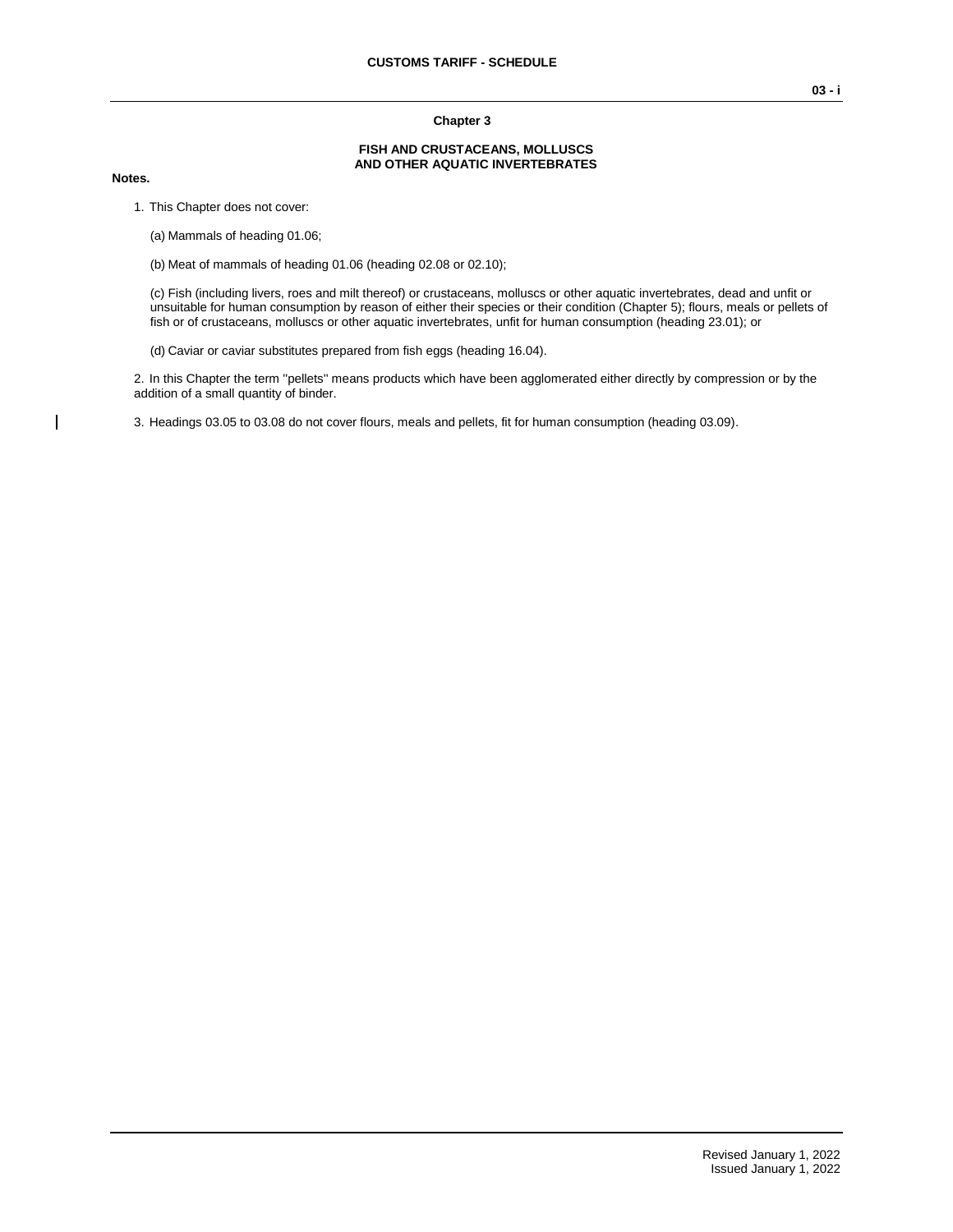## Chapter 3

## FISH AND CRUSTACEANS, MOLLUSCS AND OTHER AQUATIC INVERTEBRATES

**Notes.**

1. This Chapter does not cover:

   (a) Mammals of heading 01.06;

   (b) Meat of mammals of heading 01.06 (heading 02.08 or 02.10);

   (c) Fish (including livers, roes and milt thereof) or crustaceans, molluscs or other aquatic invertebrates, dead and unfit or unsuitable for human consumption by reason of either their species or their condition (Chapter 5); flours, meals or pellets of fish or of crustaceans, molluscs or other aquatic invertebrates, unfit for human consumption (heading 23.01); or

   (d) Caviar or caviar substitutes prepared from fish eggs (heading 16.04).

2. In this Chapter the term "pellets" means products which have been agglomerated either directly by compression or by the addition of a small quantity of binder.

3. Headings 03.05 to 03.08 do not cover flours, meals and pellets, fit for human consumption (heading 03.09).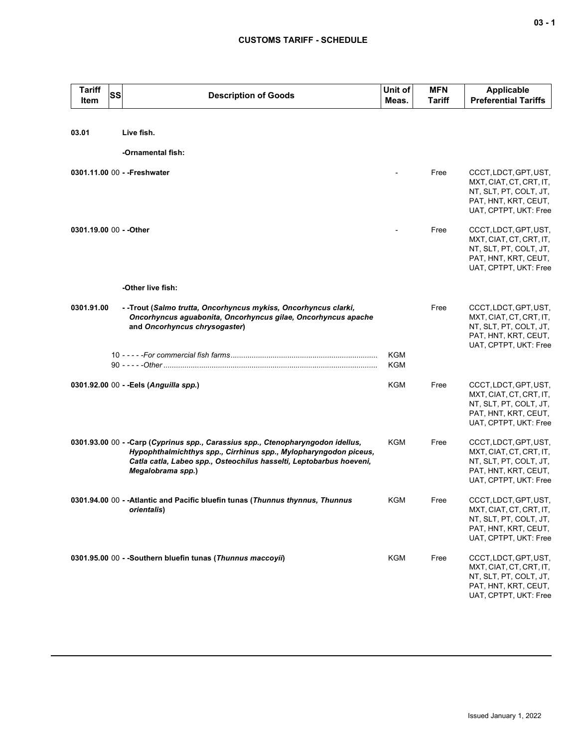## CUSTOMS TARIFF - SCHEDULE

| Tariff Item | SS | Description of Goods | Unit of Meas. | MFN Tariff | Applicable Preferential Tariffs |
|---|---|---|---|---|---|
| **03.01** | | **Live fish.** | | | |
| | | **-Ornamental fish:** | | | |
| **0301.11.00** | 00 | **- -Freshwater** | - | Free | CCCT, LDCT, GPT, UST, MXT, CIAT, CT, CRT, IT, NT, SLT, PT, COLT, JT, PAT, HNT, KRT, CEUT, UAT, CPTPT, UKT: Free |
| **0301.19.00** | 00 | **- -Other** | - | Free | CCCT, LDCT, GPT, UST, MXT, CIAT, CT, CRT, IT, NT, SLT, PT, COLT, JT, PAT, HNT, KRT, CEUT, UAT, CPTPT, UKT: Free |
| | | **-Other live fish:** | | | |
| **0301.91.00** | | **- -Trout (*Salmo trutta, Oncorhyncus mykiss, Oncorhyncus clarki, Oncorhyncus aguabonita, Oncorhyncus gilae, Oncorhyncus apache* and *Oncorhyncus chrysogaster*)** | | Free | CCCT, LDCT, GPT, UST, MXT, CIAT, CT, CRT, IT, NT, SLT, PT, COLT, JT, PAT, HNT, KRT, CEUT, UAT, CPTPT, UKT: Free |
| | 10 | - - - - -*For commercial fish farms* | KGM | | |
| | 90 | - - - - -*Other* | KGM | | |
| **0301.92.00** | 00 | **- -Eels (*Anguilla spp.*)** | KGM | Free | CCCT, LDCT, GPT, UST, MXT, CIAT, CT, CRT, IT, NT, SLT, PT, COLT, JT, PAT, HNT, KRT, CEUT, UAT, CPTPT, UKT: Free |
| **0301.93.00** | 00 | **- -Carp (*Cyprinus spp., Carassius spp., Ctenopharyngodon idellus, Hypophthalmichthys spp., Cirrhinus spp., Mylopharyngodon piceus, Catla catla, Labeo spp., Osteochilus hasselti, Leptobarbus hoeveni, Megalobrama spp.*)** | KGM | Free | CCCT, LDCT, GPT, UST, MXT, CIAT, CT, CRT, IT, NT, SLT, PT, COLT, JT, PAT, HNT, KRT, CEUT, UAT, CPTPT, UKT: Free |
| **0301.94.00** | 00 | **- -Atlantic and Pacific bluefin tunas (*Thunnus thynnus, Thunnus orientalis*)** | KGM | Free | CCCT, LDCT, GPT, UST, MXT, CIAT, CT, CRT, IT, NT, SLT, PT, COLT, JT, PAT, HNT, KRT, CEUT, UAT, CPTPT, UKT: Free |
| **0301.95.00** | 00 | **- -Southern bluefin tunas (*Thunnus maccoyii*)** | KGM | Free | CCCT, LDCT, GPT, UST, MXT, CIAT, CT, CRT, IT, NT, SLT, PT, COLT, JT, PAT, HNT, KRT, CEUT, UAT, CPTPT, UKT: Free |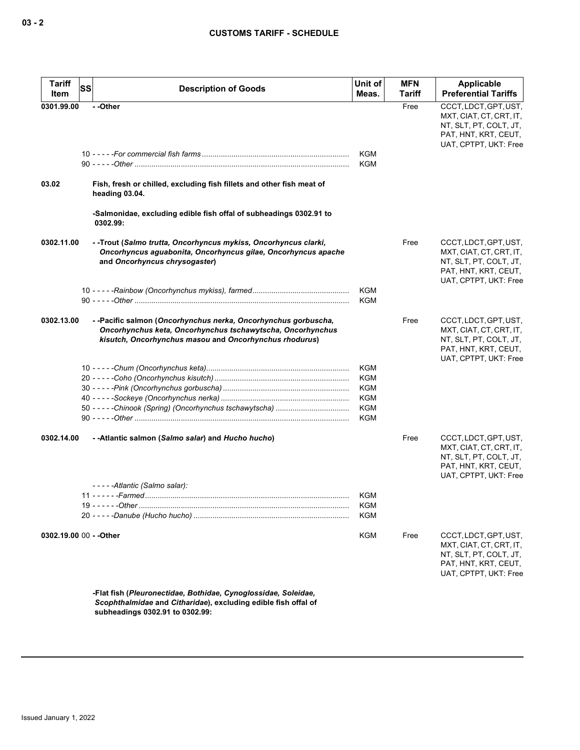| Tariff Item | SS | Description of Goods | Unit of Meas. | MFN Tariff | Applicable Preferential Tariffs |
|---|---|---|---|---|---|
| 0301.99.00 | | - -Other | | Free | CCCT, LDCT, GPT, UST, MXT, CIAT, CT, CRT, IT, NT, SLT, PT, COLT, JT, PAT, HNT, KRT, CEUT, UAT, CPTPT, UKT: Free |
| | 10 | - - - - -*For commercial fish farms* | KGM | | |
| | 90 | - - - - -*Other* | KGM | | |
| 03.02 | | **Fish, fresh or chilled, excluding fish fillets and other fish meat of heading 03.04.** | | | |
| | | **-Salmonidae, excluding edible fish offal of subheadings 0302.91 to 0302.99:** | | | |
| 0302.11.00 | | **- -Trout (*Salmo trutta, Oncorhyncus mykiss, Oncorhyncus clarki, Oncorhyncus aguabonita, Oncorhyncus gilae, Oncorhyncus apache* and *Oncorhyncus chrysogaster*)** | | Free | CCCT, LDCT, GPT, UST, MXT, CIAT, CT, CRT, IT, NT, SLT, PT, COLT, JT, PAT, HNT, KRT, CEUT, UAT, CPTPT, UKT: Free |
| | 10 | - - - - -*Rainbow (Oncorhynchus mykiss), farmed* | KGM | | |
| | 90 | - - - - -*Other* | KGM | | |
| 0302.13.00 | | **- -Pacific salmon (*Oncorhynchus nerka, Oncorhynchus gorbuscha, Oncorhynchus keta, Oncorhynchus tschawytscha, Oncorhynchus kisutch, Oncorhynchus masou* and *Oncorhynchus rhodurus*)** | | Free | CCCT, LDCT, GPT, UST, MXT, CIAT, CT, CRT, IT, NT, SLT, PT, COLT, JT, PAT, HNT, KRT, CEUT, UAT, CPTPT, UKT: Free |
| | 10 | - - - - -*Chum (Oncorhynchus keta)* | KGM | | |
| | 20 | - - - - -*Coho (Oncorhynchus kisutch)* | KGM | | |
| | 30 | - - - - -*Pink (Oncorhynchus gorbuscha)* | KGM | | |
| | 40 | - - - - -*Sockeye (Oncorhynchus nerka)* | KGM | | |
| | 50 | - - - - -*Chinook (Spring) (Oncorhynchus tschawytscha)* | KGM | | |
| | 90 | - - - - -*Other* | KGM | | |
| 0302.14.00 | | **- -Atlantic salmon (*Salmo salar*) and *Hucho hucho*)** | | Free | CCCT, LDCT, GPT, UST, MXT, CIAT, CT, CRT, IT, NT, SLT, PT, COLT, JT, PAT, HNT, KRT, CEUT, UAT, CPTPT, UKT: Free |
| | | - - - - -*Atlantic (Salmo salar):* | | | |
| | 11 | - - - - - -*Farmed* | KGM | | |
| | 19 | - - - - - -*Other* | KGM | | |
| | 20 | - - - - -*Danube (Hucho hucho)* | KGM | | |
| 0302.19.00 | 00 | **- -Other** | KGM | Free | CCCT, LDCT, GPT, UST, MXT, CIAT, CT, CRT, IT, NT, SLT, PT, COLT, JT, PAT, HNT, KRT, CEUT, UAT, CPTPT, UKT: Free |
| | | **-Flat fish (*Pleuronectidae, Bothidae, Cynoglossidae, Soleidae, Scophthalmidae* and *Citharidae*), excluding edible fish offal of subheadings 0302.91 to 0302.99:** | | | |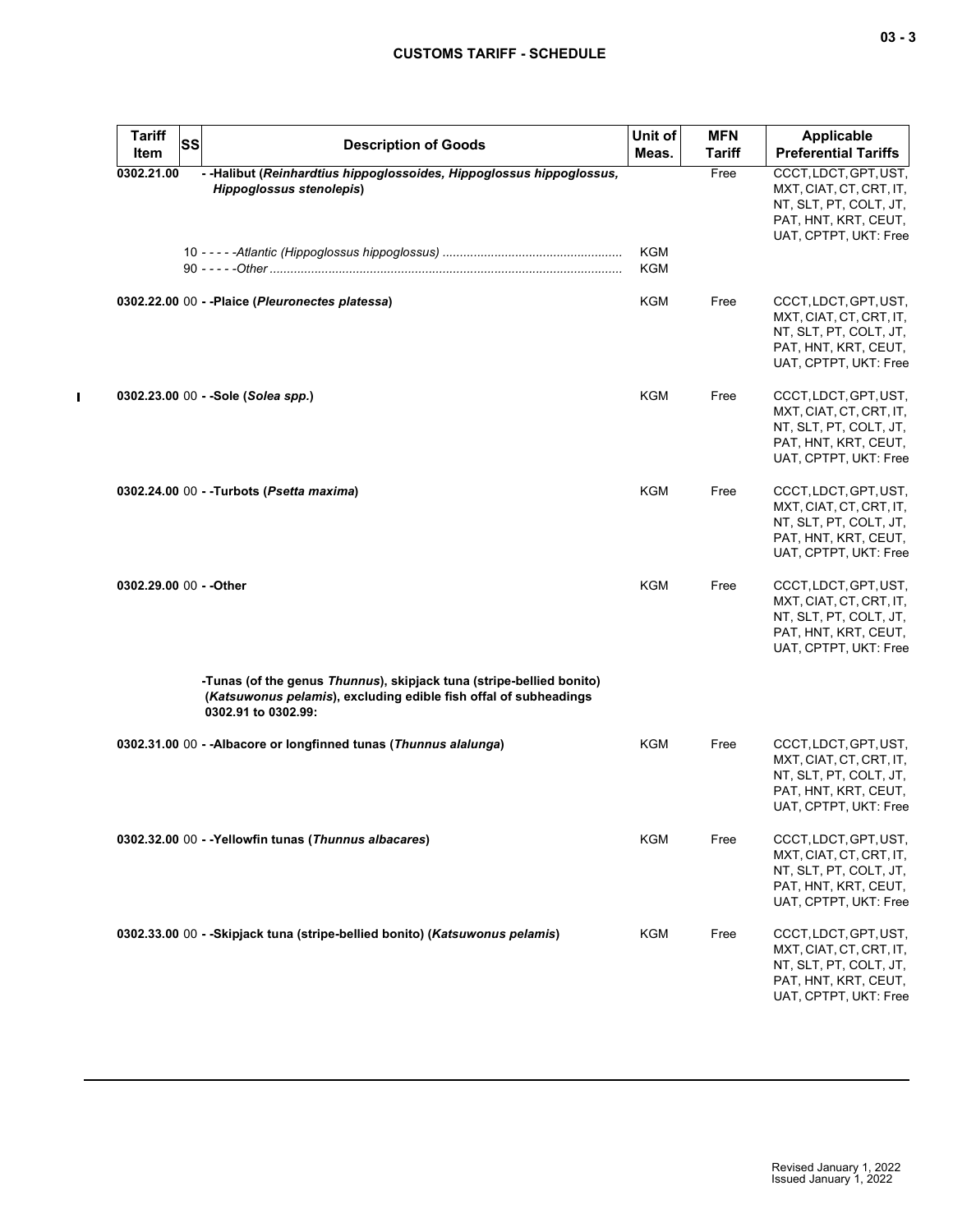| Tariff Item | SS | Description of Goods | Unit of Meas. | MFN Tariff | Applicable Preferential Tariffs |
|---|---|---|---|---|---|
| 0302.21.00 | | - -Halibut (*Reinhardtius hippoglossoides, Hippoglossus hippoglossus, Hippoglossus stenolepis*) | | Free | CCCT, LDCT, GPT, UST, MXT, CIAT, CT, CRT, IT, NT, SLT, PT, COLT, JT, PAT, HNT, KRT, CEUT, UAT, CPTPT, UKT: Free |
| | 10 | - - - - -*Atlantic (Hippoglossus hippoglossus)* | KGM | | |
| | 90 | - - - - -*Other* | KGM | | |
| 0302.22.00 | 00 | - -Plaice (*Pleuronectes platessa*) | KGM | Free | CCCT, LDCT, GPT, UST, MXT, CIAT, CT, CRT, IT, NT, SLT, PT, COLT, JT, PAT, HNT, KRT, CEUT, UAT, CPTPT, UKT: Free |
| 0302.23.00 | 00 | - -Sole (*Solea spp.*) | KGM | Free | CCCT, LDCT, GPT, UST, MXT, CIAT, CT, CRT, IT, NT, SLT, PT, COLT, JT, PAT, HNT, KRT, CEUT, UAT, CPTPT, UKT: Free |
| 0302.24.00 | 00 | - -Turbots (*Psetta maxima*) | KGM | Free | CCCT, LDCT, GPT, UST, MXT, CIAT, CT, CRT, IT, NT, SLT, PT, COLT, JT, PAT, HNT, KRT, CEUT, UAT, CPTPT, UKT: Free |
| 0302.29.00 | 00 | - -Other | KGM | Free | CCCT, LDCT, GPT, UST, MXT, CIAT, CT, CRT, IT, NT, SLT, PT, COLT, JT, PAT, HNT, KRT, CEUT, UAT, CPTPT, UKT: Free |
| | | -Tunas (of the genus *Thunnus*), skipjack tuna (stripe-bellied bonito) (*Katsuwonus pelamis*), excluding edible fish offal of subheadings 0302.91 to 0302.99: | | | |
| 0302.31.00 | 00 | - -Albacore or longfinned tunas (*Thunnus alalunga*) | KGM | Free | CCCT, LDCT, GPT, UST, MXT, CIAT, CT, CRT, IT, NT, SLT, PT, COLT, JT, PAT, HNT, KRT, CEUT, UAT, CPTPT, UKT: Free |
| 0302.32.00 | 00 | - -Yellowfin tunas (*Thunnus albacares*) | KGM | Free | CCCT, LDCT, GPT, UST, MXT, CIAT, CT, CRT, IT, NT, SLT, PT, COLT, JT, PAT, HNT, KRT, CEUT, UAT, CPTPT, UKT: Free |
| 0302.33.00 | 00 | - -Skipjack tuna (stripe-bellied bonito) (*Katsuwonus pelamis*) | KGM | Free | CCCT, LDCT, GPT, UST, MXT, CIAT, CT, CRT, IT, NT, SLT, PT, COLT, JT, PAT, HNT, KRT, CEUT, UAT, CPTPT, UKT: Free |

Revised January 1, 2022
Issued January 1, 2022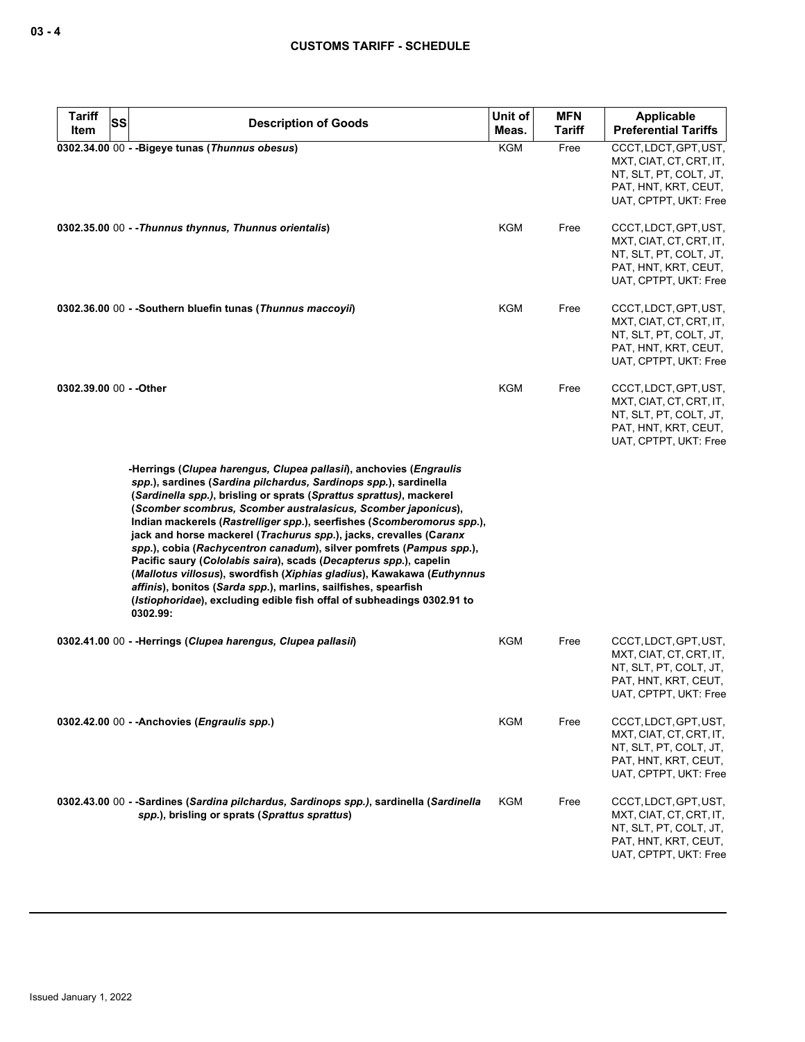| Tariff Item | SS | Description of Goods | Unit of Meas. | MFN Tariff | Applicable Preferential Tariffs |
|---|---|---|---|---|---|
| 0302.34.00 | 00 | - -Bigeye tunas (*Thunnus obesus*) | KGM | Free | CCCT, LDCT, GPT, UST, MXT, CIAT, CT, CRT, IT, NT, SLT, PT, COLT, JT, PAT, HNT, KRT, CEUT, UAT, CPTPT, UKT: Free |
| 0302.35.00 | 00 | - -*Thunnus thynnus, Thunnus orientalis*) | KGM | Free | CCCT, LDCT, GPT, UST, MXT, CIAT, CT, CRT, IT, NT, SLT, PT, COLT, JT, PAT, HNT, KRT, CEUT, UAT, CPTPT, UKT: Free |
| 0302.36.00 | 00 | - -Southern bluefin tunas (*Thunnus maccoyii*) | KGM | Free | CCCT, LDCT, GPT, UST, MXT, CIAT, CT, CRT, IT, NT, SLT, PT, COLT, JT, PAT, HNT, KRT, CEUT, UAT, CPTPT, UKT: Free |
| 0302.39.00 | 00 | - -Other | KGM | Free | CCCT, LDCT, GPT, UST, MXT, CIAT, CT, CRT, IT, NT, SLT, PT, COLT, JT, PAT, HNT, KRT, CEUT, UAT, CPTPT, UKT: Free |
| | | -Herrings (*Clupea harengus, Clupea pallasii*), anchovies (*Engraulis spp.*), sardines (*Sardina pilchardus, Sardinops spp.*), sardinella (*Sardinella spp.)*, brisling or sprats (*Sprattus sprattus)*, mackerel (*Scomber scombrus, Scomber australasicus, Scomber japonicus*), Indian mackerels (*Rastrelliger spp.*), seerfishes (*Scomberomorus spp.*), jack and horse mackerel (*Trachurus spp.*), jacks, crevalles (*Caranx spp.*), cobia (*Rachycentron canadum*), silver pomfrets (*Pampus spp.*), Pacific saury (*Cololabis saira*), scads (*Decapterus spp.*), capelin (*Mallotus villosus*), swordfish (*Xiphias gladius*), Kawakawa (*Euthynnus affinis*), bonitos (*Sarda spp.*), marlins, sailfishes, spearfish (*Istiophoridae*), excluding edible fish offal of subheadings 0302.91 to 0302.99: | | | |
| 0302.41.00 | 00 | - -Herrings (*Clupea harengus, Clupea pallasii*) | KGM | Free | CCCT, LDCT, GPT, UST, MXT, CIAT, CT, CRT, IT, NT, SLT, PT, COLT, JT, PAT, HNT, KRT, CEUT, UAT, CPTPT, UKT: Free |
| 0302.42.00 | 00 | - -Anchovies (*Engraulis spp.*) | KGM | Free | CCCT, LDCT, GPT, UST, MXT, CIAT, CT, CRT, IT, NT, SLT, PT, COLT, JT, PAT, HNT, KRT, CEUT, UAT, CPTPT, UKT: Free |
| 0302.43.00 | 00 | - -Sardines (*Sardina pilchardus, Sardinops spp.)*, sardinella (*Sardinella spp.*), brisling or sprats (*Sprattus sprattus*) | KGM | Free | CCCT, LDCT, GPT, UST, MXT, CIAT, CT, CRT, IT, NT, SLT, PT, COLT, JT, PAT, HNT, KRT, CEUT, UAT, CPTPT, UKT: Free |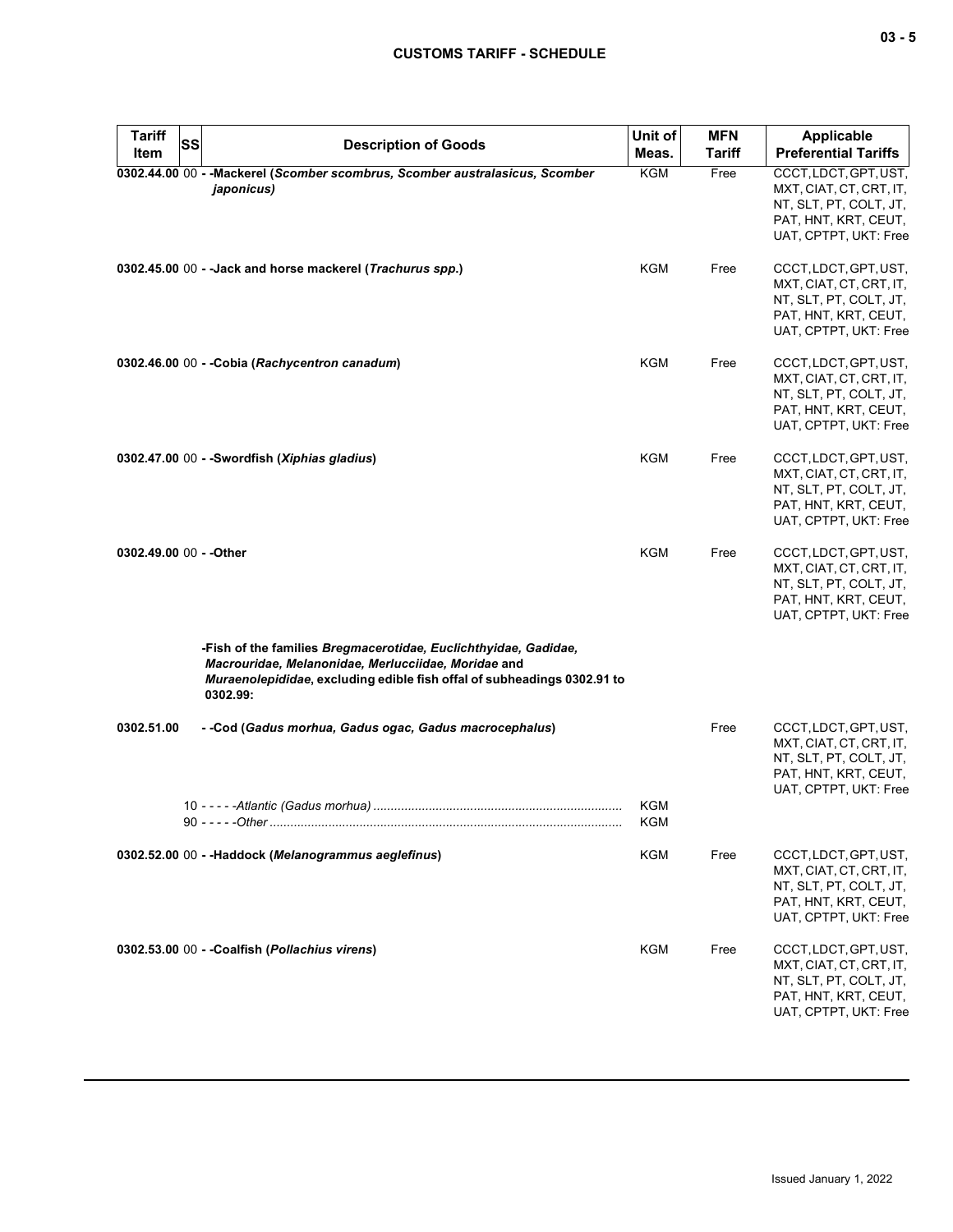| Tariff Item | SS | Description of Goods | Unit of Meas. | MFN Tariff | Applicable Preferential Tariffs |
|---|---|---|---|---|---|
| 0302.44.00 | 00 | **- -Mackerel (*Scomber scombrus, Scomber australasicus, Scomber japonicus*)** | KGM | Free | CCCT, LDCT, GPT, UST, MXT, CIAT, CT, CRT, IT, NT, SLT, PT, COLT, JT, PAT, HNT, KRT, CEUT, UAT, CPTPT, UKT: Free |
| 0302.45.00 | 00 | **- -Jack and horse mackerel (*Trachurus spp.*)** | KGM | Free | CCCT, LDCT, GPT, UST, MXT, CIAT, CT, CRT, IT, NT, SLT, PT, COLT, JT, PAT, HNT, KRT, CEUT, UAT, CPTPT, UKT: Free |
| 0302.46.00 | 00 | **- -Cobia (*Rachycentron canadum*)** | KGM | Free | CCCT, LDCT, GPT, UST, MXT, CIAT, CT, CRT, IT, NT, SLT, PT, COLT, JT, PAT, HNT, KRT, CEUT, UAT, CPTPT, UKT: Free |
| 0302.47.00 | 00 | **- -Swordfish (*Xiphias gladius*)** | KGM | Free | CCCT, LDCT, GPT, UST, MXT, CIAT, CT, CRT, IT, NT, SLT, PT, COLT, JT, PAT, HNT, KRT, CEUT, UAT, CPTPT, UKT: Free |
| 0302.49.00 | 00 | **- -Other** | KGM | Free | CCCT, LDCT, GPT, UST, MXT, CIAT, CT, CRT, IT, NT, SLT, PT, COLT, JT, PAT, HNT, KRT, CEUT, UAT, CPTPT, UKT: Free |
| | | **-Fish of the families *Bregmacerotidae, Euclichthyidae, Gadidae, Macrouridae, Melanonidae, Merlucciidae, Moridae* and *Muraenolepididae*, excluding edible fish offal of subheadings 0302.91 to 0302.99:** | | | |
| 0302.51.00 | | **- -Cod (*Gadus morhua, Gadus ogac, Gadus macrocephalus*)** | | Free | CCCT, LDCT, GPT, UST, MXT, CIAT, CT, CRT, IT, NT, SLT, PT, COLT, JT, PAT, HNT, KRT, CEUT, UAT, CPTPT, UKT: Free |
| | 10 | *- - - - -Atlantic (Gadus morhua)* | KGM | | |
| | 90 | *- - - - -Other* | KGM | | |
| 0302.52.00 | 00 | **- -Haddock (*Melanogrammus aeglefinus*)** | KGM | Free | CCCT, LDCT, GPT, UST, MXT, CIAT, CT, CRT, IT, NT, SLT, PT, COLT, JT, PAT, HNT, KRT, CEUT, UAT, CPTPT, UKT: Free |
| 0302.53.00 | 00 | **- -Coalfish (*Pollachius virens*)** | KGM | Free | CCCT, LDCT, GPT, UST, MXT, CIAT, CT, CRT, IT, NT, SLT, PT, COLT, JT, PAT, HNT, KRT, CEUT, UAT, CPTPT, UKT: Free |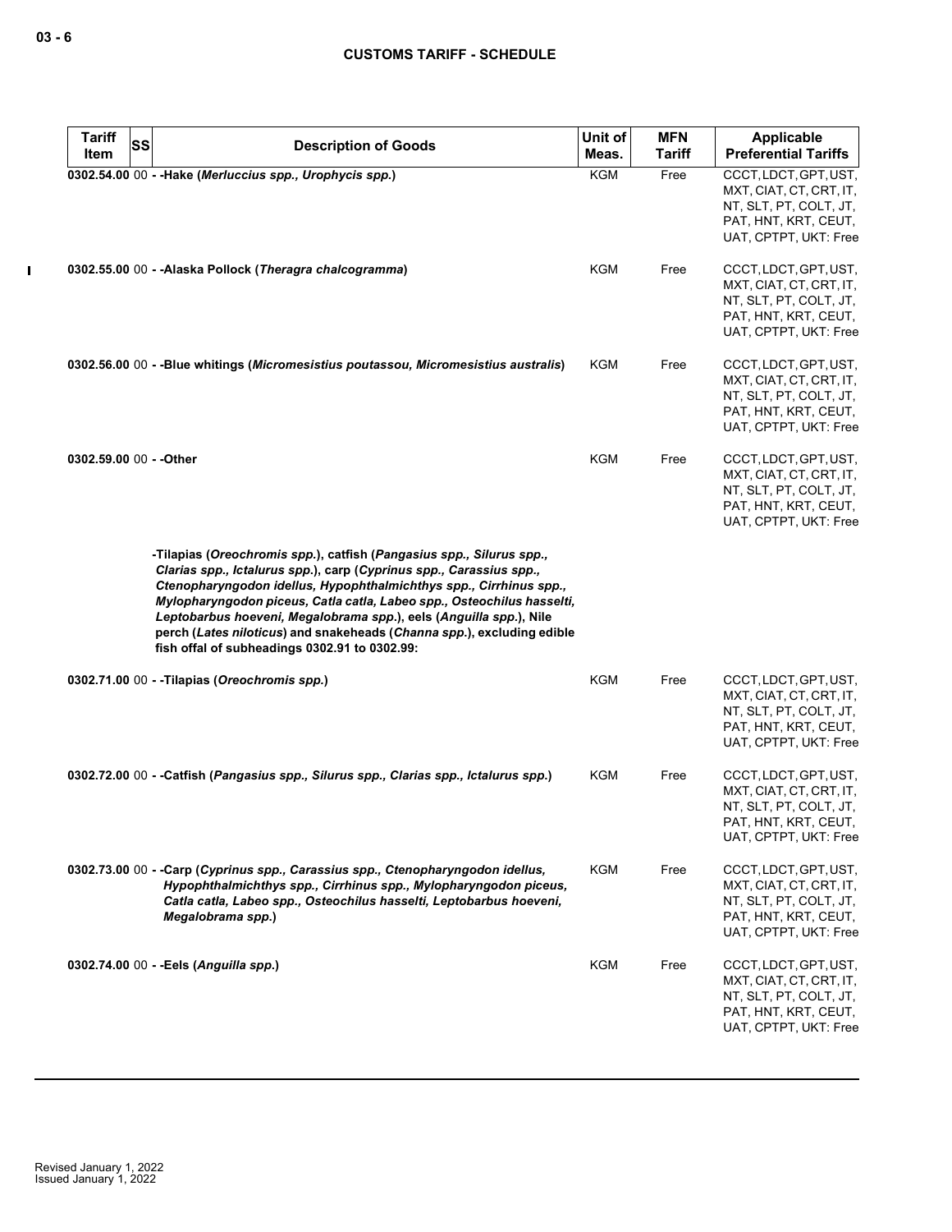| Tariff Item | SS | Description of Goods | Unit of Meas. | MFN Tariff | Applicable Preferential Tariffs |
|---|---|---|---|---|---|
| 0302.54.00 | 00 | - -Hake (*Merluccius spp., Urophycis spp.*) | KGM | Free | CCCT, LDCT, GPT, UST, MXT, CIAT, CT, CRT, IT, NT, SLT, PT, COLT, JT, PAT, HNT, KRT, CEUT, UAT, CPTPT, UKT: Free |
| 0302.55.00 | 00 | - -Alaska Pollock (*Theragra chalcogramma*) | KGM | Free | CCCT, LDCT, GPT, UST, MXT, CIAT, CT, CRT, IT, NT, SLT, PT, COLT, JT, PAT, HNT, KRT, CEUT, UAT, CPTPT, UKT: Free |
| 0302.56.00 | 00 | - -Blue whitings (*Micromesistius poutassou, Micromesistius australis*) | KGM | Free | CCCT, LDCT, GPT, UST, MXT, CIAT, CT, CRT, IT, NT, SLT, PT, COLT, JT, PAT, HNT, KRT, CEUT, UAT, CPTPT, UKT: Free |
| 0302.59.00 | 00 | - -Other | KGM | Free | CCCT, LDCT, GPT, UST, MXT, CIAT, CT, CRT, IT, NT, SLT, PT, COLT, JT, PAT, HNT, KRT, CEUT, UAT, CPTPT, UKT: Free |
| | | -Tilapias (*Oreochromis spp.*), catfish (*Pangasius spp., Silurus spp., Clarias spp., Ictalurus spp.*), carp (*Cyprinus spp., Carassius spp., Ctenopharyngodon idellus, Hypophthalmichthys spp., Cirrhinus spp., Mylopharyngodon piceus, Catla catla, Labeo spp., Osteochilus hasselti, Leptobarbus hoeveni, Megalobrama spp.*), eels (*Anguilla spp.*), Nile perch (*Lates niloticus*) and snakeheads (*Channa spp.*), excluding edible fish offal of subheadings 0302.91 to 0302.99: | | | |
| 0302.71.00 | 00 | - -Tilapias (*Oreochromis spp.*) | KGM | Free | CCCT, LDCT, GPT, UST, MXT, CIAT, CT, CRT, IT, NT, SLT, PT, COLT, JT, PAT, HNT, KRT, CEUT, UAT, CPTPT, UKT: Free |
| 0302.72.00 | 00 | - -Catfish (*Pangasius spp., Silurus spp., Clarias spp., Ictalurus spp.*) | KGM | Free | CCCT, LDCT, GPT, UST, MXT, CIAT, CT, CRT, IT, NT, SLT, PT, COLT, JT, PAT, HNT, KRT, CEUT, UAT, CPTPT, UKT: Free |
| 0302.73.00 | 00 | - -Carp (*Cyprinus spp., Carassius spp., Ctenopharyngodon idellus, Hypophthalmichthys spp., Cirrhinus spp., Mylopharyngodon piceus, Catla catla, Labeo spp., Osteochilus hasselti, Leptobarbus hoeveni, Megalobrama spp.*) | KGM | Free | CCCT, LDCT, GPT, UST, MXT, CIAT, CT, CRT, IT, NT, SLT, PT, COLT, JT, PAT, HNT, KRT, CEUT, UAT, CPTPT, UKT: Free |
| 0302.74.00 | 00 | - -Eels (*Anguilla spp.*) | KGM | Free | CCCT, LDCT, GPT, UST, MXT, CIAT, CT, CRT, IT, NT, SLT, PT, COLT, JT, PAT, HNT, KRT, CEUT, UAT, CPTPT, UKT: Free |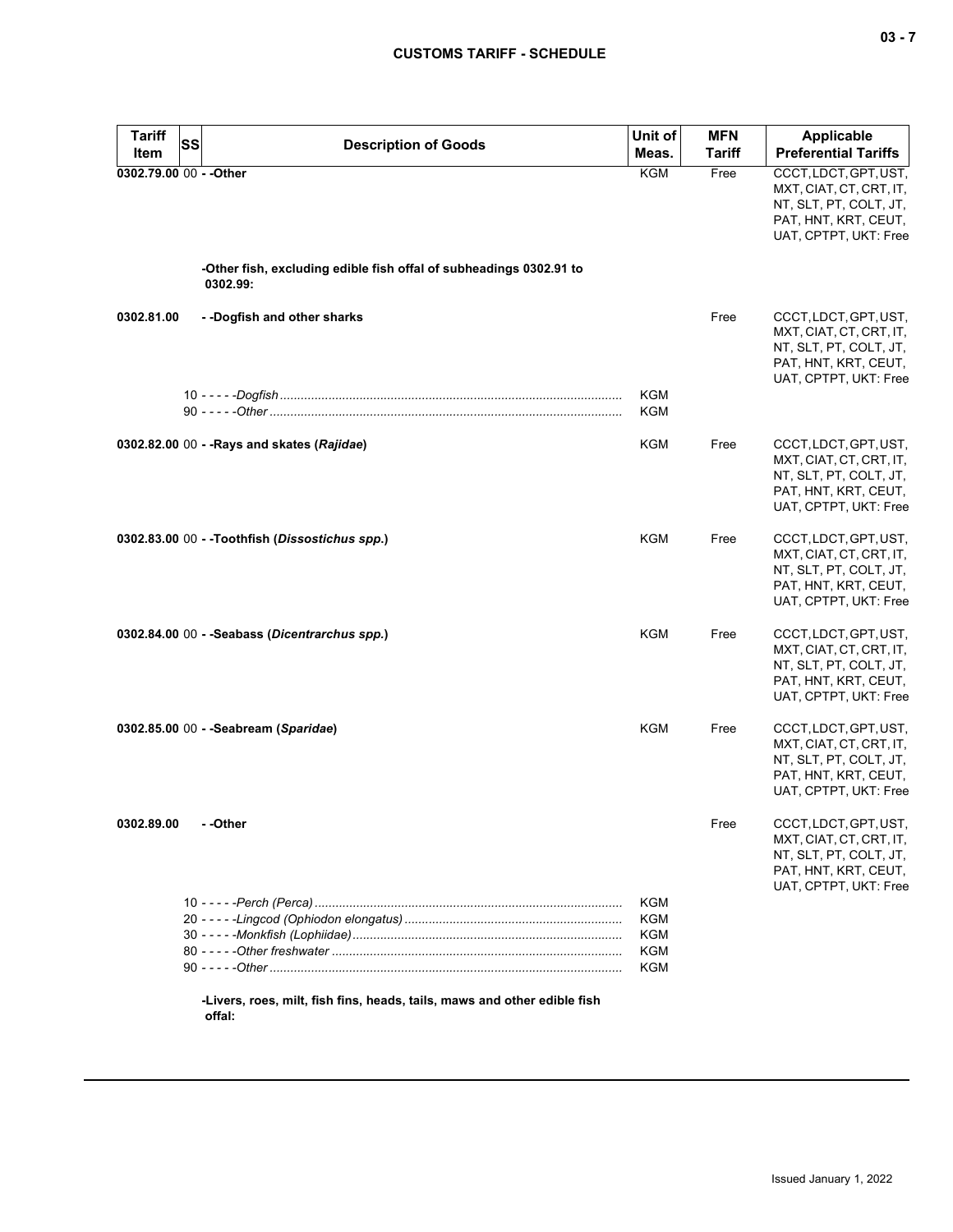| Tariff Item | SS | Description of Goods | Unit of Meas. | MFN Tariff | Applicable Preferential Tariffs |
|---|---|---|---|---|---|
| 0302.79.00 | 00 | - -Other | KGM | Free | CCCT, LDCT, GPT, UST, MXT, CIAT, CT, CRT, IT, NT, SLT, PT, COLT, JT, PAT, HNT, KRT, CEUT, UAT, CPTPT, UKT: Free |
| | | **-Other fish, excluding edible fish offal of subheadings 0302.91 to 0302.99:** | | | |
| 0302.81.00 | | - -Dogfish and other sharks | | Free | CCCT, LDCT, GPT, UST, MXT, CIAT, CT, CRT, IT, NT, SLT, PT, COLT, JT, PAT, HNT, KRT, CEUT, UAT, CPTPT, UKT: Free |
| | 10 | - - - - -*Dogfish* | KGM | | |
| | 90 | - - - - -*Other* | KGM | | |
| 0302.82.00 | 00 | - -Rays and skates (*Rajidae*) | KGM | Free | CCCT, LDCT, GPT, UST, MXT, CIAT, CT, CRT, IT, NT, SLT, PT, COLT, JT, PAT, HNT, KRT, CEUT, UAT, CPTPT, UKT: Free |
| 0302.83.00 | 00 | - -Toothfish (*Dissostichus spp.*) | KGM | Free | CCCT, LDCT, GPT, UST, MXT, CIAT, CT, CRT, IT, NT, SLT, PT, COLT, JT, PAT, HNT, KRT, CEUT, UAT, CPTPT, UKT: Free |
| 0302.84.00 | 00 | - -Seabass (*Dicentrarchus spp.*) | KGM | Free | CCCT, LDCT, GPT, UST, MXT, CIAT, CT, CRT, IT, NT, SLT, PT, COLT, JT, PAT, HNT, KRT, CEUT, UAT, CPTPT, UKT: Free |
| 0302.85.00 | 00 | - -Seabream (*Sparidae*) | KGM | Free | CCCT, LDCT, GPT, UST, MXT, CIAT, CT, CRT, IT, NT, SLT, PT, COLT, JT, PAT, HNT, KRT, CEUT, UAT, CPTPT, UKT: Free |
| 0302.89.00 | | - -Other | | Free | CCCT, LDCT, GPT, UST, MXT, CIAT, CT, CRT, IT, NT, SLT, PT, COLT, JT, PAT, HNT, KRT, CEUT, UAT, CPTPT, UKT: Free |
| | 10 | - - - - -*Perch (Perca)* | KGM | | |
| | 20 | - - - - -*Lingcod (Ophiodon elongatus)* | KGM | | |
| | 30 | - - - - -*Monkfish (Lophiidae)* | KGM | | |
| | 80 | - - - - -*Other freshwater* | KGM | | |
| | 90 | - - - - -*Other* | KGM | | |
| | | **-Livers, roes, milt, fish fins, heads, tails, maws and other edible fish offal:** | | | |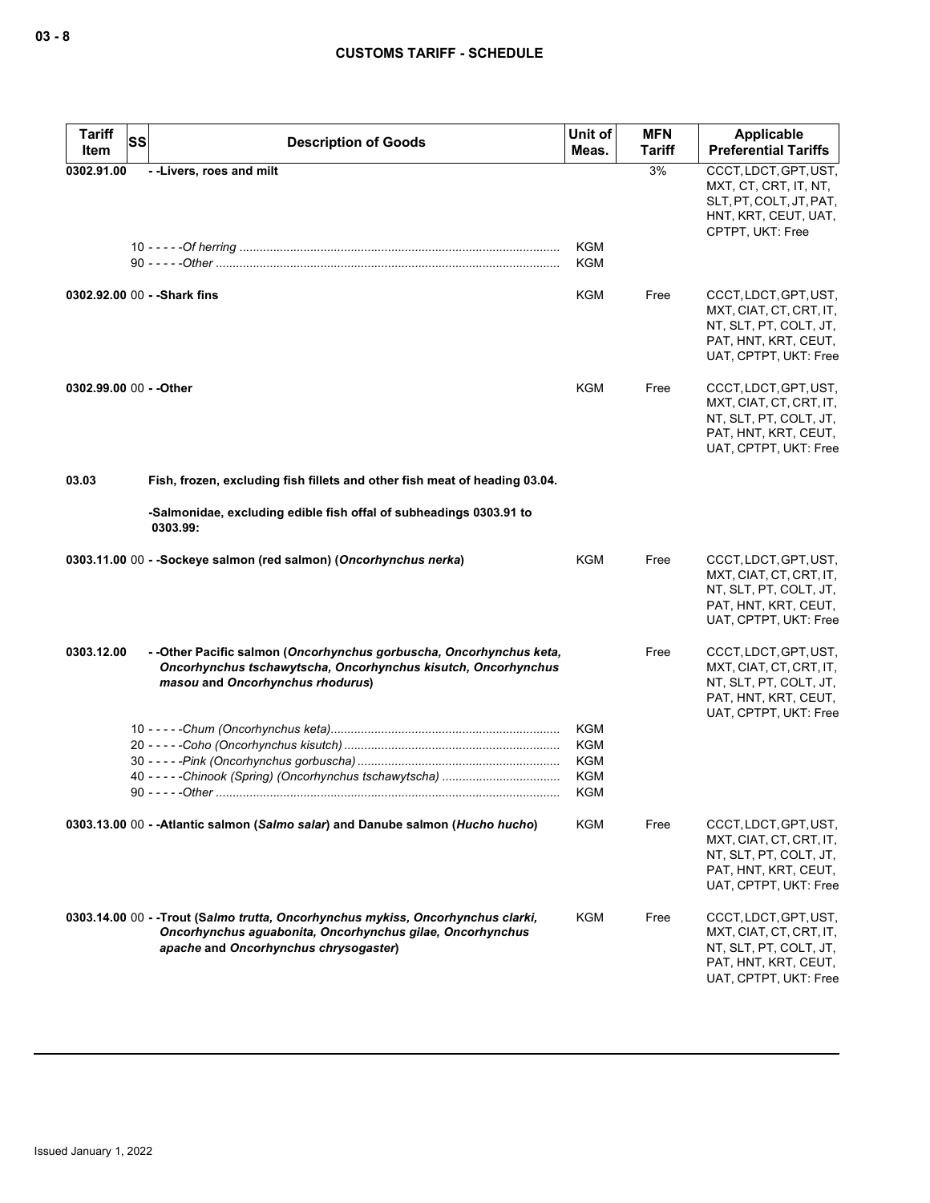| Tariff Item | SS | Description of Goods | Unit of Meas. | MFN Tariff | Applicable Preferential Tariffs |
|---|---|---|---|---|---|
| 0302.91.00 | | - -Livers, roes and milt | | 3% | CCCT, LDCT, GPT, UST, MXT, CT, CRT, IT, NT, SLT, PT, COLT, JT, PAT, HNT, KRT, CEUT, UAT, CPTPT, UKT: Free |
| | | 10 - - - - -*Of herring* | KGM | | |
| | | 90 - - - - -*Other* | KGM | | |
| 0302.92.00 | 00 | - -Shark fins | KGM | Free | CCCT, LDCT, GPT, UST, MXT, CIAT, CT, CRT, IT, NT, SLT, PT, COLT, JT, PAT, HNT, KRT, CEUT, UAT, CPTPT, UKT: Free |
| 0302.99.00 | 00 | - -Other | KGM | Free | CCCT, LDCT, GPT, UST, MXT, CIAT, CT, CRT, IT, NT, SLT, PT, COLT, JT, PAT, HNT, KRT, CEUT, UAT, CPTPT, UKT: Free |
| 03.03 | | Fish, frozen, excluding fish fillets and other fish meat of heading 03.04. | | | |
| | | -Salmonidae, excluding edible fish offal of subheadings 0303.91 to 0303.99: | | | |
| 0303.11.00 | 00 | - -Sockeye salmon (red salmon) (*Oncorhynchus nerka*) | KGM | Free | CCCT, LDCT, GPT, UST, MXT, CIAT, CT, CRT, IT, NT, SLT, PT, COLT, JT, PAT, HNT, KRT, CEUT, UAT, CPTPT, UKT: Free |
| 0303.12.00 | | - -Other Pacific salmon (*Oncorhynchus gorbuscha, Oncorhynchus keta, Oncorhynchus tschawytscha, Oncorhynchus kisutch, Oncorhynchus masou* and *Oncorhynchus rhodurus*) | | Free | CCCT, LDCT, GPT, UST, MXT, CIAT, CT, CRT, IT, NT, SLT, PT, COLT, JT, PAT, HNT, KRT, CEUT, UAT, CPTPT, UKT: Free |
| | | 10 - - - - -*Chum (Oncorhynchus keta)* | KGM | | |
| | | 20 - - - - -*Coho (Oncorhynchus kisutch)* | KGM | | |
| | | 30 - - - - -*Pink (Oncorhynchus gorbuscha)* | KGM | | |
| | | 40 - - - - -*Chinook (Spring) (Oncorhynchus tschawytscha)* | KGM | | |
| | | 90 - - - - -*Other* | KGM | | |
| 0303.13.00 | 00 | - -Atlantic salmon (*Salmo salar*) and Danube salmon (*Hucho hucho*) | KGM | Free | CCCT, LDCT, GPT, UST, MXT, CIAT, CT, CRT, IT, NT, SLT, PT, COLT, JT, PAT, HNT, KRT, CEUT, UAT, CPTPT, UKT: Free |
| 0303.14.00 | 00 | - -Trout (*Salmo trutta, Oncorhynchus mykiss, Oncorhynchus clarki, Oncorhynchus aguabonita, Oncorhynchus gilae, Oncorhynchus apache* and *Oncorhynchus chrysogaster*) | KGM | Free | CCCT, LDCT, GPT, UST, MXT, CIAT, CT, CRT, IT, NT, SLT, PT, COLT, JT, PAT, HNT, KRT, CEUT, UAT, CPTPT, UKT: Free |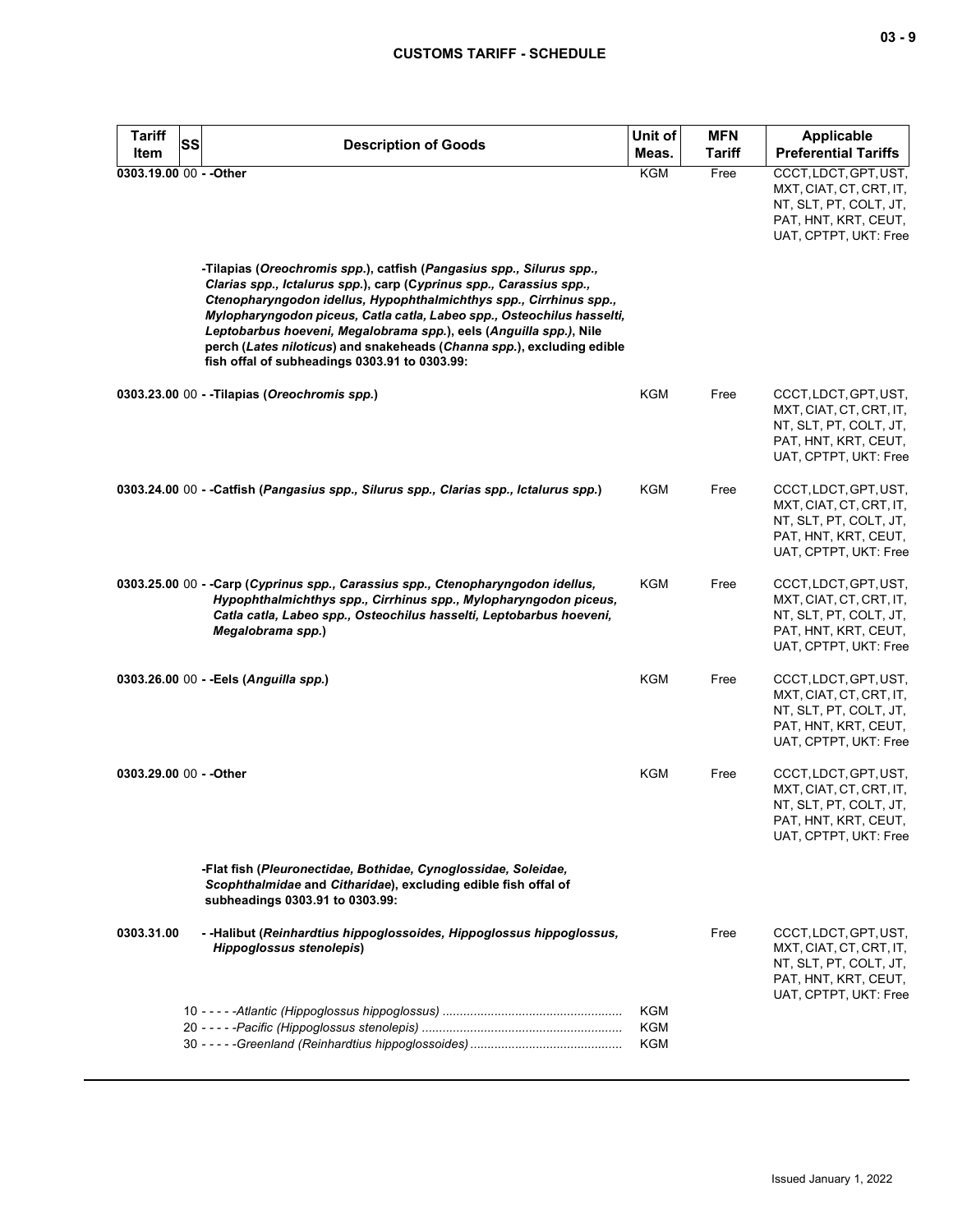| Tariff Item | SS | Description of Goods | Unit of Meas. | MFN Tariff | Applicable Preferential Tariffs |
|---|---|---|---|---|---|
| 0303.19.00 | 00 | - -Other | KGM | Free | CCCT, LDCT, GPT, UST, MXT, CIAT, CT, CRT, IT, NT, SLT, PT, COLT, JT, PAT, HNT, KRT, CEUT, UAT, CPTPT, UKT: Free |
| | | **-Tilapias (*Oreochromis spp.*), catfish (*Pangasius spp., Silurus spp., Clarias spp., Ictalurus spp.*), carp (*Cyprinus spp., Carassius spp., Ctenopharyngodon idellus, Hypophthalmichthys spp., Cirrhinus spp., Mylopharyngodon piceus, Catla catla, Labeo spp., Osteochilus hasselti, Leptobarbus hoeveni, Megalobrama spp.*), eels (*Anguilla spp.*), Nile perch (*Lates niloticus*) and snakeheads (*Channa spp.*), excluding edible fish offal of subheadings 0303.91 to 0303.99:** | | | |
| 0303.23.00 | 00 | - -Tilapias (*Oreochromis spp.*) | KGM | Free | CCCT, LDCT, GPT, UST, MXT, CIAT, CT, CRT, IT, NT, SLT, PT, COLT, JT, PAT, HNT, KRT, CEUT, UAT, CPTPT, UKT: Free |
| 0303.24.00 | 00 | - -Catfish (*Pangasius spp., Silurus spp., Clarias spp., Ictalurus spp.*) | KGM | Free | CCCT, LDCT, GPT, UST, MXT, CIAT, CT, CRT, IT, NT, SLT, PT, COLT, JT, PAT, HNT, KRT, CEUT, UAT, CPTPT, UKT: Free |
| 0303.25.00 | 00 | - -Carp (*Cyprinus spp., Carassius spp., Ctenopharyngodon idellus, Hypophthalmichthys spp., Cirrhinus spp., Mylopharyngodon piceus, Catla catla, Labeo spp., Osteochilus hasselti, Leptobarbus hoeveni, Megalobrama spp.*) | KGM | Free | CCCT, LDCT, GPT, UST, MXT, CIAT, CT, CRT, IT, NT, SLT, PT, COLT, JT, PAT, HNT, KRT, CEUT, UAT, CPTPT, UKT: Free |
| 0303.26.00 | 00 | - -Eels (*Anguilla spp.*) | KGM | Free | CCCT, LDCT, GPT, UST, MXT, CIAT, CT, CRT, IT, NT, SLT, PT, COLT, JT, PAT, HNT, KRT, CEUT, UAT, CPTPT, UKT: Free |
| 0303.29.00 | 00 | - -Other | KGM | Free | CCCT, LDCT, GPT, UST, MXT, CIAT, CT, CRT, IT, NT, SLT, PT, COLT, JT, PAT, HNT, KRT, CEUT, UAT, CPTPT, UKT: Free |
| | | **-Flat fish (*Pleuronectidae, Bothidae, Cynoglossidae, Soleidae, Scophthalmidae* and *Citharidae*), excluding edible fish offal of subheadings 0303.91 to 0303.99:** | | | |
| 0303.31.00 | | - -Halibut (*Reinhardtius hippoglossoides, Hippoglossus hippoglossus, Hippoglossus stenolepis*) | | Free | CCCT, LDCT, GPT, UST, MXT, CIAT, CT, CRT, IT, NT, SLT, PT, COLT, JT, PAT, HNT, KRT, CEUT, UAT, CPTPT, UKT: Free |
| | 10 | - - - - -*Atlantic (Hippoglossus hippoglossus)* | KGM | | |
| | 20 | - - - - -*Pacific (Hippoglossus stenolepis)* | KGM | | |
| | 30 | - - - - -*Greenland (Reinhardtius hippoglossoides)* | KGM | | |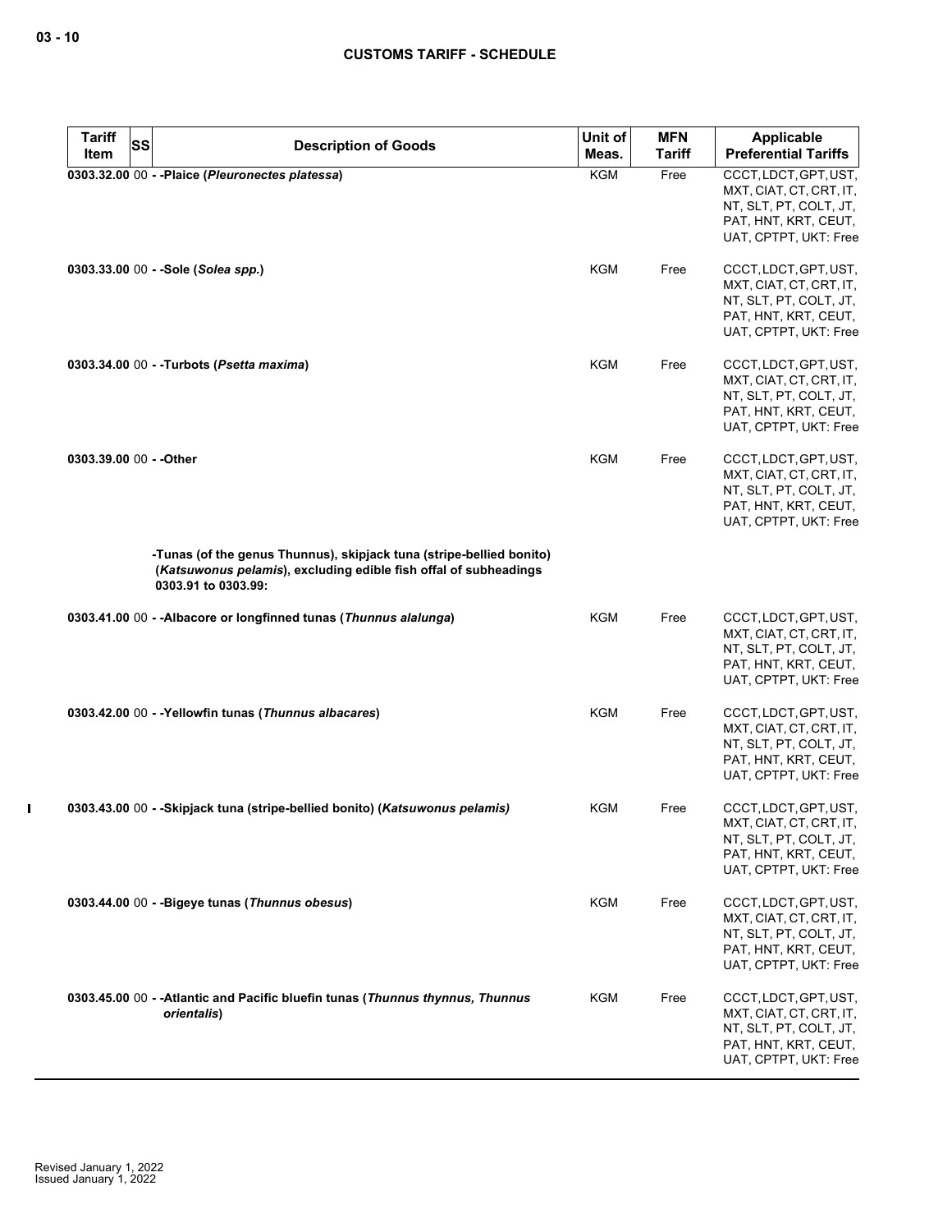| Tariff Item | SS | Description of Goods | Unit of Meas. | MFN Tariff | Applicable Preferential Tariffs |
|---|---|---|---|---|---|
| 0303.32.00 | 00 | - -Plaice (*Pleuronectes platessa*) | KGM | Free | CCCT, LDCT, GPT, UST, MXT, CIAT, CT, CRT, IT, NT, SLT, PT, COLT, JT, PAT, HNT, KRT, CEUT, UAT, CPTPT, UKT: Free |
| 0303.33.00 | 00 | - -Sole (*Solea spp.*) | KGM | Free | CCCT, LDCT, GPT, UST, MXT, CIAT, CT, CRT, IT, NT, SLT, PT, COLT, JT, PAT, HNT, KRT, CEUT, UAT, CPTPT, UKT: Free |
| 0303.34.00 | 00 | - -Turbots (*Psetta maxima*) | KGM | Free | CCCT, LDCT, GPT, UST, MXT, CIAT, CT, CRT, IT, NT, SLT, PT, COLT, JT, PAT, HNT, KRT, CEUT, UAT, CPTPT, UKT: Free |
| 0303.39.00 | 00 | - -Other | KGM | Free | CCCT, LDCT, GPT, UST, MXT, CIAT, CT, CRT, IT, NT, SLT, PT, COLT, JT, PAT, HNT, KRT, CEUT, UAT, CPTPT, UKT: Free |
| | | -Tunas (of the genus Thunnus), skipjack tuna (stripe-bellied bonito) (*Katsuwonus pelamis*), excluding edible fish offal of subheadings 0303.91 to 0303.99: | | | |
| 0303.41.00 | 00 | - -Albacore or longfinned tunas (*Thunnus alalunga*) | KGM | Free | CCCT, LDCT, GPT, UST, MXT, CIAT, CT, CRT, IT, NT, SLT, PT, COLT, JT, PAT, HNT, KRT, CEUT, UAT, CPTPT, UKT: Free |
| 0303.42.00 | 00 | - -Yellowfin tunas (*Thunnus albacares*) | KGM | Free | CCCT, LDCT, GPT, UST, MXT, CIAT, CT, CRT, IT, NT, SLT, PT, COLT, JT, PAT, HNT, KRT, CEUT, UAT, CPTPT, UKT: Free |
| 0303.43.00 | 00 | - -Skipjack tuna (stripe-bellied bonito) (*Katsuwonus pelamis)* | KGM | Free | CCCT, LDCT, GPT, UST, MXT, CIAT, CT, CRT, IT, NT, SLT, PT, COLT, JT, PAT, HNT, KRT, CEUT, UAT, CPTPT, UKT: Free |
| 0303.44.00 | 00 | - -Bigeye tunas (*Thunnus obesus*) | KGM | Free | CCCT, LDCT, GPT, UST, MXT, CIAT, CT, CRT, IT, NT, SLT, PT, COLT, JT, PAT, HNT, KRT, CEUT, UAT, CPTPT, UKT: Free |
| 0303.45.00 | 00 | - -Atlantic and Pacific bluefin tunas (*Thunnus thynnus, Thunnus orientalis*) | KGM | Free | CCCT, LDCT, GPT, UST, MXT, CIAT, CT, CRT, IT, NT, SLT, PT, COLT, JT, PAT, HNT, KRT, CEUT, UAT, CPTPT, UKT: Free |

Revised January 1, 2022
Issued January 1, 2022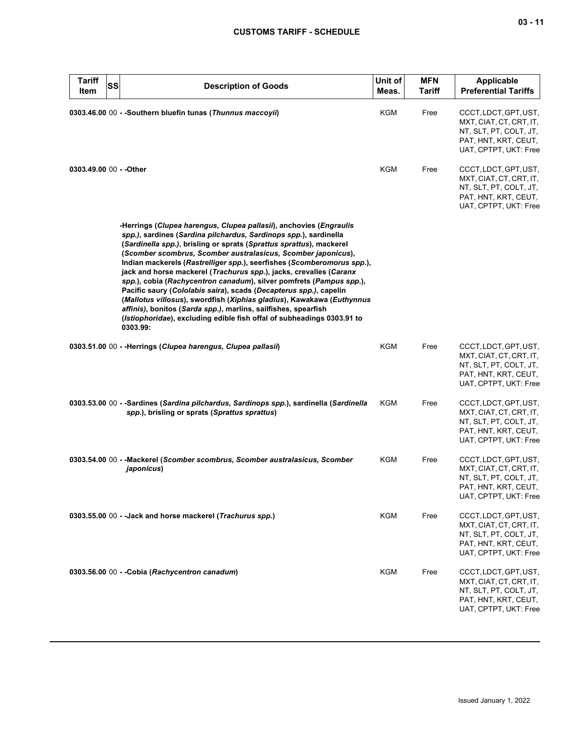| Tariff Item | SS | Description of Goods | Unit of Meas. | MFN Tariff | Applicable Preferential Tariffs |
|---|---|---|---|---|---|
| 0303.46.00 | 00 | - -Southern bluefin tunas (*Thunnus maccoyii*) | KGM | Free | CCCT, LDCT, GPT, UST, MXT, CIAT, CT, CRT, IT, NT, SLT, PT, COLT, JT, PAT, HNT, KRT, CEUT, UAT, CPTPT, UKT: Free |
| 0303.49.00 | 00 | - -Other | KGM | Free | CCCT, LDCT, GPT, UST, MXT, CIAT, CT, CRT, IT, NT, SLT, PT, COLT, JT, PAT, HNT, KRT, CEUT, UAT, CPTPT, UKT: Free |
| | | -Herrings (*Clupea harengus, Clupea pallasii*), anchovies (*Engraulis spp.*), sardines (*Sardina pilchardus, Sardinops spp.*), sardinella (*Sardinella spp.*), brisling or sprats (*Sprattus sprattus*), mackerel (*Scomber scombrus, Scomber australasicus, Scomber japonicus*), Indian mackerels (*Rastrelliger spp.*), seerfishes (*Scomberomorus spp.*), jack and horse mackerel (*Trachurus spp.*), jacks, crevalles (*Caranx spp.*), cobia (*Rachycentron canadum*), silver pomfrets (*Pampus spp.*), Pacific saury (*Cololabis saira*), scads (*Decapterus spp.)*, capelin (*Mallotus villosus*), swordfish (*Xiphias gladius*), Kawakawa (*Euthynnus affinis)*, bonitos (*Sarda spp.)*, marlins, sailfishes, spearfish (*Istiophoridae*), excluding edible fish offal of subheadings 0303.91 to 0303.99: | | | |
| 0303.51.00 | 00 | - -Herrings (*Clupea harengus, Clupea pallasii*) | KGM | Free | CCCT, LDCT, GPT, UST, MXT, CIAT, CT, CRT, IT, NT, SLT, PT, COLT, JT, PAT, HNT, KRT, CEUT, UAT, CPTPT, UKT: Free |
| 0303.53.00 | 00 | - -Sardines (*Sardina pilchardus, Sardinops spp.*), sardinella (*Sardinella spp.*), brisling or sprats (*Sprattus sprattus*) | KGM | Free | CCCT, LDCT, GPT, UST, MXT, CIAT, CT, CRT, IT, NT, SLT, PT, COLT, JT, PAT, HNT, KRT, CEUT, UAT, CPTPT, UKT: Free |
| 0303.54.00 | 00 | - -Mackerel (*Scomber scombrus, Scomber australasicus, Scomber japonicus*) | KGM | Free | CCCT, LDCT, GPT, UST, MXT, CIAT, CT, CRT, IT, NT, SLT, PT, COLT, JT, PAT, HNT, KRT, CEUT, UAT, CPTPT, UKT: Free |
| 0303.55.00 | 00 | - -Jack and horse mackerel (*Trachurus spp.*) | KGM | Free | CCCT, LDCT, GPT, UST, MXT, CIAT, CT, CRT, IT, NT, SLT, PT, COLT, JT, PAT, HNT, KRT, CEUT, UAT, CPTPT, UKT: Free |
| 0303.56.00 | 00 | - -Cobia (*Rachycentron canadum*) | KGM | Free | CCCT, LDCT, GPT, UST, MXT, CIAT, CT, CRT, IT, NT, SLT, PT, COLT, JT, PAT, HNT, KRT, CEUT, UAT, CPTPT, UKT: Free |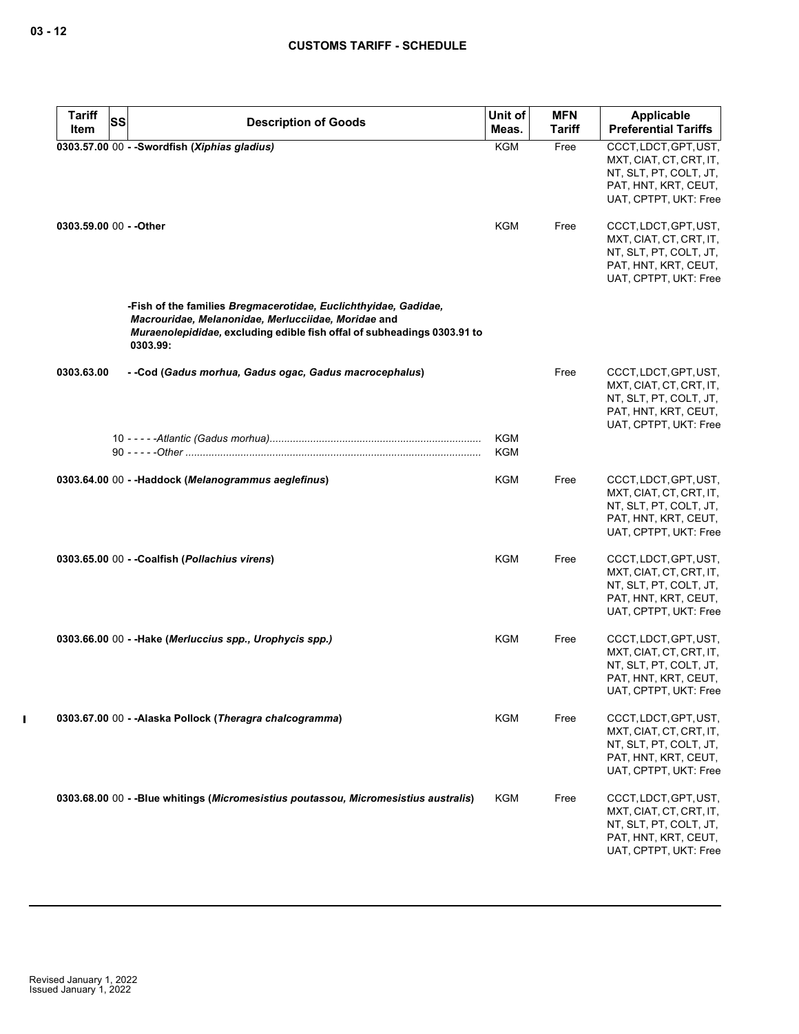| Tariff Item | SS | Description of Goods | Unit of Meas. | MFN Tariff | Applicable Preferential Tariffs |
|---|---|---|---|---|---|
| 0303.57.00 | 00 | - -Swordfish (*Xiphias gladius*) | KGM | Free | CCCT, LDCT, GPT, UST, MXT, CIAT, CT, CRT, IT, NT, SLT, PT, COLT, JT, PAT, HNT, KRT, CEUT, UAT, CPTPT, UKT: Free |
| 0303.59.00 | 00 | - -Other | KGM | Free | CCCT, LDCT, GPT, UST, MXT, CIAT, CT, CRT, IT, NT, SLT, PT, COLT, JT, PAT, HNT, KRT, CEUT, UAT, CPTPT, UKT: Free |
| | | -Fish of the families *Bregmacerotidae, Euclichthyidae, Gadidae, Macrouridae, Melanonidae, Merlucciidae, Moridae* and *Muraenolepididae,* excluding edible fish offal of subheadings 0303.91 to 0303.99: | | | |
| 0303.63.00 | | - -Cod (*Gadus morhua, Gadus ogac, Gadus macrocephalus*) | | Free | CCCT, LDCT, GPT, UST, MXT, CIAT, CT, CRT, IT, NT, SLT, PT, COLT, JT, PAT, HNT, KRT, CEUT, UAT, CPTPT, UKT: Free |
| | 10 | - - - - -*Atlantic (Gadus morhua)* | KGM | | |
| | 90 | - - - - -*Other* | KGM | | |
| 0303.64.00 | 00 | - -Haddock (*Melanogrammus aeglefinus*) | KGM | Free | CCCT, LDCT, GPT, UST, MXT, CIAT, CT, CRT, IT, NT, SLT, PT, COLT, JT, PAT, HNT, KRT, CEUT, UAT, CPTPT, UKT: Free |
| 0303.65.00 | 00 | - -Coalfish (*Pollachius virens*) | KGM | Free | CCCT, LDCT, GPT, UST, MXT, CIAT, CT, CRT, IT, NT, SLT, PT, COLT, JT, PAT, HNT, KRT, CEUT, UAT, CPTPT, UKT: Free |
| 0303.66.00 | 00 | - -Hake (*Merluccius spp., Urophycis spp.*) | KGM | Free | CCCT, LDCT, GPT, UST, MXT, CIAT, CT, CRT, IT, NT, SLT, PT, COLT, JT, PAT, HNT, KRT, CEUT, UAT, CPTPT, UKT: Free |
| 0303.67.00 | 00 | - -Alaska Pollock (*Theragra chalcogramma*) | KGM | Free | CCCT, LDCT, GPT, UST, MXT, CIAT, CT, CRT, IT, NT, SLT, PT, COLT, JT, PAT, HNT, KRT, CEUT, UAT, CPTPT, UKT: Free |
| 0303.68.00 | 00 | - -Blue whitings (*Micromesistius poutassou, Micromesistius australis*) | KGM | Free | CCCT, LDCT, GPT, UST, MXT, CIAT, CT, CRT, IT, NT, SLT, PT, COLT, JT, PAT, HNT, KRT, CEUT, UAT, CPTPT, UKT: Free |

Revised January 1, 2022
Issued January 1, 2022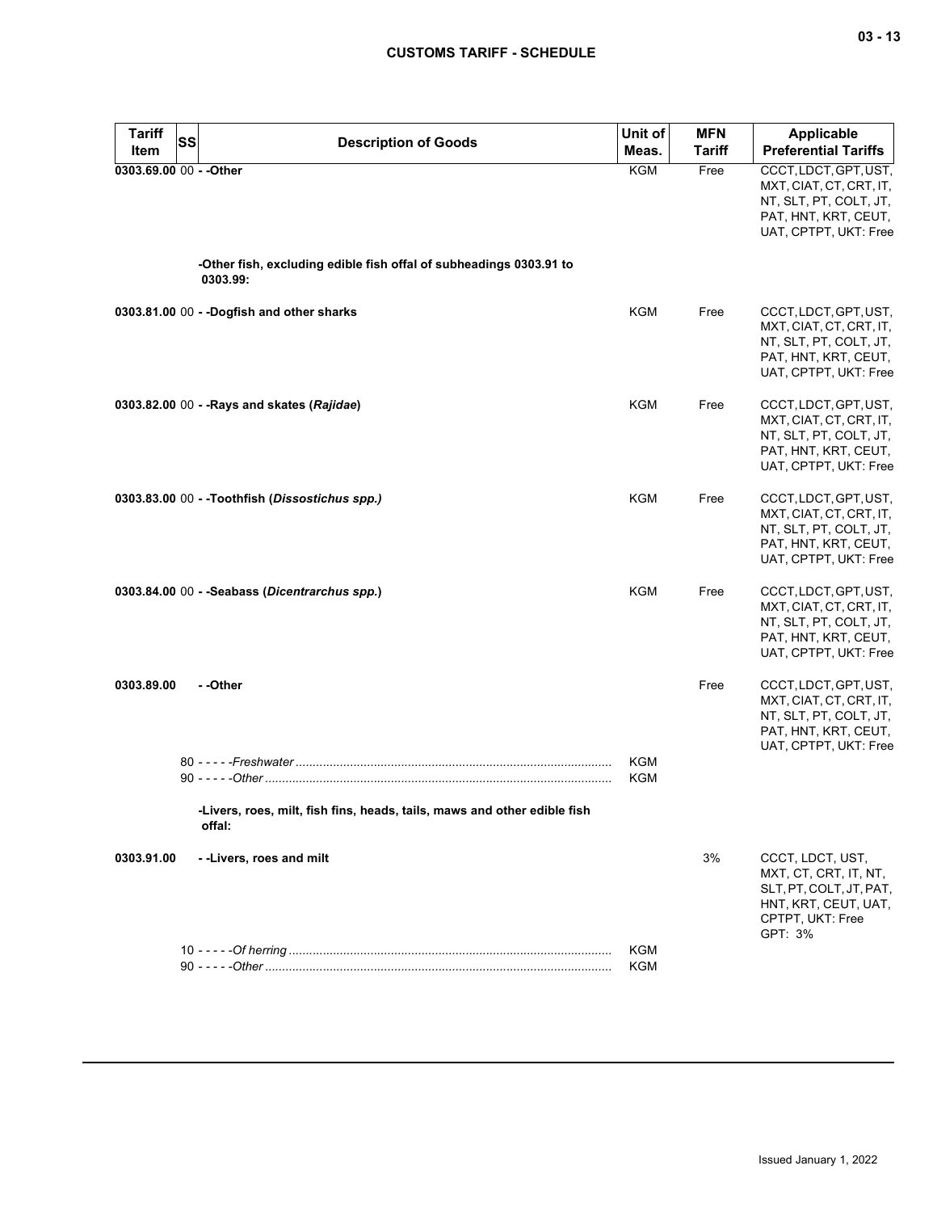| Tariff Item | SS | Description of Goods | Unit of Meas. | MFN Tariff | Applicable Preferential Tariffs |
|---|---|---|---|---|---|
| 0303.69.00 | 00 | - -Other | KGM | Free | CCCT, LDCT, GPT, UST, MXT, CIAT, CT, CRT, IT, NT, SLT, PT, COLT, JT, PAT, HNT, KRT, CEUT, UAT, CPTPT, UKT: Free |
| | | -Other fish, excluding edible fish offal of subheadings 0303.91 to 0303.99: | | | |
| 0303.81.00 | 00 | - -Dogfish and other sharks | KGM | Free | CCCT, LDCT, GPT, UST, MXT, CIAT, CT, CRT, IT, NT, SLT, PT, COLT, JT, PAT, HNT, KRT, CEUT, UAT, CPTPT, UKT: Free |
| 0303.82.00 | 00 | - -Rays and skates (*Rajidae*) | KGM | Free | CCCT, LDCT, GPT, UST, MXT, CIAT, CT, CRT, IT, NT, SLT, PT, COLT, JT, PAT, HNT, KRT, CEUT, UAT, CPTPT, UKT: Free |
| 0303.83.00 | 00 | - -Toothfish (*Dissostichus spp.)* | KGM | Free | CCCT, LDCT, GPT, UST, MXT, CIAT, CT, CRT, IT, NT, SLT, PT, COLT, JT, PAT, HNT, KRT, CEUT, UAT, CPTPT, UKT: Free |
| 0303.84.00 | 00 | - -Seabass (*Dicentrarchus spp.*) | KGM | Free | CCCT, LDCT, GPT, UST, MXT, CIAT, CT, CRT, IT, NT, SLT, PT, COLT, JT, PAT, HNT, KRT, CEUT, UAT, CPTPT, UKT: Free |
| 0303.89.00 | | - -Other | | Free | CCCT, LDCT, GPT, UST, MXT, CIAT, CT, CRT, IT, NT, SLT, PT, COLT, JT, PAT, HNT, KRT, CEUT, UAT, CPTPT, UKT: Free |
| | | 80 - - - - -*Freshwater* | KGM | | |
| | | 90 - - - - -*Other* | KGM | | |
| | | -Livers, roes, milt, fish fins, heads, tails, maws and other edible fish offal: | | | |
| 0303.91.00 | | - -Livers, roes and milt | | 3% | CCCT, LDCT, UST, MXT, CT, CRT, IT, NT, SLT, PT, COLT, JT, PAT, HNT, KRT, CEUT, UAT, CPTPT, UKT: Free<br>GPT: 3% |
| | | 10 - - - - -*Of herring* | KGM | | |
| | | 90 - - - - -*Other* | KGM | | |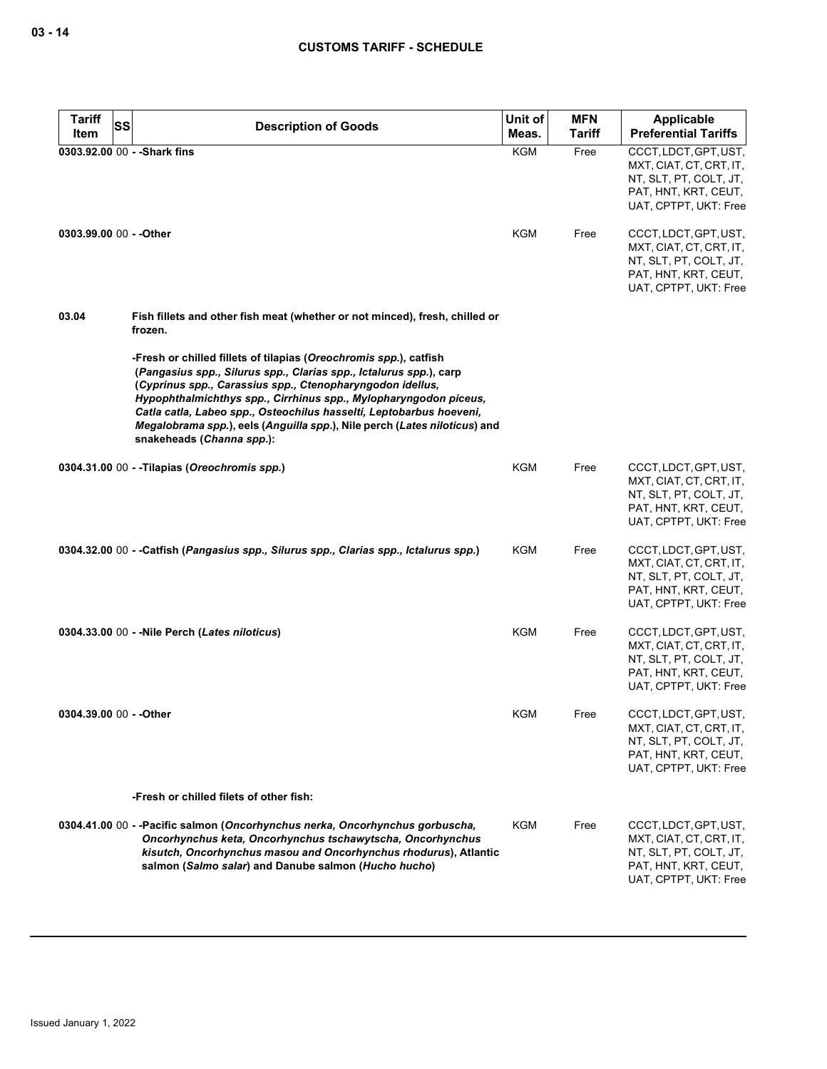| Tariff Item | SS | Description of Goods | Unit of Meas. | MFN Tariff | Applicable Preferential Tariffs |
|---|---|---|---|---|---|
| 0303.92.00 | 00 | - -Shark fins | KGM | Free | CCCT, LDCT, GPT, UST, MXT, CIAT, CT, CRT, IT, NT, SLT, PT, COLT, JT, PAT, HNT, KRT, CEUT, UAT, CPTPT, UKT: Free |
| 0303.99.00 | 00 | - -Other | KGM | Free | CCCT, LDCT, GPT, UST, MXT, CIAT, CT, CRT, IT, NT, SLT, PT, COLT, JT, PAT, HNT, KRT, CEUT, UAT, CPTPT, UKT: Free |
| 03.04 | | **Fish fillets and other fish meat (whether or not minced), fresh, chilled or frozen.** | | | |
| | | -Fresh or chilled fillets of tilapias (*Oreochromis spp.*), catfish (*Pangasius spp., Silurus spp., Clarias spp., Ictalurus spp.*), carp (*Cyprinus spp., Carassius spp., Ctenopharyngodon idellus, Hypophthalmichthys spp., Cirrhinus spp., Mylopharyngodon piceus, Catla catla, Labeo spp., Osteochilus hasselti, Leptobarbus hoeveni, Megalobrama spp.*), eels (*Anguilla spp.*), Nile perch (*Lates niloticus*) and snakeheads (*Channa spp.*): | | | |
| 0304.31.00 | 00 | - -Tilapias (*Oreochromis spp.*) | KGM | Free | CCCT, LDCT, GPT, UST, MXT, CIAT, CT, CRT, IT, NT, SLT, PT, COLT, JT, PAT, HNT, KRT, CEUT, UAT, CPTPT, UKT: Free |
| 0304.32.00 | 00 | - -Catfish (*Pangasius spp., Silurus spp., Clarias spp., Ictalurus spp.*) | KGM | Free | CCCT, LDCT, GPT, UST, MXT, CIAT, CT, CRT, IT, NT, SLT, PT, COLT, JT, PAT, HNT, KRT, CEUT, UAT, CPTPT, UKT: Free |
| 0304.33.00 | 00 | - -Nile Perch (*Lates niloticus*) | KGM | Free | CCCT, LDCT, GPT, UST, MXT, CIAT, CT, CRT, IT, NT, SLT, PT, COLT, JT, PAT, HNT, KRT, CEUT, UAT, CPTPT, UKT: Free |
| 0304.39.00 | 00 | - -Other | KGM | Free | CCCT, LDCT, GPT, UST, MXT, CIAT, CT, CRT, IT, NT, SLT, PT, COLT, JT, PAT, HNT, KRT, CEUT, UAT, CPTPT, UKT: Free |
| | | -Fresh or chilled filets of other fish: | | | |
| 0304.41.00 | 00 | - -Pacific salmon (*Oncorhynchus nerka, Oncorhynchus gorbuscha, Oncorhynchus keta, Oncorhynchus tschawytscha, Oncorhynchus kisutch, Oncorhynchus masou and Oncorhynchus rhodurus*), Atlantic salmon (*Salmo salar*) and Danube salmon (*Hucho hucho*) | KGM | Free | CCCT, LDCT, GPT, UST, MXT, CIAT, CT, CRT, IT, NT, SLT, PT, COLT, JT, PAT, HNT, KRT, CEUT, UAT, CPTPT, UKT: Free |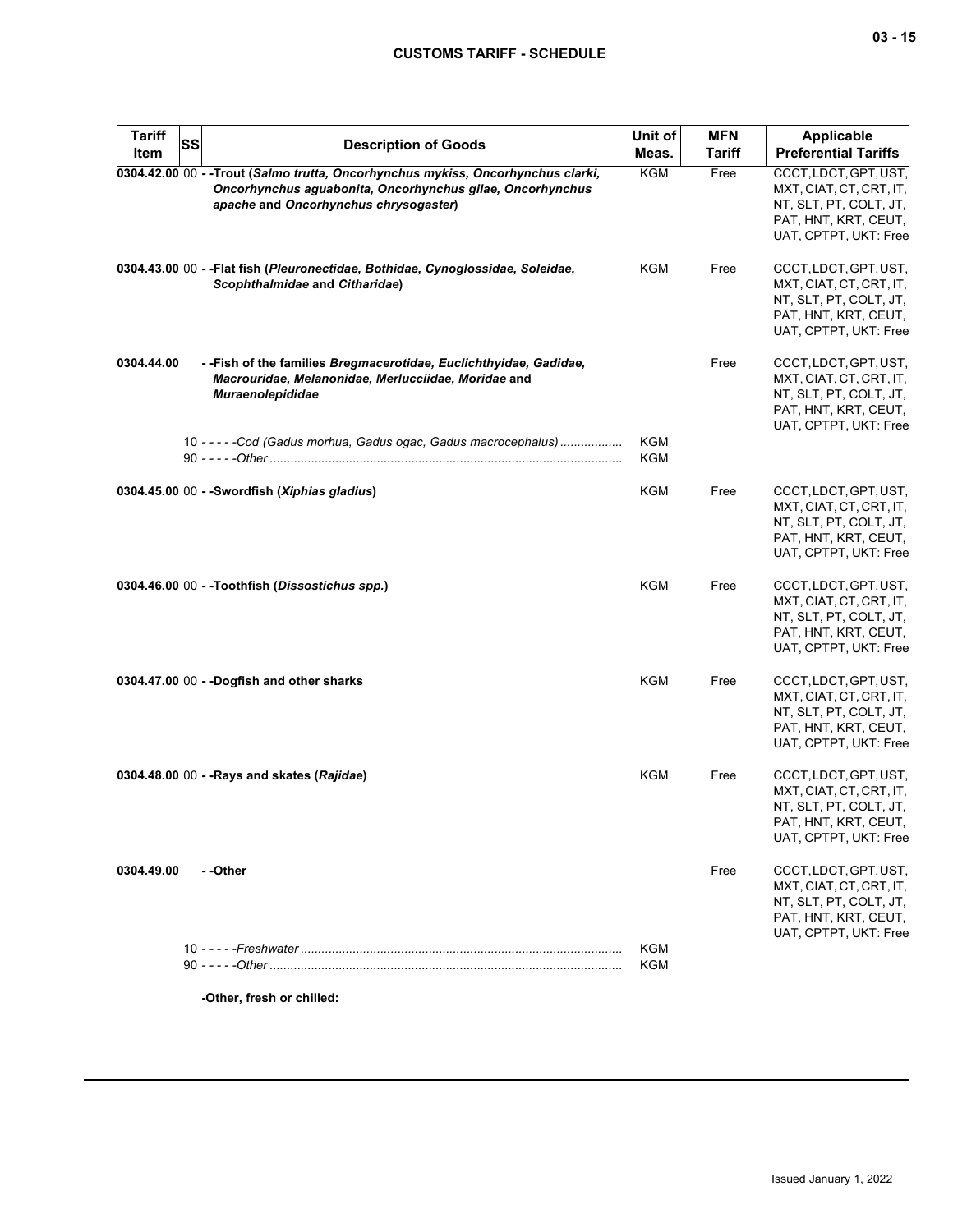| Tariff Item | SS | Description of Goods | Unit of Meas. | MFN Tariff | Applicable Preferential Tariffs |
|---|---|---|---|---|---|
| 0304.42.00 | 00 | **- -Trout (*Salmo trutta, Oncorhynchus mykiss, Oncorhynchus clarki, Oncorhynchus aguabonita, Oncorhynchus gilae, Oncorhynchus apache* and *Oncorhynchus chrysogaster*)** | KGM | Free | CCCT, LDCT, GPT, UST, MXT, CIAT, CT, CRT, IT, NT, SLT, PT, COLT, JT, PAT, HNT, KRT, CEUT, UAT, CPTPT, UKT: Free |
| 0304.43.00 | 00 | **- -Flat fish (*Pleuronectidae, Bothidae, Cynoglossidae, Soleidae, Scophthalmidae* and *Citharidae*)** | KGM | Free | CCCT, LDCT, GPT, UST, MXT, CIAT, CT, CRT, IT, NT, SLT, PT, COLT, JT, PAT, HNT, KRT, CEUT, UAT, CPTPT, UKT: Free |
| 0304.44.00 | | **- -Fish of the families *Bregmacerotidae, Euclichthyidae, Gadidae, Macrouridae, Melanonidae, Merlucciidae, Moridae* and *Muraenolepididae*** | | Free | CCCT, LDCT, GPT, UST, MXT, CIAT, CT, CRT, IT, NT, SLT, PT, COLT, JT, PAT, HNT, KRT, CEUT, UAT, CPTPT, UKT: Free |
| | 10 | - - - - -*Cod (Gadus morhua, Gadus ogac, Gadus macrocephalus)* | KGM | | |
| | 90 | - - - - -*Other* | KGM | | |
| 0304.45.00 | 00 | **- -Swordfish (*Xiphias gladius*)** | KGM | Free | CCCT, LDCT, GPT, UST, MXT, CIAT, CT, CRT, IT, NT, SLT, PT, COLT, JT, PAT, HNT, KRT, CEUT, UAT, CPTPT, UKT: Free |
| 0304.46.00 | 00 | **- -Toothfish (*Dissostichus spp.*)** | KGM | Free | CCCT, LDCT, GPT, UST, MXT, CIAT, CT, CRT, IT, NT, SLT, PT, COLT, JT, PAT, HNT, KRT, CEUT, UAT, CPTPT, UKT: Free |
| 0304.47.00 | 00 | **- -Dogfish and other sharks** | KGM | Free | CCCT, LDCT, GPT, UST, MXT, CIAT, CT, CRT, IT, NT, SLT, PT, COLT, JT, PAT, HNT, KRT, CEUT, UAT, CPTPT, UKT: Free |
| 0304.48.00 | 00 | **- -Rays and skates (*Rajidae*)** | KGM | Free | CCCT, LDCT, GPT, UST, MXT, CIAT, CT, CRT, IT, NT, SLT, PT, COLT, JT, PAT, HNT, KRT, CEUT, UAT, CPTPT, UKT: Free |
| 0304.49.00 | | **- -Other** | | Free | CCCT, LDCT, GPT, UST, MXT, CIAT, CT, CRT, IT, NT, SLT, PT, COLT, JT, PAT, HNT, KRT, CEUT, UAT, CPTPT, UKT: Free |
| | 10 | - - - - -*Freshwater* | KGM | | |
| | 90 | - - - - -*Other* | KGM | | |
| | | **-Other, fresh or chilled:** | | | |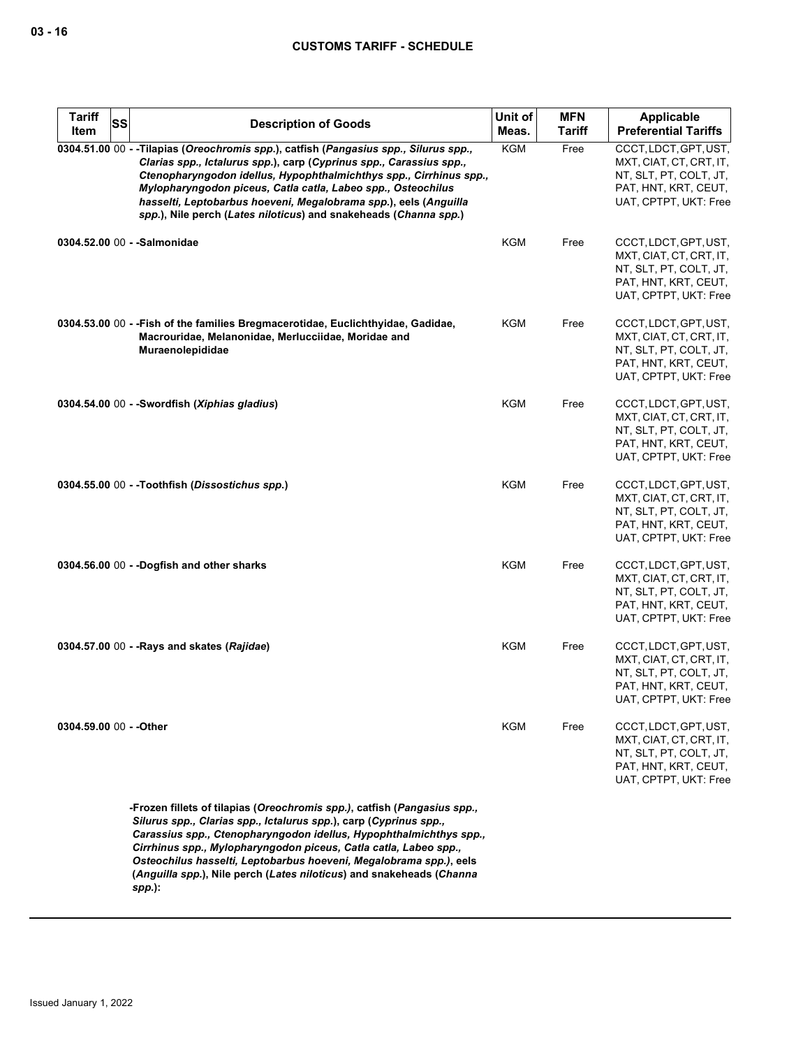| Tariff Item | SS | Description of Goods | Unit of Meas. | MFN Tariff | Applicable Preferential Tariffs |
|---|---|---|---|---|---|
| 0304.51.00 | 00 | - -Tilapias (*Oreochromis spp.*), catfish (*Pangasius spp., Silurus spp., Clarias spp., Ictalurus spp.*), carp (*Cyprinus spp., Carassius spp., Ctenopharyngodon idellus, Hypophthalmichthys spp., Cirrhinus spp., Mylopharyngodon piceus, Catla catla, Labeo spp., Osteochilus hasselti, Leptobarbus hoeveni, Megalobrama spp.*), eels (*Anguilla spp.*), Nile perch (*Lates niloticus*) and snakeheads (*Channa spp.*) | KGM | Free | CCCT, LDCT, GPT, UST, MXT, CIAT, CT, CRT, IT, NT, SLT, PT, COLT, JT, PAT, HNT, KRT, CEUT, UAT, CPTPT, UKT: Free |
| 0304.52.00 | 00 | - -Salmonidae | KGM | Free | CCCT, LDCT, GPT, UST, MXT, CIAT, CT, CRT, IT, NT, SLT, PT, COLT, JT, PAT, HNT, KRT, CEUT, UAT, CPTPT, UKT: Free |
| 0304.53.00 | 00 | - -Fish of the families Bregmacerotidae, Euclichthyidae, Gadidae, Macrouridae, Melanonidae, Merlucciidae, Moridae and Muraenolepididae | KGM | Free | CCCT, LDCT, GPT, UST, MXT, CIAT, CT, CRT, IT, NT, SLT, PT, COLT, JT, PAT, HNT, KRT, CEUT, UAT, CPTPT, UKT: Free |
| 0304.54.00 | 00 | - -Swordfish (*Xiphias gladius*) | KGM | Free | CCCT, LDCT, GPT, UST, MXT, CIAT, CT, CRT, IT, NT, SLT, PT, COLT, JT, PAT, HNT, KRT, CEUT, UAT, CPTPT, UKT: Free |
| 0304.55.00 | 00 | - -Toothfish (*Dissostichus spp.*) | KGM | Free | CCCT, LDCT, GPT, UST, MXT, CIAT, CT, CRT, IT, NT, SLT, PT, COLT, JT, PAT, HNT, KRT, CEUT, UAT, CPTPT, UKT: Free |
| 0304.56.00 | 00 | - -Dogfish and other sharks | KGM | Free | CCCT, LDCT, GPT, UST, MXT, CIAT, CT, CRT, IT, NT, SLT, PT, COLT, JT, PAT, HNT, KRT, CEUT, UAT, CPTPT, UKT: Free |
| 0304.57.00 | 00 | - -Rays and skates (*Rajidae*) | KGM | Free | CCCT, LDCT, GPT, UST, MXT, CIAT, CT, CRT, IT, NT, SLT, PT, COLT, JT, PAT, HNT, KRT, CEUT, UAT, CPTPT, UKT: Free |
| 0304.59.00 | 00 | - -Other | KGM | Free | CCCT, LDCT, GPT, UST, MXT, CIAT, CT, CRT, IT, NT, SLT, PT, COLT, JT, PAT, HNT, KRT, CEUT, UAT, CPTPT, UKT: Free |
| | | -Frozen fillets of tilapias (*Oreochromis spp.)*, catfish (*Pangasius spp., Silurus spp., Clarias spp., Ictalurus spp.*), carp (*Cyprinus spp., Carassius spp., Ctenopharyngodon idellus, Hypophthalmichthys spp., Cirrhinus spp., Mylopharyngodon piceus, Catla catla, Labeo spp., Osteochilus hasselti, Leptobarbus hoeveni, Megalobrama spp.)*, eels (*Anguilla spp.*), Nile perch (*Lates niloticus*) and snakeheads (*Channa spp.*): | | | |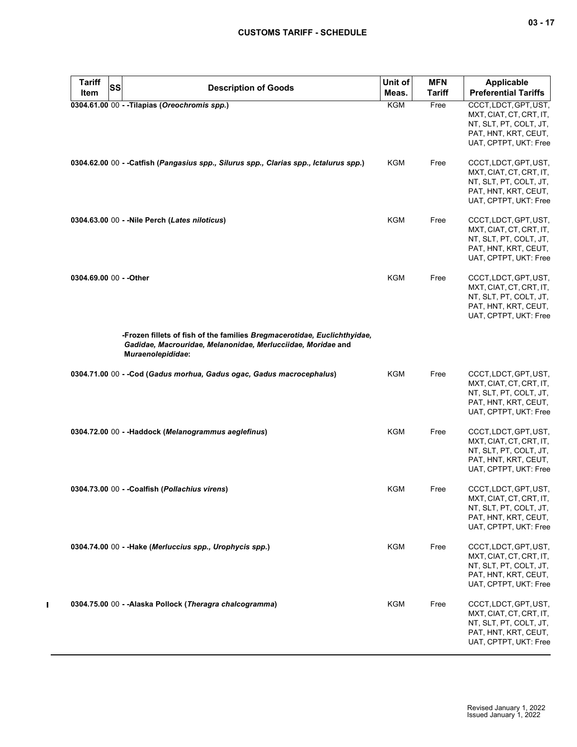| Tariff Item | SS | Description of Goods | Unit of Meas. | MFN Tariff | Applicable Preferential Tariffs |
|---|---|---|---|---|---|
| 0304.61.00 | 00 | - -Tilapias (*Oreochromis spp.*) | KGM | Free | CCCT, LDCT, GPT, UST, MXT, CIAT, CT, CRT, IT, NT, SLT, PT, COLT, JT, PAT, HNT, KRT, CEUT, UAT, CPTPT, UKT: Free |
| 0304.62.00 | 00 | - -Catfish (*Pangasius spp., Silurus spp., Clarias spp., Ictalurus spp.*) | KGM | Free | CCCT, LDCT, GPT, UST, MXT, CIAT, CT, CRT, IT, NT, SLT, PT, COLT, JT, PAT, HNT, KRT, CEUT, UAT, CPTPT, UKT: Free |
| 0304.63.00 | 00 | - -Nile Perch (*Lates niloticus*) | KGM | Free | CCCT, LDCT, GPT, UST, MXT, CIAT, CT, CRT, IT, NT, SLT, PT, COLT, JT, PAT, HNT, KRT, CEUT, UAT, CPTPT, UKT: Free |
| 0304.69.00 | 00 | - -Other | KGM | Free | CCCT, LDCT, GPT, UST, MXT, CIAT, CT, CRT, IT, NT, SLT, PT, COLT, JT, PAT, HNT, KRT, CEUT, UAT, CPTPT, UKT: Free |
| | | -Frozen fillets of fish of the families *Bregmacerotidae, Euclichthyidae, Gadidae, Macrouridae, Melanonidae, Merlucciidae, Moridae* and *Muraenolepididae*: | | | |
| 0304.71.00 | 00 | - -Cod (*Gadus morhua, Gadus ogac, Gadus macrocephalus*) | KGM | Free | CCCT, LDCT, GPT, UST, MXT, CIAT, CT, CRT, IT, NT, SLT, PT, COLT, JT, PAT, HNT, KRT, CEUT, UAT, CPTPT, UKT: Free |
| 0304.72.00 | 00 | - -Haddock (*Melanogrammus aeglefinus*) | KGM | Free | CCCT, LDCT, GPT, UST, MXT, CIAT, CT, CRT, IT, NT, SLT, PT, COLT, JT, PAT, HNT, KRT, CEUT, UAT, CPTPT, UKT: Free |
| 0304.73.00 | 00 | - -Coalfish (*Pollachius virens*) | KGM | Free | CCCT, LDCT, GPT, UST, MXT, CIAT, CT, CRT, IT, NT, SLT, PT, COLT, JT, PAT, HNT, KRT, CEUT, UAT, CPTPT, UKT: Free |
| 0304.74.00 | 00 | - -Hake (*Merluccius spp., Urophycis spp.*) | KGM | Free | CCCT, LDCT, GPT, UST, MXT, CIAT, CT, CRT, IT, NT, SLT, PT, COLT, JT, PAT, HNT, KRT, CEUT, UAT, CPTPT, UKT: Free |
| 0304.75.00 | 00 | - -Alaska Pollock (*Theragra chalcogramma*) | KGM | Free | CCCT, LDCT, GPT, UST, MXT, CIAT, CT, CRT, IT, NT, SLT, PT, COLT, JT, PAT, HNT, KRT, CEUT, UAT, CPTPT, UKT: Free |

Revised January 1, 2022
Issued January 1, 2022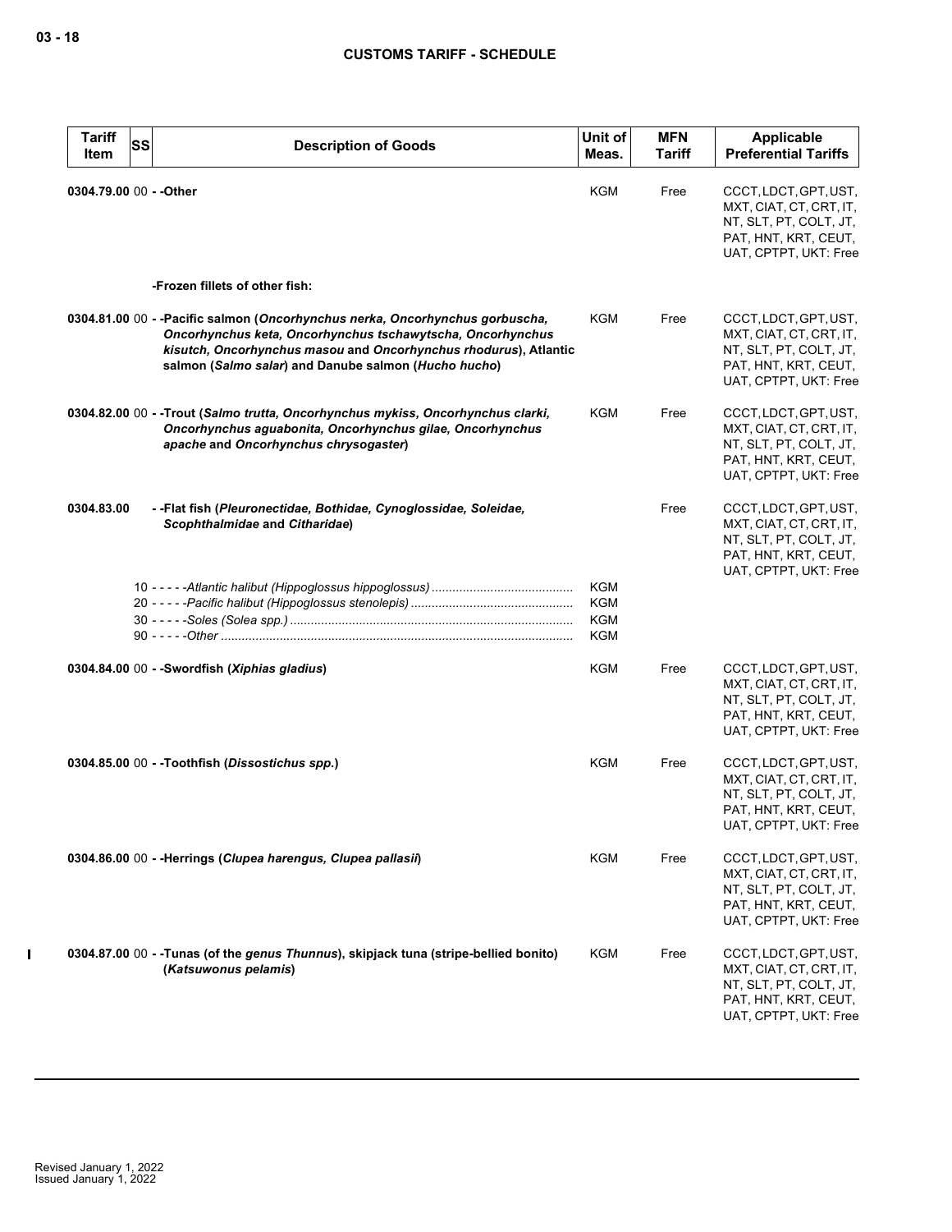| Tariff Item | SS | Description of Goods | Unit of Meas. | MFN Tariff | Applicable Preferential Tariffs |
|---|---|---|---|---|---|
| 0304.79.00 | 00 | - -Other | KGM | Free | CCCT, LDCT, GPT, UST, MXT, CIAT, CT, CRT, IT, NT, SLT, PT, COLT, JT, PAT, HNT, KRT, CEUT, UAT, CPTPT, UKT: Free |
| | | -Frozen fillets of other fish: | | | |
| 0304.81.00 | 00 | - -Pacific salmon (*Oncorhynchus nerka, Oncorhynchus gorbuscha, Oncorhynchus keta, Oncorhynchus tschawytscha, Oncorhynchus kisutch, Oncorhynchus masou* and *Oncorhynchus rhodurus*), Atlantic salmon (*Salmo salar*) and Danube salmon (*Hucho hucho*) | KGM | Free | CCCT, LDCT, GPT, UST, MXT, CIAT, CT, CRT, IT, NT, SLT, PT, COLT, JT, PAT, HNT, KRT, CEUT, UAT, CPTPT, UKT: Free |
| 0304.82.00 | 00 | - -Trout (*Salmo trutta, Oncorhynchus mykiss, Oncorhynchus clarki, Oncorhynchus aguabonita, Oncorhynchus gilae, Oncorhynchus apache* and *Oncorhynchus chrysogaster*) | KGM | Free | CCCT, LDCT, GPT, UST, MXT, CIAT, CT, CRT, IT, NT, SLT, PT, COLT, JT, PAT, HNT, KRT, CEUT, UAT, CPTPT, UKT: Free |
| 0304.83.00 | | - -Flat fish (*Pleuronectidae, Bothidae, Cynoglossidae, Soleidae, Scophthalmidae* and *Citharidae*) | | Free | CCCT, LDCT, GPT, UST, MXT, CIAT, CT, CRT, IT, NT, SLT, PT, COLT, JT, PAT, HNT, KRT, CEUT, UAT, CPTPT, UKT: Free |
| | 10 | - - - - -*Atlantic halibut (Hippoglossus hippoglossus)* | KGM | | |
| | 20 | - - - - -*Pacific halibut (Hippoglossus stenolepis)* | KGM | | |
| | 30 | - - - - -*Soles (Solea spp.)* | KGM | | |
| | 90 | - - - - -*Other* | KGM | | |
| 0304.84.00 | 00 | - -Swordfish (*Xiphias gladius*) | KGM | Free | CCCT, LDCT, GPT, UST, MXT, CIAT, CT, CRT, IT, NT, SLT, PT, COLT, JT, PAT, HNT, KRT, CEUT, UAT, CPTPT, UKT: Free |
| 0304.85.00 | 00 | - -Toothfish (*Dissostichus spp.*) | KGM | Free | CCCT, LDCT, GPT, UST, MXT, CIAT, CT, CRT, IT, NT, SLT, PT, COLT, JT, PAT, HNT, KRT, CEUT, UAT, CPTPT, UKT: Free |
| 0304.86.00 | 00 | - -Herrings (*Clupea harengus, Clupea pallasii*) | KGM | Free | CCCT, LDCT, GPT, UST, MXT, CIAT, CT, CRT, IT, NT, SLT, PT, COLT, JT, PAT, HNT, KRT, CEUT, UAT, CPTPT, UKT: Free |
| 0304.87.00 | 00 | - -Tunas (of the *genus Thunnus*), skipjack tuna (stripe-bellied bonito) (*Katsuwonus pelamis*) | KGM | Free | CCCT, LDCT, GPT, UST, MXT, CIAT, CT, CRT, IT, NT, SLT, PT, COLT, JT, PAT, HNT, KRT, CEUT, UAT, CPTPT, UKT: Free |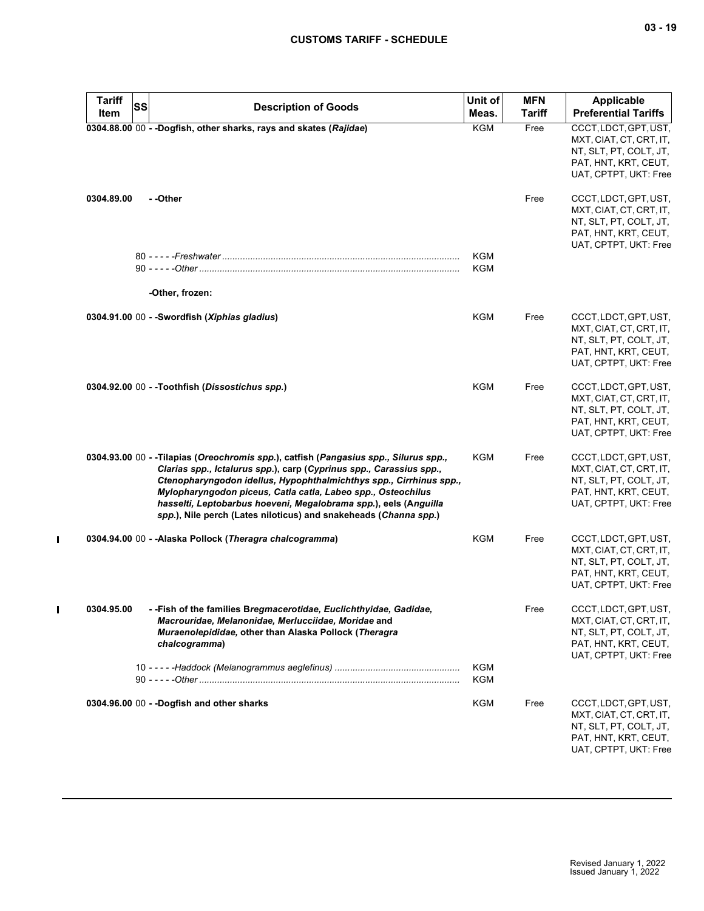| Tariff Item | SS | Description of Goods | Unit of Meas. | MFN Tariff | Applicable Preferential Tariffs |
|---|---|---|---|---|---|
| 0304.88.00 | 00 | - -Dogfish, other sharks, rays and skates (*Rajidae*) | KGM | Free | CCCT, LDCT, GPT, UST, MXT, CIAT, CT, CRT, IT, NT, SLT, PT, COLT, JT, PAT, HNT, KRT, CEUT, UAT, CPTPT, UKT: Free |
| 0304.89.00 | | - -Other | | Free | CCCT, LDCT, GPT, UST, MXT, CIAT, CT, CRT, IT, NT, SLT, PT, COLT, JT, PAT, HNT, KRT, CEUT, UAT, CPTPT, UKT: Free |
| | 80 | - - - - -*Freshwater* | KGM | | |
| | 90 | - - - - -*Other* | KGM | | |
| | | -Other, frozen: | | | |
| 0304.91.00 | 00 | - -Swordfish (*Xiphias gladius*) | KGM | Free | CCCT, LDCT, GPT, UST, MXT, CIAT, CT, CRT, IT, NT, SLT, PT, COLT, JT, PAT, HNT, KRT, CEUT, UAT, CPTPT, UKT: Free |
| 0304.92.00 | 00 | - -Toothfish (*Dissostichus spp.*) | KGM | Free | CCCT, LDCT, GPT, UST, MXT, CIAT, CT, CRT, IT, NT, SLT, PT, COLT, JT, PAT, HNT, KRT, CEUT, UAT, CPTPT, UKT: Free |
| 0304.93.00 | 00 | - -Tilapias (*Oreochromis spp.*), catfish (*Pangasius spp., Silurus spp., Clarias spp., Ictalurus spp.*), carp (*Cyprinus spp., Carassius spp., Ctenopharyngodon idellus, Hypophthalmichthys spp., Cirrhinus spp., Mylopharyngodon piceus, Catla catla, Labeo spp., Osteochilus hasselti, Leptobarbus hoeveni, Megalobrama spp.*), eels (*Anguilla spp.*), Nile perch (Lates niloticus) and snakeheads (*Channa spp.*) | KGM | Free | CCCT, LDCT, GPT, UST, MXT, CIAT, CT, CRT, IT, NT, SLT, PT, COLT, JT, PAT, HNT, KRT, CEUT, UAT, CPTPT, UKT: Free |
| 0304.94.00 | 00 | - -Alaska Pollock (*Theragra chalcogramma*) | KGM | Free | CCCT, LDCT, GPT, UST, MXT, CIAT, CT, CRT, IT, NT, SLT, PT, COLT, JT, PAT, HNT, KRT, CEUT, UAT, CPTPT, UKT: Free |
| 0304.95.00 | | - -Fish of the families B*regmacerotidae, Euclichthyidae, Gadidae, Macrouridae, Melanonidae, Merlucciidae, Moridae* and *Muraenolepididae,* other than Alaska Pollock (*Theragra chalcogramma*) | | Free | CCCT, LDCT, GPT, UST, MXT, CIAT, CT, CRT, IT, NT, SLT, PT, COLT, JT, PAT, HNT, KRT, CEUT, UAT, CPTPT, UKT: Free |
| | 10 | - - - - -*Haddock (Melanogrammus aeglefinus)* | KGM | | |
| | 90 | - - - - -*Other* | KGM | | |
| 0304.96.00 | 00 | - -Dogfish and other sharks | KGM | Free | CCCT, LDCT, GPT, UST, MXT, CIAT, CT, CRT, IT, NT, SLT, PT, COLT, JT, PAT, HNT, KRT, CEUT, UAT, CPTPT, UKT: Free |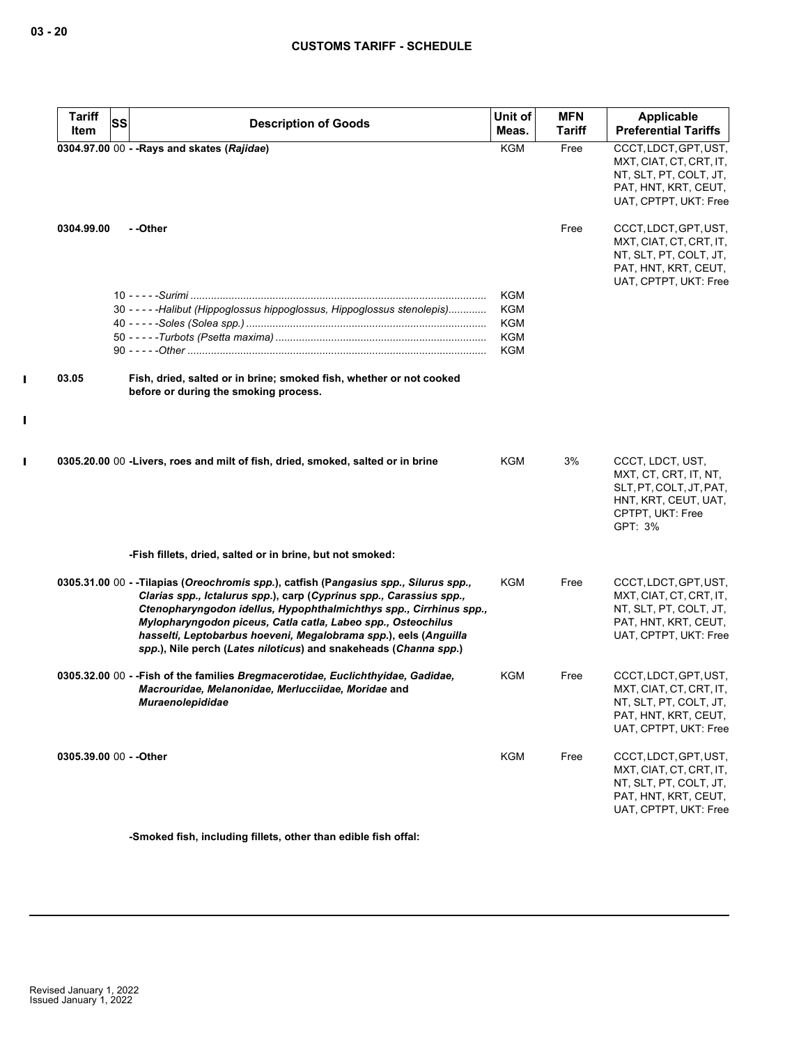| Tariff Item | SS | Description of Goods | Unit of Meas. | MFN Tariff | Applicable Preferential Tariffs |
|---|---|---|---|---|---|
| 0304.97.00 | 00 | - -Rays and skates (*Rajidae*) | KGM | Free | CCCT, LDCT, GPT, UST, MXT, CIAT, CT, CRT, IT, NT, SLT, PT, COLT, JT, PAT, HNT, KRT, CEUT, UAT, CPTPT, UKT: Free |
| 0304.99.00 | | - -Other | | Free | CCCT, LDCT, GPT, UST, MXT, CIAT, CT, CRT, IT, NT, SLT, PT, COLT, JT, PAT, HNT, KRT, CEUT, UAT, CPTPT, UKT: Free |
| | 10 | - - - - -*Surimi* | KGM | | |
| | 30 | - - - - -*Halibut (Hippoglossus hippoglossus, Hippoglossus stenolepis)* | KGM | | |
| | 40 | - - - - -*Soles (Solea spp.)* | KGM | | |
| | 50 | - - - - -*Turbots (Psetta maxima)* | KGM | | |
| | 90 | - - - - -*Other* | KGM | | |
| 03.05 | | **Fish, dried, salted or in brine; smoked fish, whether or not cooked before or during the smoking process.** | | | |
| 0305.20.00 | 00 | -Livers, roes and milt of fish, dried, smoked, salted or in brine | KGM | 3% | CCCT, LDCT, UST, MXT, CT, CRT, IT, NT, SLT, PT, COLT, JT, PAT, HNT, KRT, CEUT, UAT, CPTPT, UKT: Free<br>GPT: 3% |
| | | -Fish fillets, dried, salted or in brine, but not smoked: | | | |
| 0305.31.00 | 00 | - -Tilapias (*Oreochromis spp.*), catfish (*Pangasius spp., Silurus spp., Clarias spp., Ictalurus spp.*), carp (*Cyprinus spp., Carassius spp., Ctenopharyngodon idellus, Hypophthalmichthys spp., Cirrhinus spp., Mylopharyngodon piceus, Catla catla, Labeo spp., Osteochilus hasselti, Leptobarbus hoeveni, Megalobrama spp.*), eels (*Anguilla spp.*), Nile perch (*Lates niloticus*) and snakeheads (*Channa spp.*) | KGM | Free | CCCT, LDCT, GPT, UST, MXT, CIAT, CT, CRT, IT, NT, SLT, PT, COLT, JT, PAT, HNT, KRT, CEUT, UAT, CPTPT, UKT: Free |
| 0305.32.00 | 00 | - -Fish of the families *Bregmacerotidae, Euclichthyidae, Gadidae, Macrouridae, Melanonidae, Merlucciidae, Moridae* and *Muraenolepididae* | KGM | Free | CCCT, LDCT, GPT, UST, MXT, CIAT, CT, CRT, IT, NT, SLT, PT, COLT, JT, PAT, HNT, KRT, CEUT, UAT, CPTPT, UKT: Free |
| 0305.39.00 | 00 | - -Other | KGM | Free | CCCT, LDCT, GPT, UST, MXT, CIAT, CT, CRT, IT, NT, SLT, PT, COLT, JT, PAT, HNT, KRT, CEUT, UAT, CPTPT, UKT: Free |
| | | -Smoked fish, including fillets, other than edible fish offal: | | | |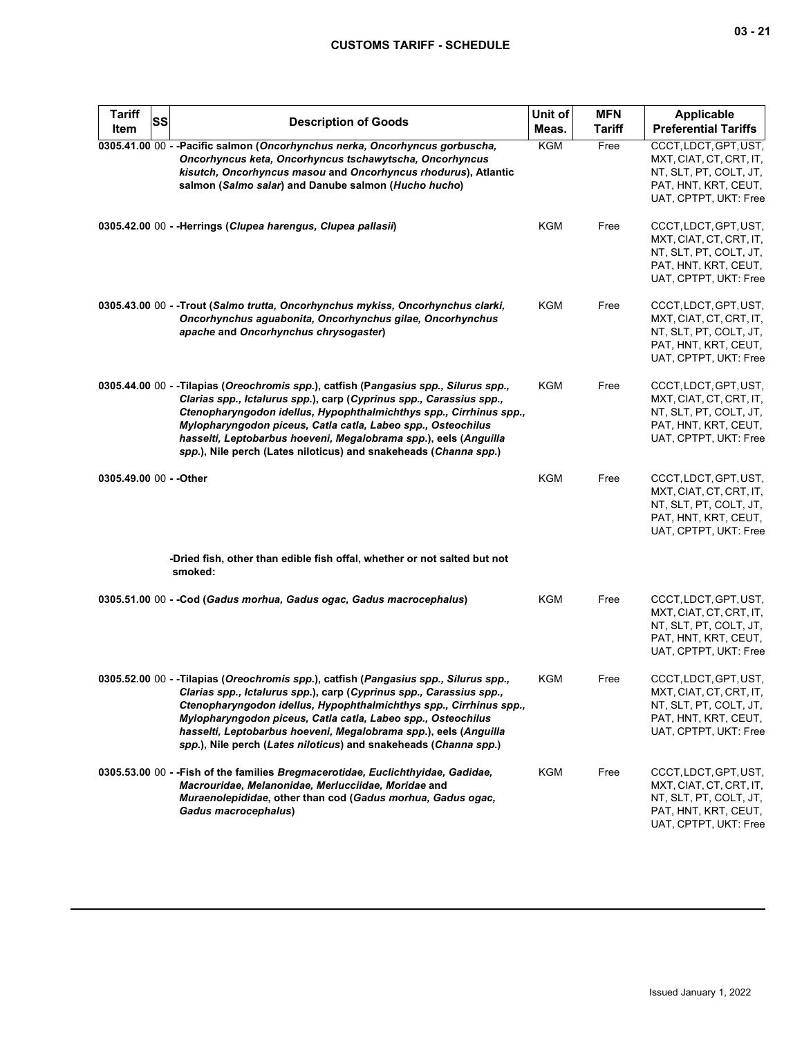| Tariff Item | SS | Description of Goods | Unit of Meas. | MFN Tariff | Applicable Preferential Tariffs |
|---|---|---|---|---|---|
| 0305.41.00 | 00 | - -Pacific salmon (*Oncorhynchus nerka, Oncorhyncus gorbuscha, Oncorhyncus keta, Oncorhyncus tschawytscha, Oncorhyncus kisutch, Oncorhyncus masou* and *Oncorhyncus rhodurus*), Atlantic salmon (*Salmo salar*) and Danube salmon (*Hucho hucho*) | KGM | Free | CCCT, LDCT, GPT, UST, MXT, CIAT, CT, CRT, IT, NT, SLT, PT, COLT, JT, PAT, HNT, KRT, CEUT, UAT, CPTPT, UKT: Free |
| 0305.42.00 | 00 | - -Herrings (*Clupea harengus, Clupea pallasii*) | KGM | Free | CCCT, LDCT, GPT, UST, MXT, CIAT, CT, CRT, IT, NT, SLT, PT, COLT, JT, PAT, HNT, KRT, CEUT, UAT, CPTPT, UKT: Free |
| 0305.43.00 | 00 | - -Trout (*Salmo trutta, Oncorhynchus mykiss, Oncorhynchus clarki, Oncorhynchus aguabonita, Oncorhynchus gilae, Oncorhynchus apache* and *Oncorhynchus chrysogaster*) | KGM | Free | CCCT, LDCT, GPT, UST, MXT, CIAT, CT, CRT, IT, NT, SLT, PT, COLT, JT, PAT, HNT, KRT, CEUT, UAT, CPTPT, UKT: Free |
| 0305.44.00 | 00 | - -Tilapias (*Oreochromis spp.*), catfish (P*angasius spp., Silurus spp., Clarias spp., Ictalurus spp.*), carp (*Cyprinus spp., Carassius spp., Ctenopharyngodon idellus, Hypophthalmichthys spp., Cirrhinus spp., Mylopharyngodon piceus, Catla catla, Labeo spp., Osteochilus hasselti, Leptobarbus hoeveni, Megalobrama spp.*), eels (*Anguilla spp.*), Nile perch (Lates niloticus) and snakeheads (*Channa spp.*) | KGM | Free | CCCT, LDCT, GPT, UST, MXT, CIAT, CT, CRT, IT, NT, SLT, PT, COLT, JT, PAT, HNT, KRT, CEUT, UAT, CPTPT, UKT: Free |
| 0305.49.00 | 00 | - -Other | KGM | Free | CCCT, LDCT, GPT, UST, MXT, CIAT, CT, CRT, IT, NT, SLT, PT, COLT, JT, PAT, HNT, KRT, CEUT, UAT, CPTPT, UKT: Free |
| | | -Dried fish, other than edible fish offal, whether or not salted but not smoked: | | | |
| 0305.51.00 | 00 | - -Cod (*Gadus morhua, Gadus ogac, Gadus macrocephalus*) | KGM | Free | CCCT, LDCT, GPT, UST, MXT, CIAT, CT, CRT, IT, NT, SLT, PT, COLT, JT, PAT, HNT, KRT, CEUT, UAT, CPTPT, UKT: Free |
| 0305.52.00 | 00 | - -Tilapias (*Oreochromis spp.*), catfish (*Pangasius spp., Silurus spp., Clarias spp., Ictalurus spp.*), carp (*Cyprinus spp., Carassius spp., Ctenopharyngodon idellus, Hypophthalmichthys spp., Cirrhinus spp., Mylopharyngodon piceus, Catla catla, Labeo spp., Osteochilus hasselti, Leptobarbus hoeveni, Megalobrama spp.*), eels (*Anguilla spp.*), Nile perch (*Lates niloticus*) and snakeheads (*Channa spp.*) | KGM | Free | CCCT, LDCT, GPT, UST, MXT, CIAT, CT, CRT, IT, NT, SLT, PT, COLT, JT, PAT, HNT, KRT, CEUT, UAT, CPTPT, UKT: Free |
| 0305.53.00 | 00 | - -Fish of the families *Bregmacerotidae, Euclichthyidae, Gadidae, Macrouridae, Melanonidae, Merlucciidae, Moridae* and *Muraenolepididae*, other than cod (*Gadus morhua, Gadus ogac, Gadus macrocephalus*) | KGM | Free | CCCT, LDCT, GPT, UST, MXT, CIAT, CT, CRT, IT, NT, SLT, PT, COLT, JT, PAT, HNT, KRT, CEUT, UAT, CPTPT, UKT: Free |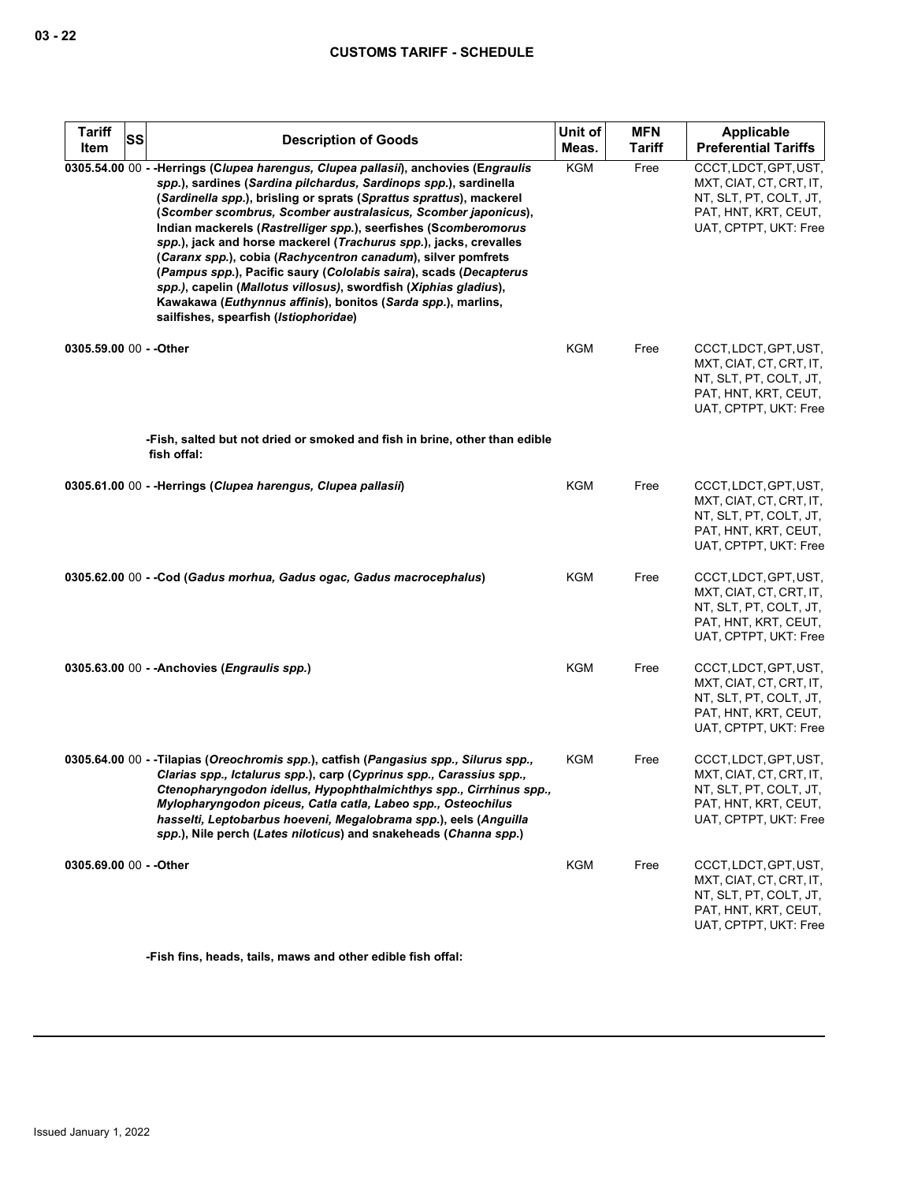| Tariff Item | SS | Description of Goods | Unit of Meas. | MFN Tariff | Applicable Preferential Tariffs |
|---|---|---|---|---|---|
| 0305.54.00 | 00 | - -Herrings (*Clupea harengus, Clupea pallasii*), anchovies (*Engraulis spp.*), sardines (*Sardina pilchardus, Sardinops spp.*), sardinella (*Sardinella spp.*), brisling or sprats (*Sprattus sprattus*), mackerel (*Scomber scombrus, Scomber australasicus, Scomber japonicus*), Indian mackerels (*Rastrelliger spp.*), seerfishes (*Scomberomorus spp.*), jack and horse mackerel (*Trachurus spp.*), jacks, crevalles (*Caranx spp.*), cobia (*Rachycentron canadum*), silver pomfrets (*Pampus spp.*), Pacific saury (*Cololabis saira*), scads (*Decapterus spp.)*, capelin (*Mallotus villosus)*, swordfish (*Xiphias gladius*), Kawakawa (*Euthynnus affinis*), bonitos (*Sarda spp.*), marlins, sailfishes, spearfish (*Istiophoridae*) | KGM | Free | CCCT, LDCT, GPT, UST, MXT, CIAT, CT, CRT, IT, NT, SLT, PT, COLT, JT, PAT, HNT, KRT, CEUT, UAT, CPTPT, UKT: Free |
| 0305.59.00 | 00 | - -Other | KGM | Free | CCCT, LDCT, GPT, UST, MXT, CIAT, CT, CRT, IT, NT, SLT, PT, COLT, JT, PAT, HNT, KRT, CEUT, UAT, CPTPT, UKT: Free |
| | | -Fish, salted but not dried or smoked and fish in brine, other than edible fish offal: | | | |
| 0305.61.00 | 00 | - -Herrings (*Clupea harengus, Clupea pallasii*) | KGM | Free | CCCT, LDCT, GPT, UST, MXT, CIAT, CT, CRT, IT, NT, SLT, PT, COLT, JT, PAT, HNT, KRT, CEUT, UAT, CPTPT, UKT: Free |
| 0305.62.00 | 00 | - -Cod (*Gadus morhua, Gadus ogac, Gadus macrocephalus*) | KGM | Free | CCCT, LDCT, GPT, UST, MXT, CIAT, CT, CRT, IT, NT, SLT, PT, COLT, JT, PAT, HNT, KRT, CEUT, UAT, CPTPT, UKT: Free |
| 0305.63.00 | 00 | - -Anchovies (*Engraulis spp.*) | KGM | Free | CCCT, LDCT, GPT, UST, MXT, CIAT, CT, CRT, IT, NT, SLT, PT, COLT, JT, PAT, HNT, KRT, CEUT, UAT, CPTPT, UKT: Free |
| 0305.64.00 | 00 | - -Tilapias (*Oreochromis spp.*), catfish (*Pangasius spp., Silurus spp., Clarias spp., Ictalurus spp.*), carp (*Cyprinus spp., Carassius spp., Ctenopharyngodon idellus, Hypophthalmichthys spp., Cirrhinus spp., Mylopharyngodon piceus, Catla catla, Labeo spp., Osteochilus hasselti, Leptobarbus hoeveni, Megalobrama spp.*), eels (*Anguilla spp.*), Nile perch (*Lates niloticus*) and snakeheads (*Channa spp.*) | KGM | Free | CCCT, LDCT, GPT, UST, MXT, CIAT, CT, CRT, IT, NT, SLT, PT, COLT, JT, PAT, HNT, KRT, CEUT, UAT, CPTPT, UKT: Free |
| 0305.69.00 | 00 | - -Other | KGM | Free | CCCT, LDCT, GPT, UST, MXT, CIAT, CT, CRT, IT, NT, SLT, PT, COLT, JT, PAT, HNT, KRT, CEUT, UAT, CPTPT, UKT: Free |
| | | -Fish fins, heads, tails, maws and other edible fish offal: | | | |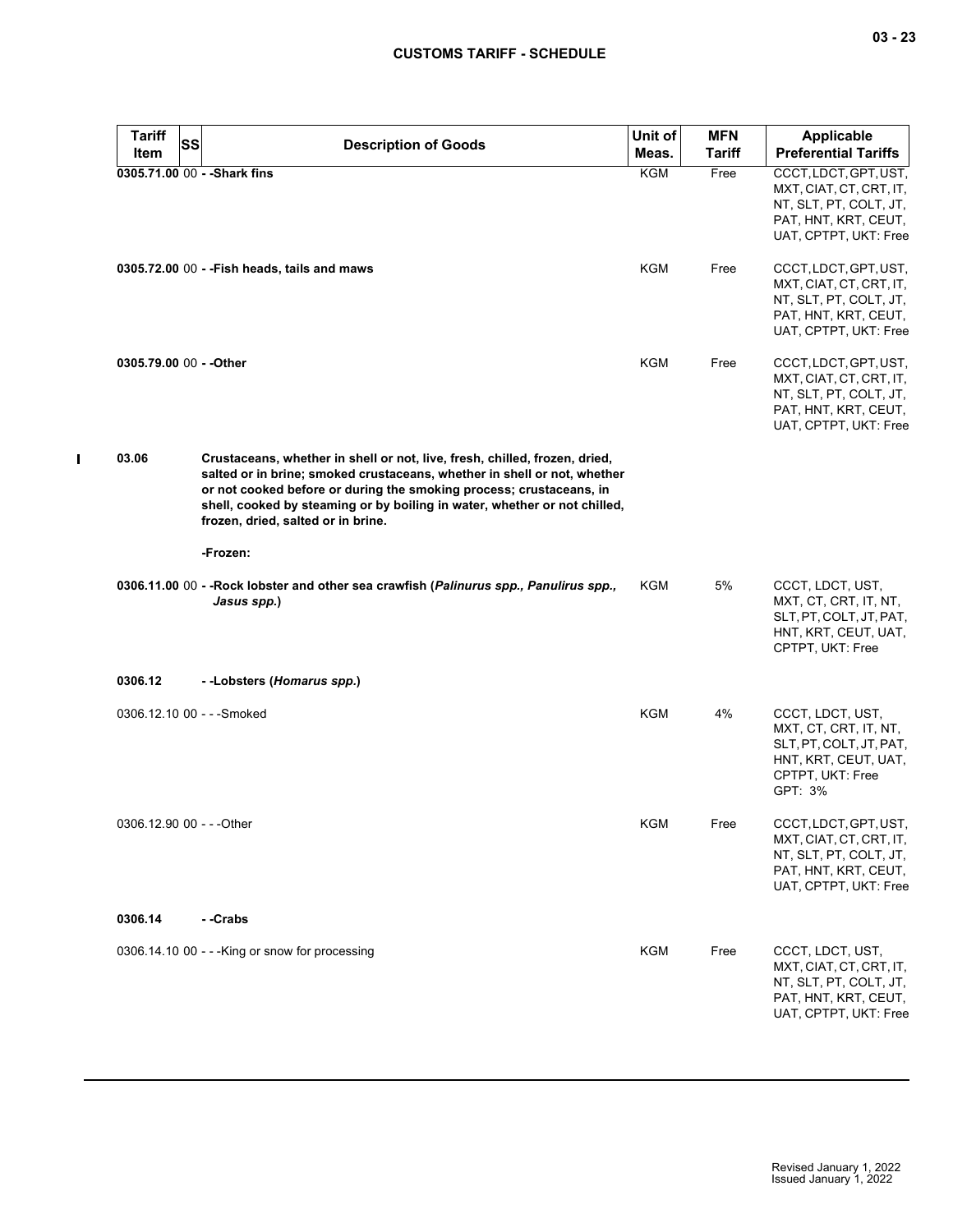| Tariff Item | SS | Description of Goods | Unit of Meas. | MFN Tariff | Applicable Preferential Tariffs |
|---|---|---|---|---|---|
| **0305.71.00** | 00 | **- -Shark fins** | KGM | Free | CCCT, LDCT, GPT, UST, MXT, CIAT, CT, CRT, IT, NT, SLT, PT, COLT, JT, PAT, HNT, KRT, CEUT, UAT, CPTPT, UKT: Free |
| **0305.72.00** | 00 | **- -Fish heads, tails and maws** | KGM | Free | CCCT, LDCT, GPT, UST, MXT, CIAT, CT, CRT, IT, NT, SLT, PT, COLT, JT, PAT, HNT, KRT, CEUT, UAT, CPTPT, UKT: Free |
| **0305.79.00** | 00 | **- -Other** | KGM | Free | CCCT, LDCT, GPT, UST, MXT, CIAT, CT, CRT, IT, NT, SLT, PT, COLT, JT, PAT, HNT, KRT, CEUT, UAT, CPTPT, UKT: Free |
| **03.06** | | **Crustaceans, whether in shell or not, live, fresh, chilled, frozen, dried, salted or in brine; smoked crustaceans, whether in shell or not, whether or not cooked before or during the smoking process; crustaceans, in shell, cooked by steaming or by boiling in water, whether or not chilled, frozen, dried, salted or in brine.** | | | |
| | | **-Frozen:** | | | |
| **0306.11.00** | 00 | **- -Rock lobster and other sea crawfish (*Palinurus spp., Panulirus spp., Jasus spp.*)** | KGM | 5% | CCCT, LDCT, UST, MXT, CT, CRT, IT, NT, SLT, PT, COLT, JT, PAT, HNT, KRT, CEUT, UAT, CPTPT, UKT: Free |
| **0306.12** | | **- -Lobsters (*Homarus spp.*)** | | | |
| 0306.12.10 | 00 | - - -Smoked | KGM | 4% | CCCT, LDCT, UST, MXT, CT, CRT, IT, NT, SLT, PT, COLT, JT, PAT, HNT, KRT, CEUT, UAT, CPTPT, UKT: Free<br>GPT: 3% |
| 0306.12.90 | 00 | - - -Other | KGM | Free | CCCT, LDCT, GPT, UST, MXT, CIAT, CT, CRT, IT, NT, SLT, PT, COLT, JT, PAT, HNT, KRT, CEUT, UAT, CPTPT, UKT: Free |
| **0306.14** | | **- -Crabs** | | | |
| 0306.14.10 | 00 | - - -King or snow for processing | KGM | Free | CCCT, LDCT, UST, MXT, CIAT, CT, CRT, IT, NT, SLT, PT, COLT, JT, PAT, HNT, KRT, CEUT, UAT, CPTPT, UKT: Free |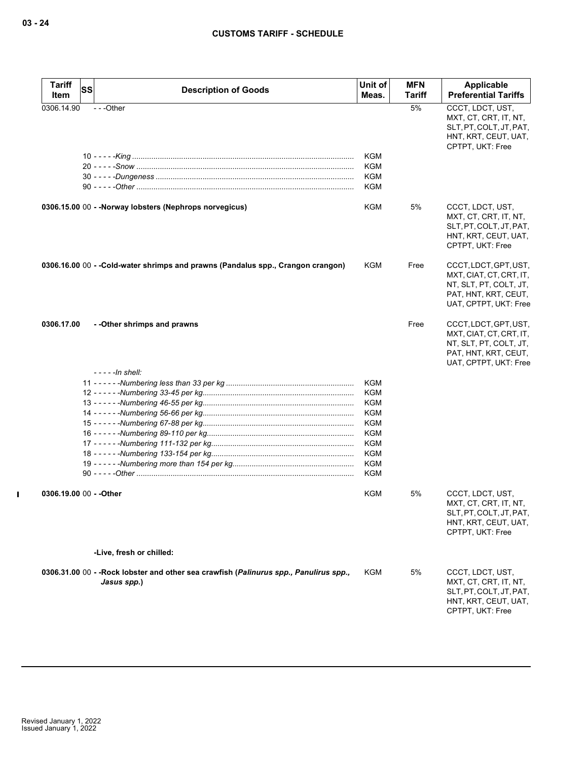| Tariff Item | SS | Description of Goods | Unit of Meas. | MFN Tariff | Applicable Preferential Tariffs |
|---|---|---|---|---|---|
| 0306.14.90 | | - - -Other | | 5% | CCCT, LDCT, UST, MXT, CT, CRT, IT, NT, SLT, PT, COLT, JT, PAT, HNT, KRT, CEUT, UAT, CPTPT, UKT: Free |
| | 10 | - - - - -*King* | KGM | | |
| | 20 | - - - - -*Snow* | KGM | | |
| | 30 | - - - - -*Dungeness* | KGM | | |
| | 90 | - - - - -*Other* | KGM | | |
| **0306.15.00** | 00 | **- -Norway lobsters (Nephrops norvegicus)** | KGM | 5% | CCCT, LDCT, UST, MXT, CT, CRT, IT, NT, SLT, PT, COLT, JT, PAT, HNT, KRT, CEUT, UAT, CPTPT, UKT: Free |
| **0306.16.00** | 00 | **- -Cold-water shrimps and prawns (Pandalus spp., Crangon crangon)** | KGM | Free | CCCT, LDCT, GPT, UST, MXT, CIAT, CT, CRT, IT, NT, SLT, PT, COLT, JT, PAT, HNT, KRT, CEUT, UAT, CPTPT, UKT: Free |
| **0306.17.00** | | **- -Other shrimps and prawns** | | Free | CCCT, LDCT, GPT, UST, MXT, CIAT, CT, CRT, IT, NT, SLT, PT, COLT, JT, PAT, HNT, KRT, CEUT, UAT, CPTPT, UKT: Free |
| | | - - - - -*In shell:* | | | |
| | 11 | - - - - - -*Numbering less than 33 per kg* | KGM | | |
| | 12 | - - - - - -*Numbering 33-45 per kg* | KGM | | |
| | 13 | - - - - - -*Numbering 46-55 per kg* | KGM | | |
| | 14 | - - - - - -*Numbering 56-66 per kg* | KGM | | |
| | 15 | - - - - - -*Numbering 67-88 per kg* | KGM | | |
| | 16 | - - - - - -*Numbering 89-110 per kg* | KGM | | |
| | 17 | - - - - - -*Numbering 111-132 per kg* | KGM | | |
| | 18 | - - - - - -*Numbering 133-154 per kg* | KGM | | |
| | 19 | - - - - - -*Numbering more than 154 per kg* | KGM | | |
| | 90 | - - - - -*Other* | KGM | | |
| **0306.19.00** | 00 | **- -Other** | KGM | 5% | CCCT, LDCT, UST, MXT, CT, CRT, IT, NT, SLT, PT, COLT, JT, PAT, HNT, KRT, CEUT, UAT, CPTPT, UKT: Free |
| | | **-Live, fresh or chilled:** | | | |
| **0306.31.00** | 00 | **- -Rock lobster and other sea crawfish (*Palinurus spp., Panulirus spp., Jasus spp.*)** | KGM | 5% | CCCT, LDCT, UST, MXT, CT, CRT, IT, NT, SLT, PT, COLT, JT, PAT, HNT, KRT, CEUT, UAT, CPTPT, UKT: Free |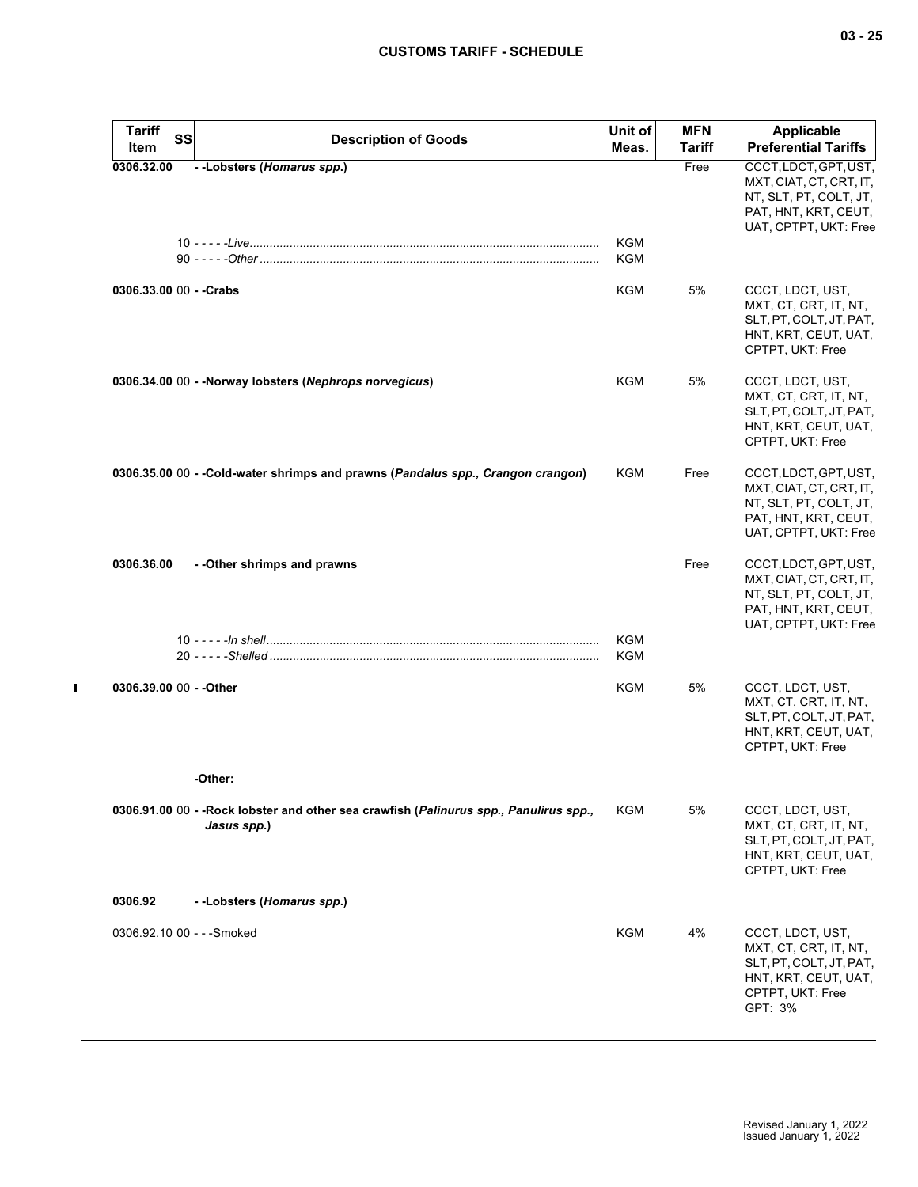| Tariff Item | SS | Description of Goods | Unit of Meas. | MFN Tariff | Applicable Preferential Tariffs |
|---|---|---|---|---|---|
| **0306.32.00** | | **- -Lobsters (*Homarus spp.*)** | | Free | CCCT, LDCT, GPT, UST, MXT, CIAT, CT, CRT, IT, NT, SLT, PT, COLT, JT, PAT, HNT, KRT, CEUT, UAT, CPTPT, UKT: Free |
| | 10 | - - - - -*Live* | KGM | | |
| | 90 | - - - - -*Other* | KGM | | |
| **0306.33.00** | 00 | **- -Crabs** | KGM | 5% | CCCT, LDCT, UST, MXT, CT, CRT, IT, NT, SLT, PT, COLT, JT, PAT, HNT, KRT, CEUT, UAT, CPTPT, UKT: Free |
| **0306.34.00** | 00 | **- -Norway lobsters (*Nephrops norvegicus*)** | KGM | 5% | CCCT, LDCT, UST, MXT, CT, CRT, IT, NT, SLT, PT, COLT, JT, PAT, HNT, KRT, CEUT, UAT, CPTPT, UKT: Free |
| **0306.35.00** | 00 | **- -Cold-water shrimps and prawns (*Pandalus spp., Crangon crangon*)** | KGM | Free | CCCT, LDCT, GPT, UST, MXT, CIAT, CT, CRT, IT, NT, SLT, PT, COLT, JT, PAT, HNT, KRT, CEUT, UAT, CPTPT, UKT: Free |
| **0306.36.00** | | **- -Other shrimps and prawns** | | Free | CCCT, LDCT, GPT, UST, MXT, CIAT, CT, CRT, IT, NT, SLT, PT, COLT, JT, PAT, HNT, KRT, CEUT, UAT, CPTPT, UKT: Free |
| | 10 | - - - - -*In shell* | KGM | | |
| | 20 | - - - - -*Shelled* | KGM | | |
| **0306.39.00** | 00 | **- -Other** | KGM | 5% | CCCT, LDCT, UST, MXT, CT, CRT, IT, NT, SLT, PT, COLT, JT, PAT, HNT, KRT, CEUT, UAT, CPTPT, UKT: Free |
| | | **-Other:** | | | |
| **0306.91.00** | 00 | **- -Rock lobster and other sea crawfish (*Palinurus spp., Panulirus spp., Jasus spp.*)** | KGM | 5% | CCCT, LDCT, UST, MXT, CT, CRT, IT, NT, SLT, PT, COLT, JT, PAT, HNT, KRT, CEUT, UAT, CPTPT, UKT: Free |
| **0306.92** | | **- -Lobsters (*Homarus spp.*)** | | | |
| 0306.92.10 | 00 | - - -Smoked | KGM | 4% | CCCT, LDCT, UST, MXT, CT, CRT, IT, NT, SLT, PT, COLT, JT, PAT, HNT, KRT, CEUT, UAT, CPTPT, UKT: Free<br>GPT: 3% |

Revised January 1, 2022
Issued January 1, 2022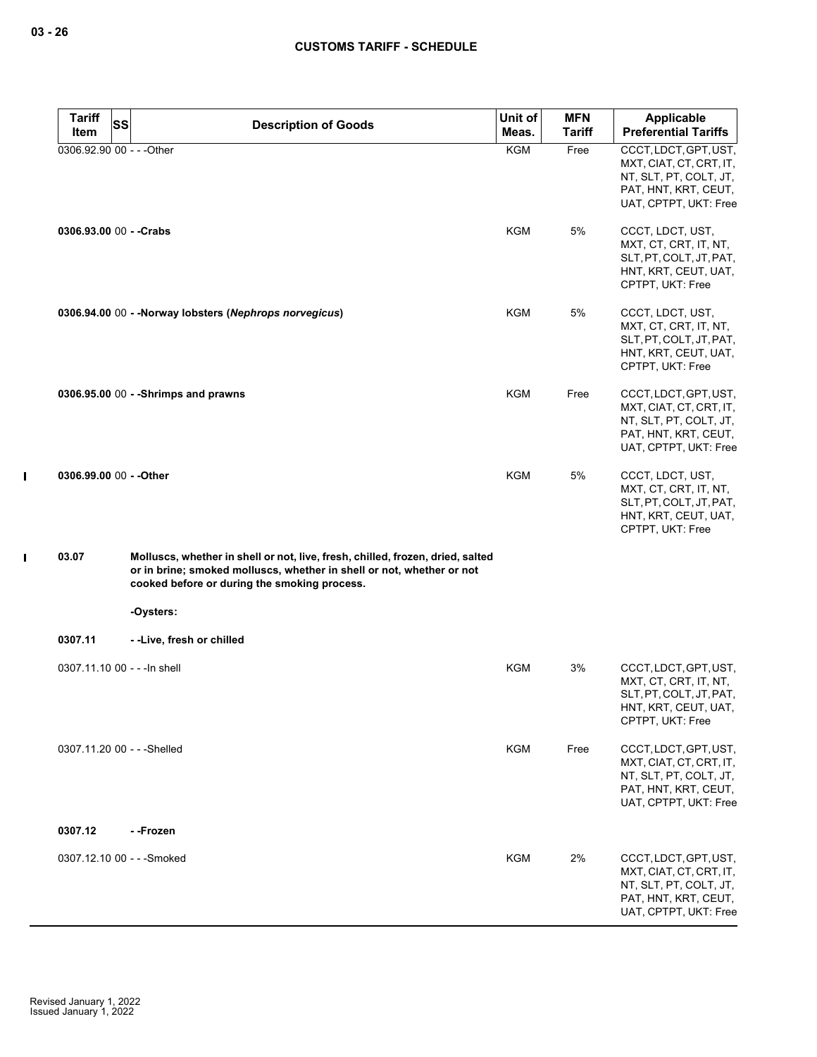| Tariff Item | SS | Description of Goods | Unit of Meas. | MFN Tariff | Applicable Preferential Tariffs |
|---|---|---|---|---|---|
| 0306.92.90 | 00 | - - -Other | KGM | Free | CCCT, LDCT, GPT, UST, MXT, CIAT, CT, CRT, IT, NT, SLT, PT, COLT, JT, PAT, HNT, KRT, CEUT, UAT, CPTPT, UKT: Free |
| **0306.93.00** | 00 | **- -Crabs** | KGM | 5% | CCCT, LDCT, UST, MXT, CT, CRT, IT, NT, SLT, PT, COLT, JT, PAT, HNT, KRT, CEUT, UAT, CPTPT, UKT: Free |
| **0306.94.00** | 00 | **- -Norway lobsters (*Nephrops norvegicus*)** | KGM | 5% | CCCT, LDCT, UST, MXT, CT, CRT, IT, NT, SLT, PT, COLT, JT, PAT, HNT, KRT, CEUT, UAT, CPTPT, UKT: Free |
| **0306.95.00** | 00 | **- -Shrimps and prawns** | KGM | Free | CCCT, LDCT, GPT, UST, MXT, CIAT, CT, CRT, IT, NT, SLT, PT, COLT, JT, PAT, HNT, KRT, CEUT, UAT, CPTPT, UKT: Free |
| **0306.99.00** | 00 | **- -Other** | KGM | 5% | CCCT, LDCT, UST, MXT, CT, CRT, IT, NT, SLT, PT, COLT, JT, PAT, HNT, KRT, CEUT, UAT, CPTPT, UKT: Free |
| **03.07** | | **Molluscs, whether in shell or not, live, fresh, chilled, frozen, dried, salted or in brine; smoked molluscs, whether in shell or not, whether or not cooked before or during the smoking process.** | | | |
| | | **-Oysters:** | | | |
| **0307.11** | | **- -Live, fresh or chilled** | | | |
| 0307.11.10 | 00 | - - -In shell | KGM | 3% | CCCT, LDCT, GPT, UST, MXT, CT, CRT, IT, NT, SLT, PT, COLT, JT, PAT, HNT, KRT, CEUT, UAT, CPTPT, UKT: Free |
| 0307.11.20 | 00 | - - -Shelled | KGM | Free | CCCT, LDCT, GPT, UST, MXT, CIAT, CT, CRT, IT, NT, SLT, PT, COLT, JT, PAT, HNT, KRT, CEUT, UAT, CPTPT, UKT: Free |
| **0307.12** | | **- -Frozen** | | | |
| 0307.12.10 | 00 | - - -Smoked | KGM | 2% | CCCT, LDCT, GPT, UST, MXT, CIAT, CT, CRT, IT, NT, SLT, PT, COLT, JT, PAT, HNT, KRT, CEUT, UAT, CPTPT, UKT: Free |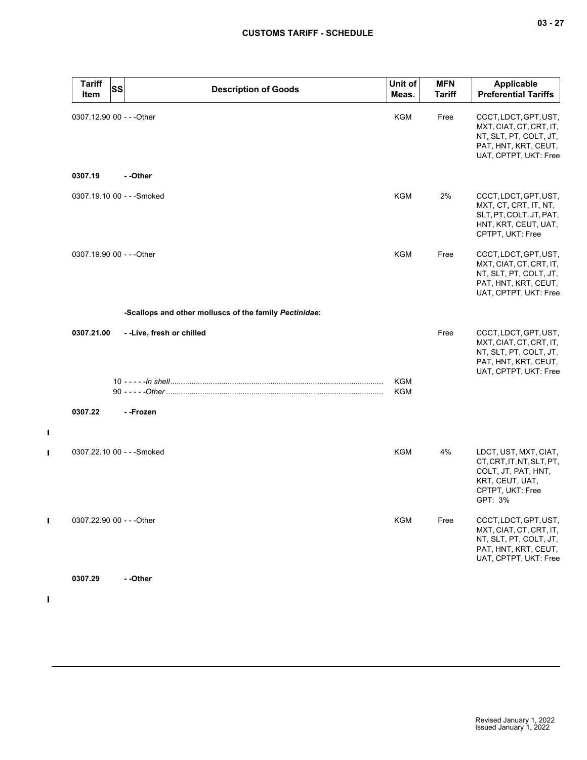| Tariff Item | SS | Description of Goods | Unit of Meas. | MFN Tariff | Applicable Preferential Tariffs |
|---|---|---|---|---|---|
| 0307.12.90 | 00 | - - -Other | KGM | Free | CCCT, LDCT, GPT, UST, MXT, CIAT, CT, CRT, IT, NT, SLT, PT, COLT, JT, PAT, HNT, KRT, CEUT, UAT, CPTPT, UKT: Free |
| **0307.19** | | **- -Other** | | | |
| 0307.19.10 | 00 | - - -Smoked | KGM | 2% | CCCT, LDCT, GPT, UST, MXT, CT, CRT, IT, NT, SLT, PT, COLT, JT, PAT, HNT, KRT, CEUT, UAT, CPTPT, UKT: Free |
| 0307.19.90 | 00 | - - -Other | KGM | Free | CCCT, LDCT, GPT, UST, MXT, CIAT, CT, CRT, IT, NT, SLT, PT, COLT, JT, PAT, HNT, KRT, CEUT, UAT, CPTPT, UKT: Free |
| | | **-Scallops and other molluscs of the family *Pectinidae*:** | | | |
| **0307.21.00** | | **- -Live, fresh or chilled** | | Free | CCCT, LDCT, GPT, UST, MXT, CIAT, CT, CRT, IT, NT, SLT, PT, COLT, JT, PAT, HNT, KRT, CEUT, UAT, CPTPT, UKT: Free |
| | 10 | - - - - -*In shell* | KGM | | |
| | 90 | - - - - -*Other* | KGM | | |
| **0307.22** | | **- -Frozen** | | | |
| 0307.22.10 | 00 | - - -Smoked | KGM | 4% | LDCT, UST, MXT, CIAT, CT, CRT, IT, NT, SLT, PT, COLT, JT, PAT, HNT, KRT, CEUT, UAT, CPTPT, UKT: Free<br>GPT: 3% |
| 0307.22.90 | 00 | - - -Other | KGM | Free | CCCT, LDCT, GPT, UST, MXT, CIAT, CT, CRT, IT, NT, SLT, PT, COLT, JT, PAT, HNT, KRT, CEUT, UAT, CPTPT, UKT: Free |
| **0307.29** | | **- -Other** | | | |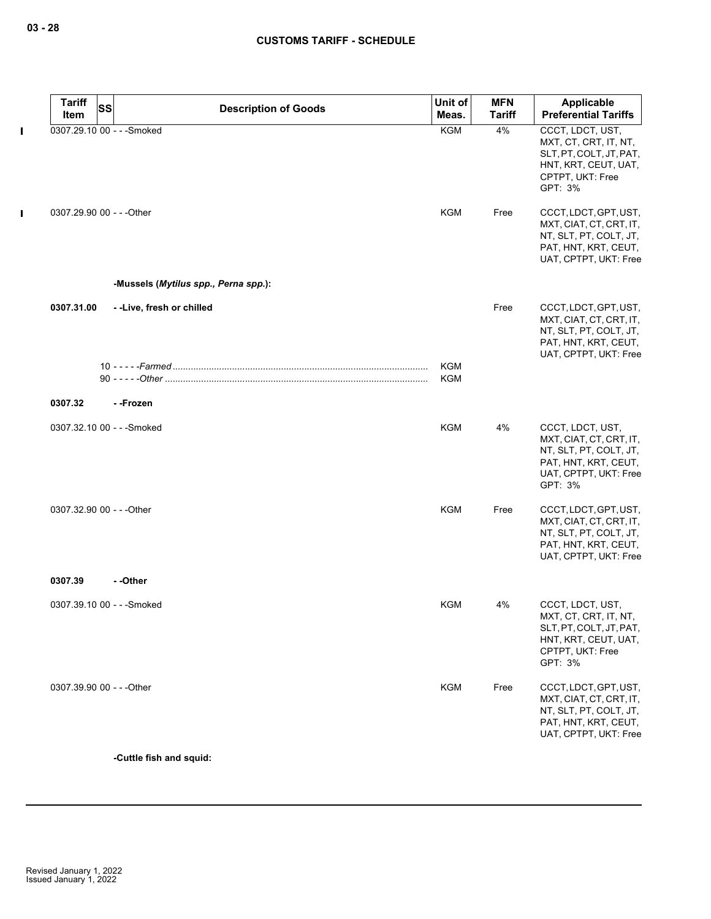| Tariff Item | SS | Description of Goods | Unit of Meas. | MFN Tariff | Applicable Preferential Tariffs |
|---|---|---|---|---|---|
| 0307.29.10 | 00 | - - -Smoked | KGM | 4% | CCCT, LDCT, UST, MXT, CT, CRT, IT, NT, SLT, PT, COLT, JT, PAT, HNT, KRT, CEUT, UAT, CPTPT, UKT: Free<br>GPT: 3% |
| 0307.29.90 | 00 | - - -Other | KGM | Free | CCCT, LDCT, GPT, UST, MXT, CIAT, CT, CRT, IT, NT, SLT, PT, COLT, JT, PAT, HNT, KRT, CEUT, UAT, CPTPT, UKT: Free |
| | | -Mussels (*Mytilus spp., Perna spp.*): | | | |
| **0307.31.00** | | **- -Live, fresh or chilled** | | Free | CCCT, LDCT, GPT, UST, MXT, CIAT, CT, CRT, IT, NT, SLT, PT, COLT, JT, PAT, HNT, KRT, CEUT, UAT, CPTPT, UKT: Free |
| | 10 | - - - - -*Farmed* | KGM | | |
| | 90 | - - - - -*Other* | KGM | | |
| **0307.32** | | **- -Frozen** | | | |
| 0307.32.10 | 00 | - - -Smoked | KGM | 4% | CCCT, LDCT, UST, MXT, CIAT, CT, CRT, IT, NT, SLT, PT, COLT, JT, PAT, HNT, KRT, CEUT, UAT, CPTPT, UKT: Free<br>GPT: 3% |
| 0307.32.90 | 00 | - - -Other | KGM | Free | CCCT, LDCT, GPT, UST, MXT, CIAT, CT, CRT, IT, NT, SLT, PT, COLT, JT, PAT, HNT, KRT, CEUT, UAT, CPTPT, UKT: Free |
| **0307.39** | | **- -Other** | | | |
| 0307.39.10 | 00 | - - -Smoked | KGM | 4% | CCCT, LDCT, UST, MXT, CT, CRT, IT, NT, SLT, PT, COLT, JT, PAT, HNT, KRT, CEUT, UAT, CPTPT, UKT: Free<br>GPT: 3% |
| 0307.39.90 | 00 | - - -Other | KGM | Free | CCCT, LDCT, GPT, UST, MXT, CIAT, CT, CRT, IT, NT, SLT, PT, COLT, JT, PAT, HNT, KRT, CEUT, UAT, CPTPT, UKT: Free |
| | | **-Cuttle fish and squid:** | | | |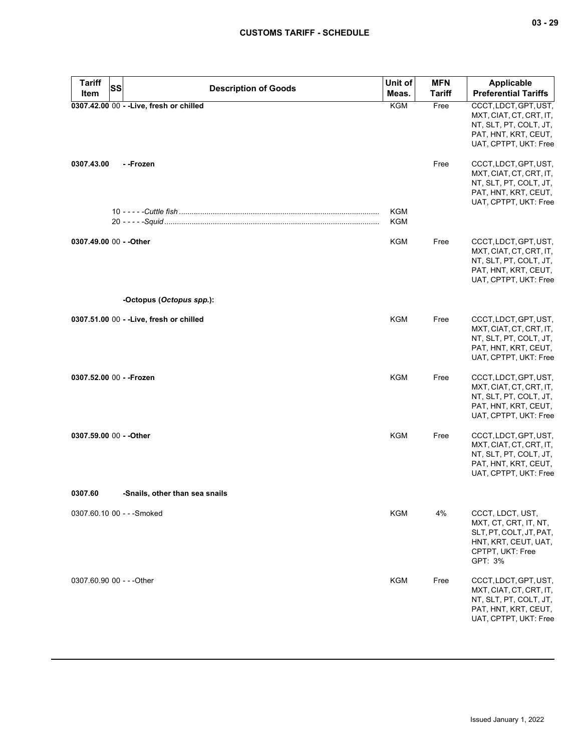| Tariff Item | SS | Description of Goods | Unit of Meas. | MFN Tariff | Applicable Preferential Tariffs |
|---|---|---|---|---|---|
| **0307.42.00** | 00 | **- -Live, fresh or chilled** | KGM | Free | CCCT, LDCT, GPT, UST, MXT, CIAT, CT, CRT, IT, NT, SLT, PT, COLT, JT, PAT, HNT, KRT, CEUT, UAT, CPTPT, UKT: Free |
| **0307.43.00** | | **- -Frozen** | | Free | CCCT, LDCT, GPT, UST, MXT, CIAT, CT, CRT, IT, NT, SLT, PT, COLT, JT, PAT, HNT, KRT, CEUT, UAT, CPTPT, UKT: Free |
| | 10 | - - - - -*Cuttle fish* | KGM | | |
| | 20 | - - - - -*Squid* | KGM | | |
| **0307.49.00** | 00 | **- -Other** | KGM | Free | CCCT, LDCT, GPT, UST, MXT, CIAT, CT, CRT, IT, NT, SLT, PT, COLT, JT, PAT, HNT, KRT, CEUT, UAT, CPTPT, UKT: Free |
| | | **-Octopus (*Octopus spp.*):** | | | |
| **0307.51.00** | 00 | **- -Live, fresh or chilled** | KGM | Free | CCCT, LDCT, GPT, UST, MXT, CIAT, CT, CRT, IT, NT, SLT, PT, COLT, JT, PAT, HNT, KRT, CEUT, UAT, CPTPT, UKT: Free |
| **0307.52.00** | 00 | **- -Frozen** | KGM | Free | CCCT, LDCT, GPT, UST, MXT, CIAT, CT, CRT, IT, NT, SLT, PT, COLT, JT, PAT, HNT, KRT, CEUT, UAT, CPTPT, UKT: Free |
| **0307.59.00** | 00 | **- -Other** | KGM | Free | CCCT, LDCT, GPT, UST, MXT, CIAT, CT, CRT, IT, NT, SLT, PT, COLT, JT, PAT, HNT, KRT, CEUT, UAT, CPTPT, UKT: Free |
| **0307.60** | | **-Snails, other than sea snails** | | | |
| 0307.60.10 | 00 | - - -Smoked | KGM | 4% | CCCT, LDCT, UST, MXT, CT, CRT, IT, NT, SLT, PT, COLT, JT, PAT, HNT, KRT, CEUT, UAT, CPTPT, UKT: Free<br>GPT: 3% |
| 0307.60.90 | 00 | - - -Other | KGM | Free | CCCT, LDCT, GPT, UST, MXT, CIAT, CT, CRT, IT, NT, SLT, PT, COLT, JT, PAT, HNT, KRT, CEUT, UAT, CPTPT, UKT: Free |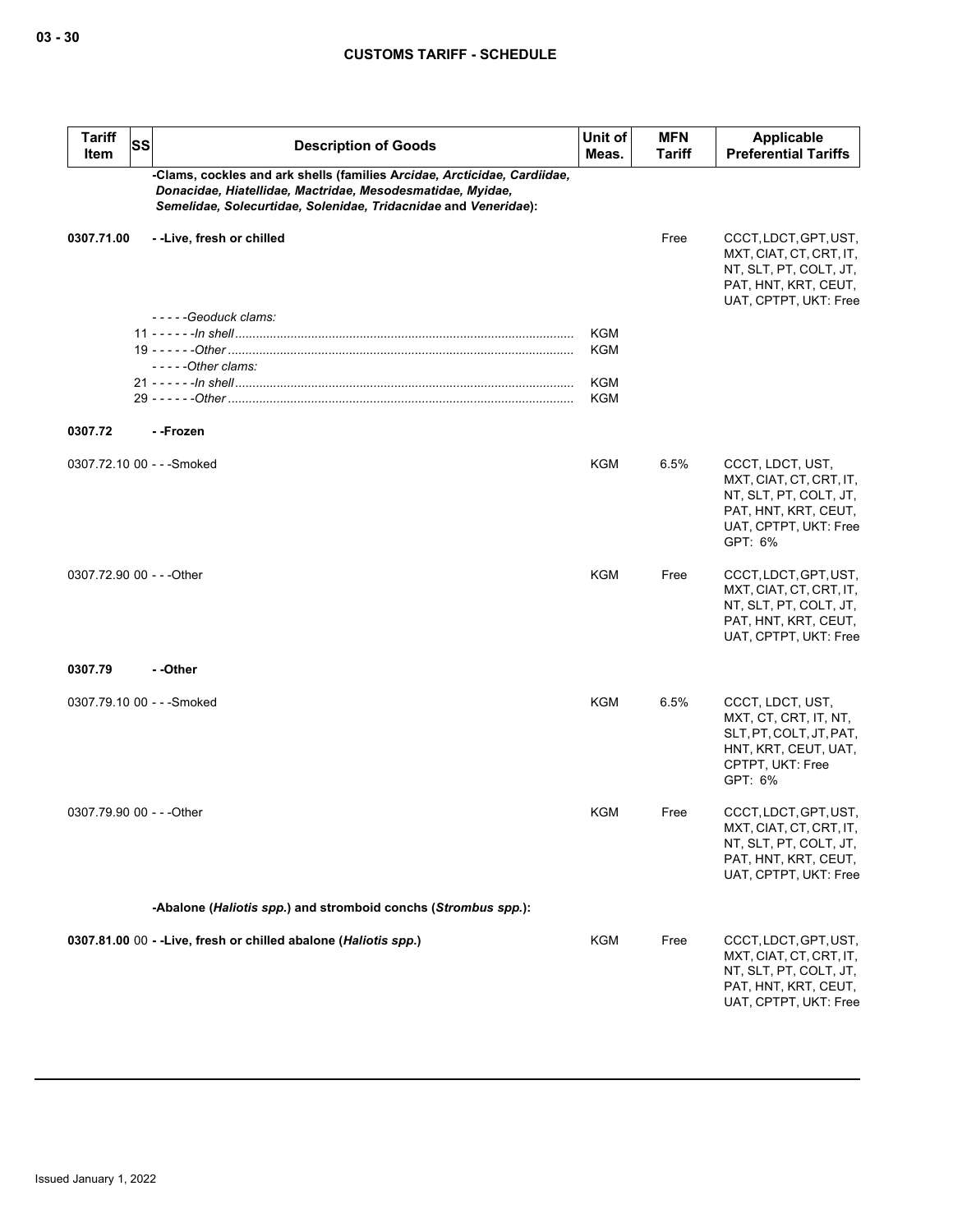| Tariff Item | SS | Description of Goods | Unit of Meas. | MFN Tariff | Applicable Preferential Tariffs |
|---|---|---|---|---|---|
| | | **-Clams, cockles and ark shells (families A*rcidae, Arcticidae, Cardiidae, Donacidae, Hiatellidae, Mactridae, Mesodesmatidae, Myidae, Semelidae, Solecurtidae, Solenidae, Tridacnidae* and *Veneridae*):** | | | |
| **0307.71.00** | | **- -Live, fresh or chilled** | | Free | CCCT, LDCT, GPT, UST, MXT, CIAT, CT, CRT, IT, NT, SLT, PT, COLT, JT, PAT, HNT, KRT, CEUT, UAT, CPTPT, UKT: Free |
| | | *- - - - -Geoduck clams:* | | | |
| | 11 | *- - - - - -In shell* | KGM | | |
| | 19 | *- - - - - -Other* | KGM | | |
| | | *- - - - -Other clams:* | | | |
| | 21 | *- - - - - -In shell* | KGM | | |
| | 29 | *- - - - - -Other* | KGM | | |
| **0307.72** | | **- -Frozen** | | | |
| 0307.72.10 | 00 | - - -Smoked | KGM | 6.5% | CCCT, LDCT, UST, MXT, CIAT, CT, CRT, IT, NT, SLT, PT, COLT, JT, PAT, HNT, KRT, CEUT, UAT, CPTPT, UKT: Free<br>GPT: 6% |
| 0307.72.90 | 00 | - - -Other | KGM | Free | CCCT, LDCT, GPT, UST, MXT, CIAT, CT, CRT, IT, NT, SLT, PT, COLT, JT, PAT, HNT, KRT, CEUT, UAT, CPTPT, UKT: Free |
| **0307.79** | | **- -Other** | | | |
| 0307.79.10 | 00 | - - -Smoked | KGM | 6.5% | CCCT, LDCT, UST, MXT, CT, CRT, IT, NT, SLT, PT, COLT, JT, PAT, HNT, KRT, CEUT, UAT, CPTPT, UKT: Free<br>GPT: 6% |
| 0307.79.90 | 00 | - - -Other | KGM | Free | CCCT, LDCT, GPT, UST, MXT, CIAT, CT, CRT, IT, NT, SLT, PT, COLT, JT, PAT, HNT, KRT, CEUT, UAT, CPTPT, UKT: Free |
| | | **-Abalone (*Haliotis spp.*) and stromboid conchs (*Strombus spp.*):** | | | |
| **0307.81.00** | 00 | **- -Live, fresh or chilled abalone (*Haliotis spp.*)** | KGM | Free | CCCT, LDCT, GPT, UST, MXT, CIAT, CT, CRT, IT, NT, SLT, PT, COLT, JT, PAT, HNT, KRT, CEUT, UAT, CPTPT, UKT: Free |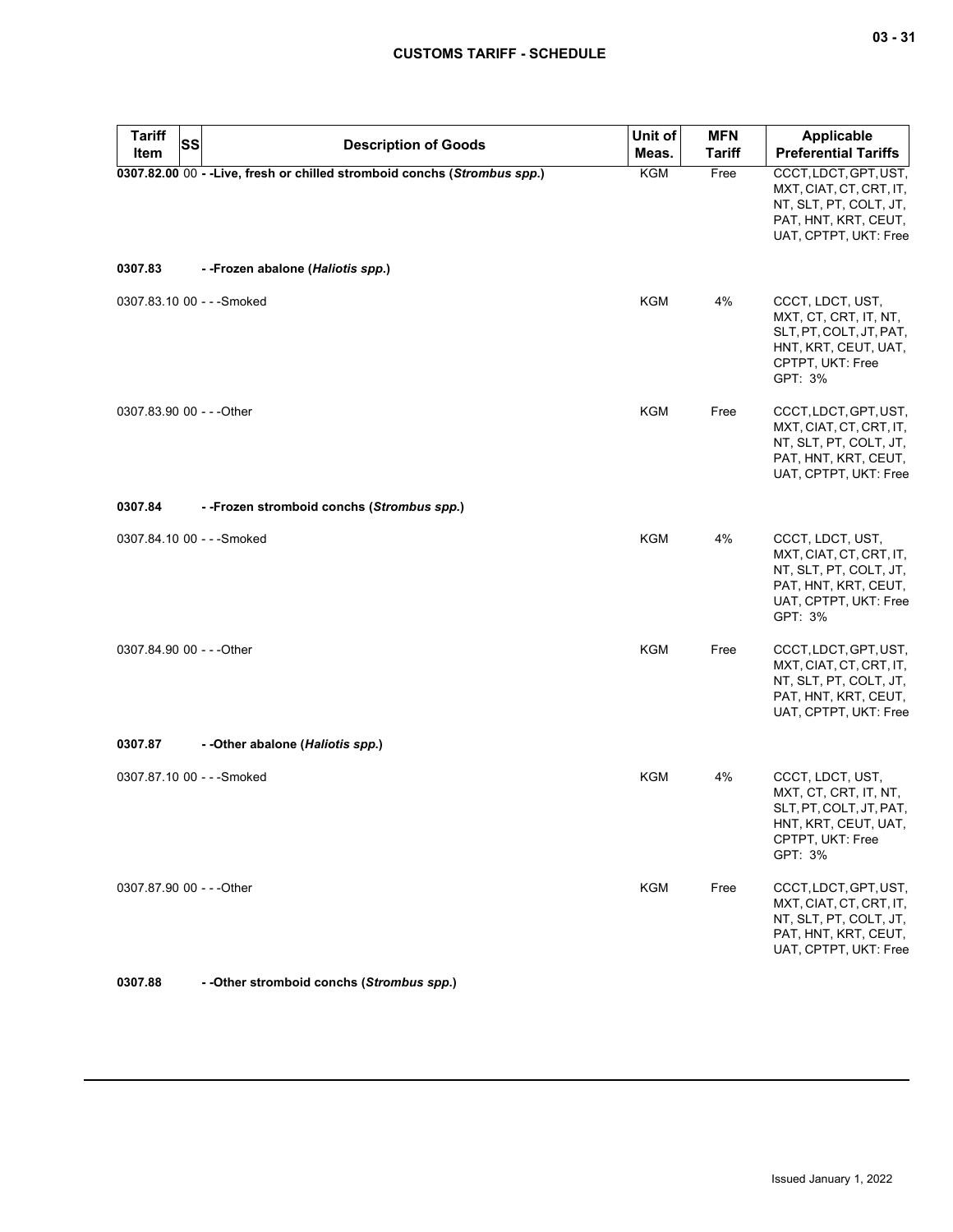| Tariff Item | SS | Description of Goods | Unit of Meas. | MFN Tariff | Applicable Preferential Tariffs |
|---|---|---|---|---|---|
| **0307.82.00** | 00 | **- -Live, fresh or chilled stromboid conchs (*Strombus spp.*)** | KGM | Free | CCCT, LDCT, GPT, UST, MXT, CIAT, CT, CRT, IT, NT, SLT, PT, COLT, JT, PAT, HNT, KRT, CEUT, UAT, CPTPT, UKT: Free |
| **0307.83** | | **- -Frozen abalone (*Haliotis spp.*)** | | | |
| 0307.83.10 | 00 | - - -Smoked | KGM | 4% | CCCT, LDCT, UST, MXT, CT, CRT, IT, NT, SLT, PT, COLT, JT, PAT, HNT, KRT, CEUT, UAT, CPTPT, UKT: Free<br>GPT: 3% |
| 0307.83.90 | 00 | - - -Other | KGM | Free | CCCT, LDCT, GPT, UST, MXT, CIAT, CT, CRT, IT, NT, SLT, PT, COLT, JT, PAT, HNT, KRT, CEUT, UAT, CPTPT, UKT: Free |
| **0307.84** | | **- -Frozen stromboid conchs (*Strombus spp.*)** | | | |
| 0307.84.10 | 00 | - - -Smoked | KGM | 4% | CCCT, LDCT, UST, MXT, CIAT, CT, CRT, IT, NT, SLT, PT, COLT, JT, PAT, HNT, KRT, CEUT, UAT, CPTPT, UKT: Free<br>GPT: 3% |
| 0307.84.90 | 00 | - - -Other | KGM | Free | CCCT, LDCT, GPT, UST, MXT, CIAT, CT, CRT, IT, NT, SLT, PT, COLT, JT, PAT, HNT, KRT, CEUT, UAT, CPTPT, UKT: Free |
| **0307.87** | | **- -Other abalone (*Haliotis spp.*)** | | | |
| 0307.87.10 | 00 | - - -Smoked | KGM | 4% | CCCT, LDCT, UST, MXT, CT, CRT, IT, NT, SLT, PT, COLT, JT, PAT, HNT, KRT, CEUT, UAT, CPTPT, UKT: Free<br>GPT: 3% |
| 0307.87.90 | 00 | - - -Other | KGM | Free | CCCT, LDCT, GPT, UST, MXT, CIAT, CT, CRT, IT, NT, SLT, PT, COLT, JT, PAT, HNT, KRT, CEUT, UAT, CPTPT, UKT: Free |
| **0307.88** | | **- -Other stromboid conchs (*Strombus spp.*)** | | | |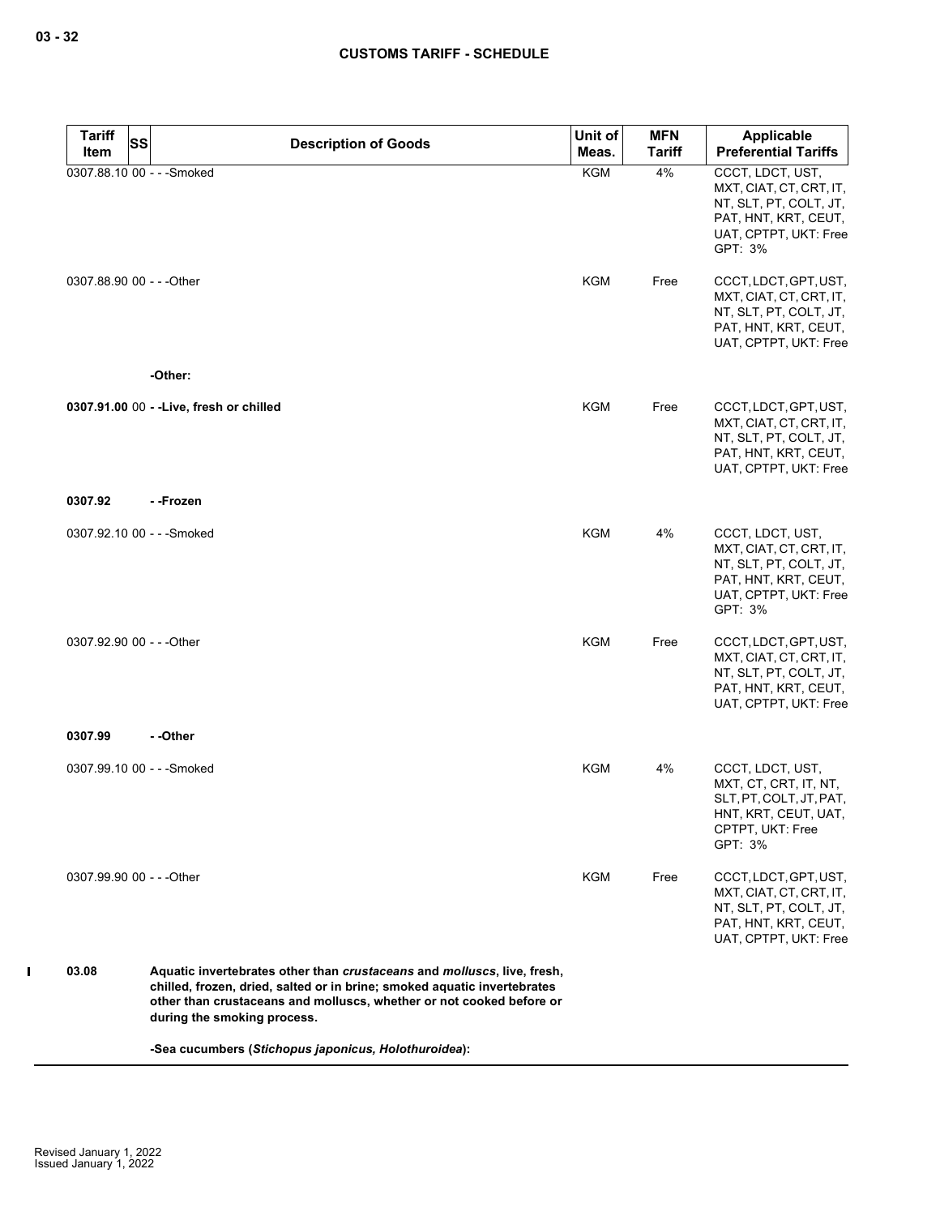| Tariff Item | SS | Description of Goods | Unit of Meas. | MFN Tariff | Applicable Preferential Tariffs |
|---|---|---|---|---|---|
| 0307.88.10 | 00 | - - -Smoked | KGM | 4% | CCCT, LDCT, UST, MXT, CIAT, CT, CRT, IT, NT, SLT, PT, COLT, JT, PAT, HNT, KRT, CEUT, UAT, CPTPT, UKT: Free<br>GPT: 3% |
| 0307.88.90 | 00 | - - -Other | KGM | Free | CCCT, LDCT, GPT, UST, MXT, CIAT, CT, CRT, IT, NT, SLT, PT, COLT, JT, PAT, HNT, KRT, CEUT, UAT, CPTPT, UKT: Free |
| | | **-Other:** | | | |
| **0307.91.00** | 00 | **- -Live, fresh or chilled** | KGM | Free | CCCT, LDCT, GPT, UST, MXT, CIAT, CT, CRT, IT, NT, SLT, PT, COLT, JT, PAT, HNT, KRT, CEUT, UAT, CPTPT, UKT: Free |
| **0307.92** | | **- -Frozen** | | | |
| 0307.92.10 | 00 | - - -Smoked | KGM | 4% | CCCT, LDCT, UST, MXT, CIAT, CT, CRT, IT, NT, SLT, PT, COLT, JT, PAT, HNT, KRT, CEUT, UAT, CPTPT, UKT: Free<br>GPT: 3% |
| 0307.92.90 | 00 | - - -Other | KGM | Free | CCCT, LDCT, GPT, UST, MXT, CIAT, CT, CRT, IT, NT, SLT, PT, COLT, JT, PAT, HNT, KRT, CEUT, UAT, CPTPT, UKT: Free |
| **0307.99** | | **- -Other** | | | |
| 0307.99.10 | 00 | - - -Smoked | KGM | 4% | CCCT, LDCT, UST, MXT, CT, CRT, IT, NT, SLT, PT, COLT, JT, PAT, HNT, KRT, CEUT, UAT, CPTPT, UKT: Free<br>GPT: 3% |
| 0307.99.90 | 00 | - - -Other | KGM | Free | CCCT, LDCT, GPT, UST, MXT, CIAT, CT, CRT, IT, NT, SLT, PT, COLT, JT, PAT, HNT, KRT, CEUT, UAT, CPTPT, UKT: Free |
| **03.08** | | **Aquatic invertebrates other than *crustaceans* and *molluscs*, live, fresh, chilled, frozen, dried, salted or in brine; smoked aquatic invertebrates other than crustaceans and molluscs, whether or not cooked before or during the smoking process.** | | | |
| | | **-Sea cucumbers (*Stichopus japonicus, Holothuroidea*):** | | | |

Revised January 1, 2022
Issued January 1, 2022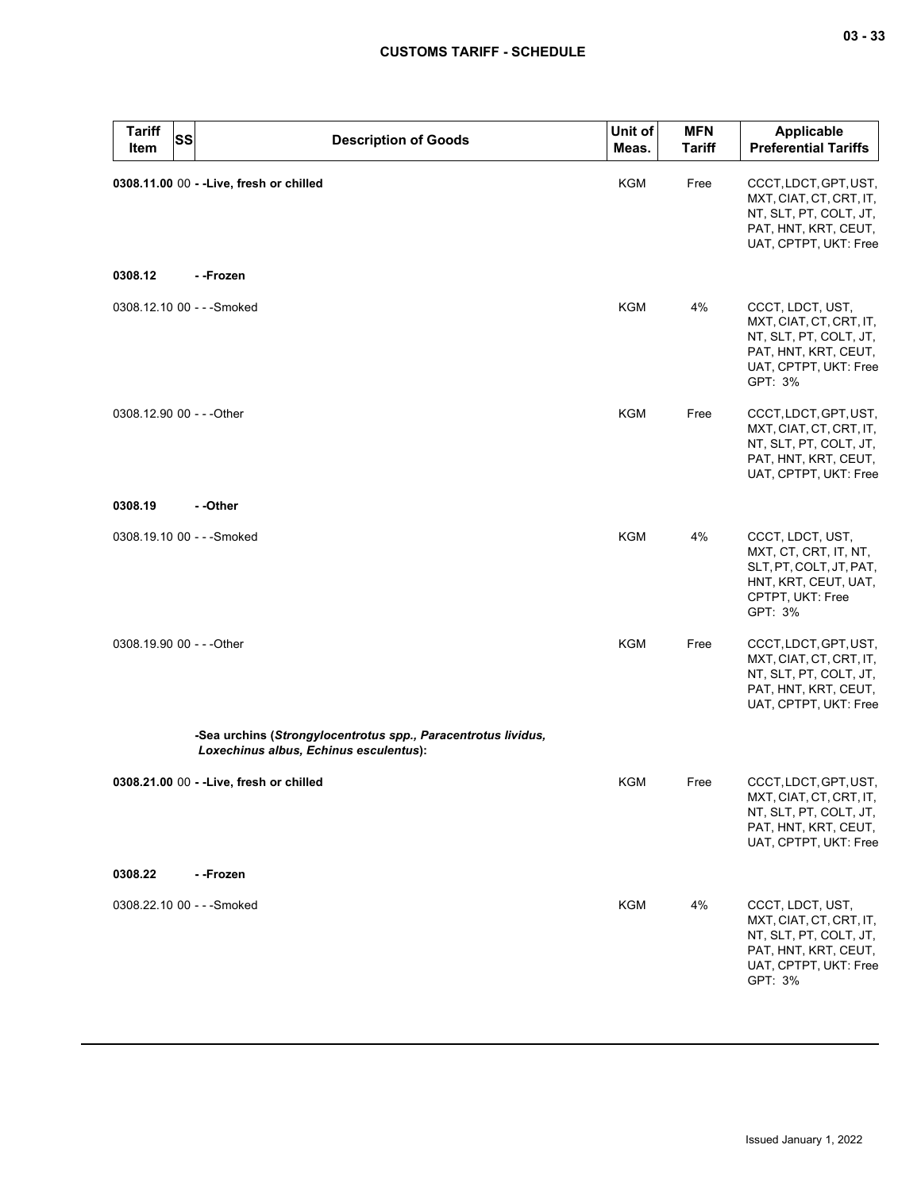| Tariff Item | SS | Description of Goods | Unit of Meas. | MFN Tariff | Applicable Preferential Tariffs |
|---|---|---|---|---|---|
| **0308.11.00** | 00 | **- -Live, fresh or chilled** | KGM | Free | CCCT, LDCT, GPT, UST, MXT, CIAT, CT, CRT, IT, NT, SLT, PT, COLT, JT, PAT, HNT, KRT, CEUT, UAT, CPTPT, UKT: Free |
| **0308.12** | | **- -Frozen** | | | |
| 0308.12.10 | 00 | - - -Smoked | KGM | 4% | CCCT, LDCT, UST, MXT, CIAT, CT, CRT, IT, NT, SLT, PT, COLT, JT, PAT, HNT, KRT, CEUT, UAT, CPTPT, UKT: Free<br>GPT: 3% |
| 0308.12.90 | 00 | - - -Other | KGM | Free | CCCT, LDCT, GPT, UST, MXT, CIAT, CT, CRT, IT, NT, SLT, PT, COLT, JT, PAT, HNT, KRT, CEUT, UAT, CPTPT, UKT: Free |
| **0308.19** | | **- -Other** | | | |
| 0308.19.10 | 00 | - - -Smoked | KGM | 4% | CCCT, LDCT, UST, MXT, CT, CRT, IT, NT, SLT, PT, COLT, JT, PAT, HNT, KRT, CEUT, UAT, CPTPT, UKT: Free<br>GPT: 3% |
| 0308.19.90 | 00 | - - -Other | KGM | Free | CCCT, LDCT, GPT, UST, MXT, CIAT, CT, CRT, IT, NT, SLT, PT, COLT, JT, PAT, HNT, KRT, CEUT, UAT, CPTPT, UKT: Free |
| | | **-Sea urchins (*Strongylocentrotus spp., Paracentrotus lividus, Loxechinus albus, Echinus esculentus*):** | | | |
| **0308.21.00** | 00 | **- -Live, fresh or chilled** | KGM | Free | CCCT, LDCT, GPT, UST, MXT, CIAT, CT, CRT, IT, NT, SLT, PT, COLT, JT, PAT, HNT, KRT, CEUT, UAT, CPTPT, UKT: Free |
| **0308.22** | | **- -Frozen** | | | |
| 0308.22.10 | 00 | - - -Smoked | KGM | 4% | CCCT, LDCT, UST, MXT, CIAT, CT, CRT, IT, NT, SLT, PT, COLT, JT, PAT, HNT, KRT, CEUT, UAT, CPTPT, UKT: Free<br>GPT: 3% |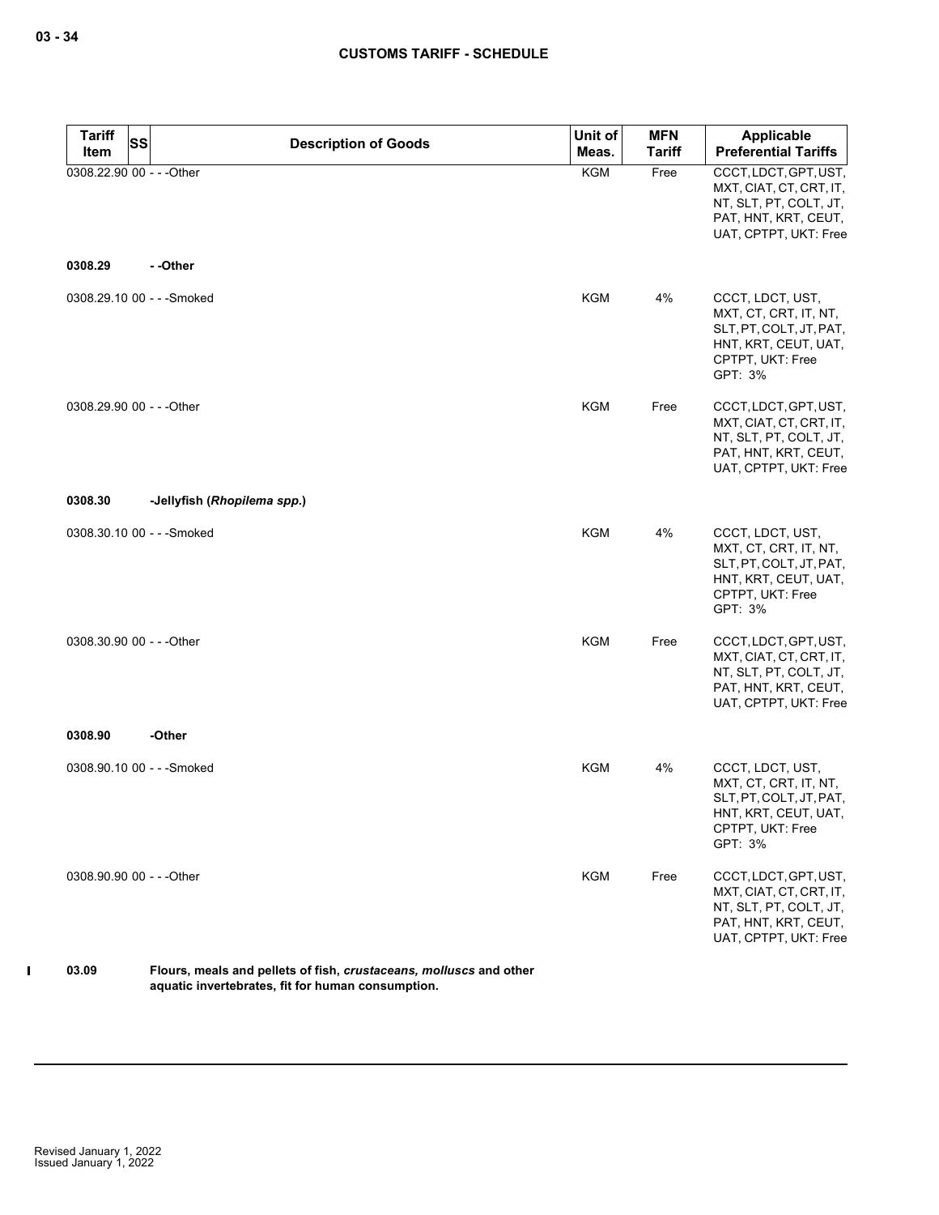| Tariff Item | SS | Description of Goods | Unit of Meas. | MFN Tariff | Applicable Preferential Tariffs |
|---|---|---|---|---|---|
| 0308.22.90 | 00 | - - -Other | KGM | Free | CCCT, LDCT, GPT, UST, MXT, CIAT, CT, CRT, IT, NT, SLT, PT, COLT, JT, PAT, HNT, KRT, CEUT, UAT, CPTPT, UKT: Free |
| 0308.29 | | - -Other | | | |
| 0308.29.10 | 00 | - - -Smoked | KGM | 4% | CCCT, LDCT, UST, MXT, CT, CRT, IT, NT, SLT, PT, COLT, JT, PAT, HNT, KRT, CEUT, UAT, CPTPT, UKT: Free<br>GPT: 3% |
| 0308.29.90 | 00 | - - -Other | KGM | Free | CCCT, LDCT, GPT, UST, MXT, CIAT, CT, CRT, IT, NT, SLT, PT, COLT, JT, PAT, HNT, KRT, CEUT, UAT, CPTPT, UKT: Free |
| 0308.30 | | -Jellyfish (*Rhopilema spp.*) | | | |
| 0308.30.10 | 00 | - - -Smoked | KGM | 4% | CCCT, LDCT, UST, MXT, CT, CRT, IT, NT, SLT, PT, COLT, JT, PAT, HNT, KRT, CEUT, UAT, CPTPT, UKT: Free<br>GPT: 3% |
| 0308.30.90 | 00 | - - -Other | KGM | Free | CCCT, LDCT, GPT, UST, MXT, CIAT, CT, CRT, IT, NT, SLT, PT, COLT, JT, PAT, HNT, KRT, CEUT, UAT, CPTPT, UKT: Free |
| 0308.90 | | -Other | | | |
| 0308.90.10 | 00 | - - -Smoked | KGM | 4% | CCCT, LDCT, UST, MXT, CT, CRT, IT, NT, SLT, PT, COLT, JT, PAT, HNT, KRT, CEUT, UAT, CPTPT, UKT: Free<br>GPT: 3% |
| 0308.90.90 | 00 | - - -Other | KGM | Free | CCCT, LDCT, GPT, UST, MXT, CIAT, CT, CRT, IT, NT, SLT, PT, COLT, JT, PAT, HNT, KRT, CEUT, UAT, CPTPT, UKT: Free |
| **03.09** | | **Flours, meals and pellets of fish, *crustaceans, molluscs* and other aquatic invertebrates, fit for human consumption.** | | | |

Revised January 1, 2022
Issued January 1, 2022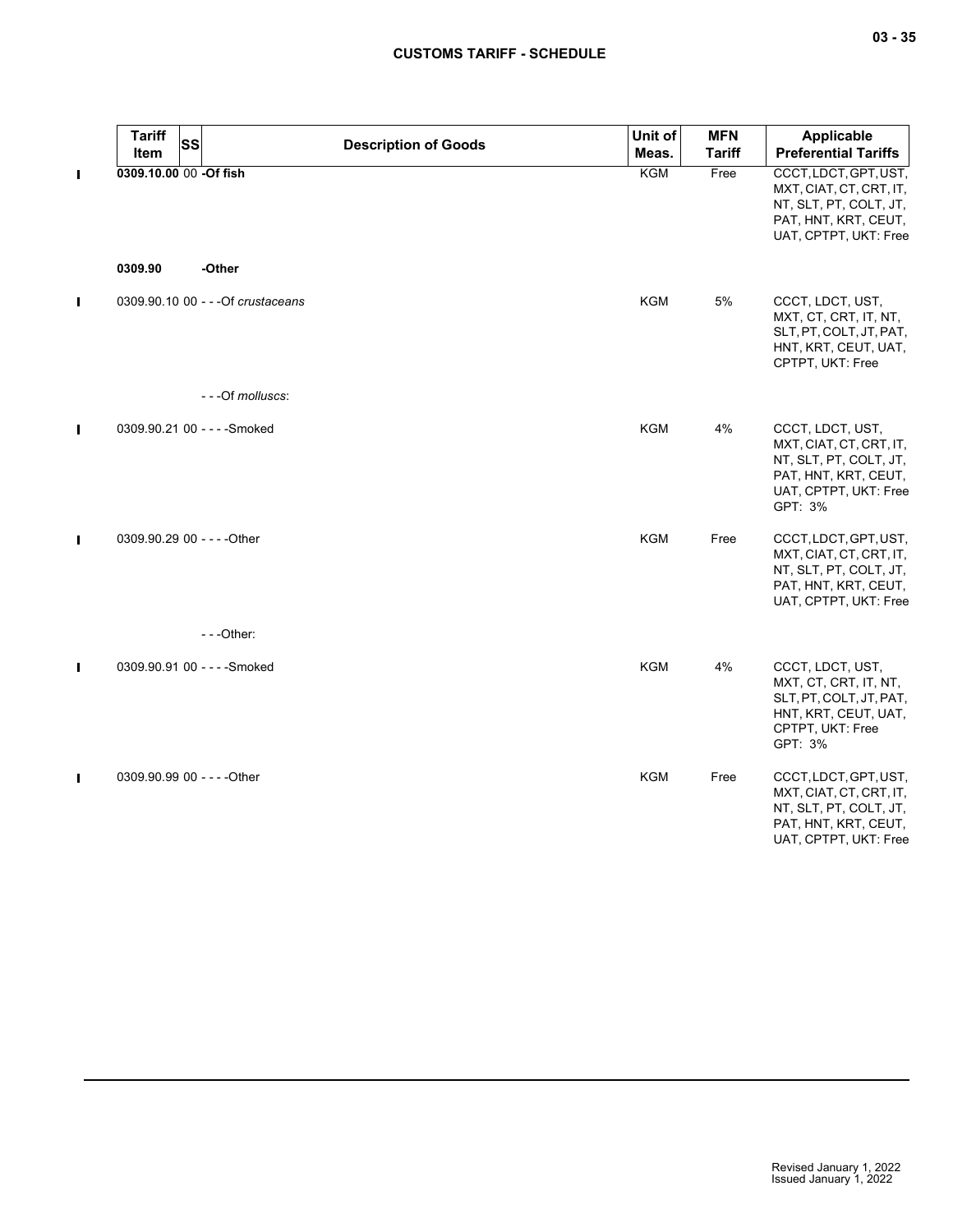| Tariff Item | SS | Description of Goods | Unit of Meas. | MFN Tariff | Applicable Preferential Tariffs |
|---|---|---|---|---|---|
| **0309.10.00** | 00 | **-Of fish** | KGM | Free | CCCT, LDCT, GPT, UST, MXT, CIAT, CT, CRT, IT, NT, SLT, PT, COLT, JT, PAT, HNT, KRT, CEUT, UAT, CPTPT, UKT: Free |
| **0309.90** | | **-Other** | | | |
| 0309.90.10 | 00 | - - -Of *crustaceans* | KGM | 5% | CCCT, LDCT, UST, MXT, CT, CRT, IT, NT, SLT, PT, COLT, JT, PAT, HNT, KRT, CEUT, UAT, CPTPT, UKT: Free |
| | | - - -Of *molluscs*: | | | |
| 0309.90.21 | 00 | - - - -Smoked | KGM | 4% | CCCT, LDCT, UST, MXT, CIAT, CT, CRT, IT, NT, SLT, PT, COLT, JT, PAT, HNT, KRT, CEUT, UAT, CPTPT, UKT: Free<br>GPT: 3% |
| 0309.90.29 | 00 | - - - -Other | KGM | Free | CCCT, LDCT, GPT, UST, MXT, CIAT, CT, CRT, IT, NT, SLT, PT, COLT, JT, PAT, HNT, KRT, CEUT, UAT, CPTPT, UKT: Free |
| | | - - -Other: | | | |
| 0309.90.91 | 00 | - - - -Smoked | KGM | 4% | CCCT, LDCT, UST, MXT, CT, CRT, IT, NT, SLT, PT, COLT, JT, PAT, HNT, KRT, CEUT, UAT, CPTPT, UKT: Free<br>GPT: 3% |
| 0309.90.99 | 00 | - - - -Other | KGM | Free | CCCT, LDCT, GPT, UST, MXT, CIAT, CT, CRT, IT, NT, SLT, PT, COLT, JT, PAT, HNT, KRT, CEUT, UAT, CPTPT, UKT: Free |

Revised January 1, 2022
Issued January 1, 2022